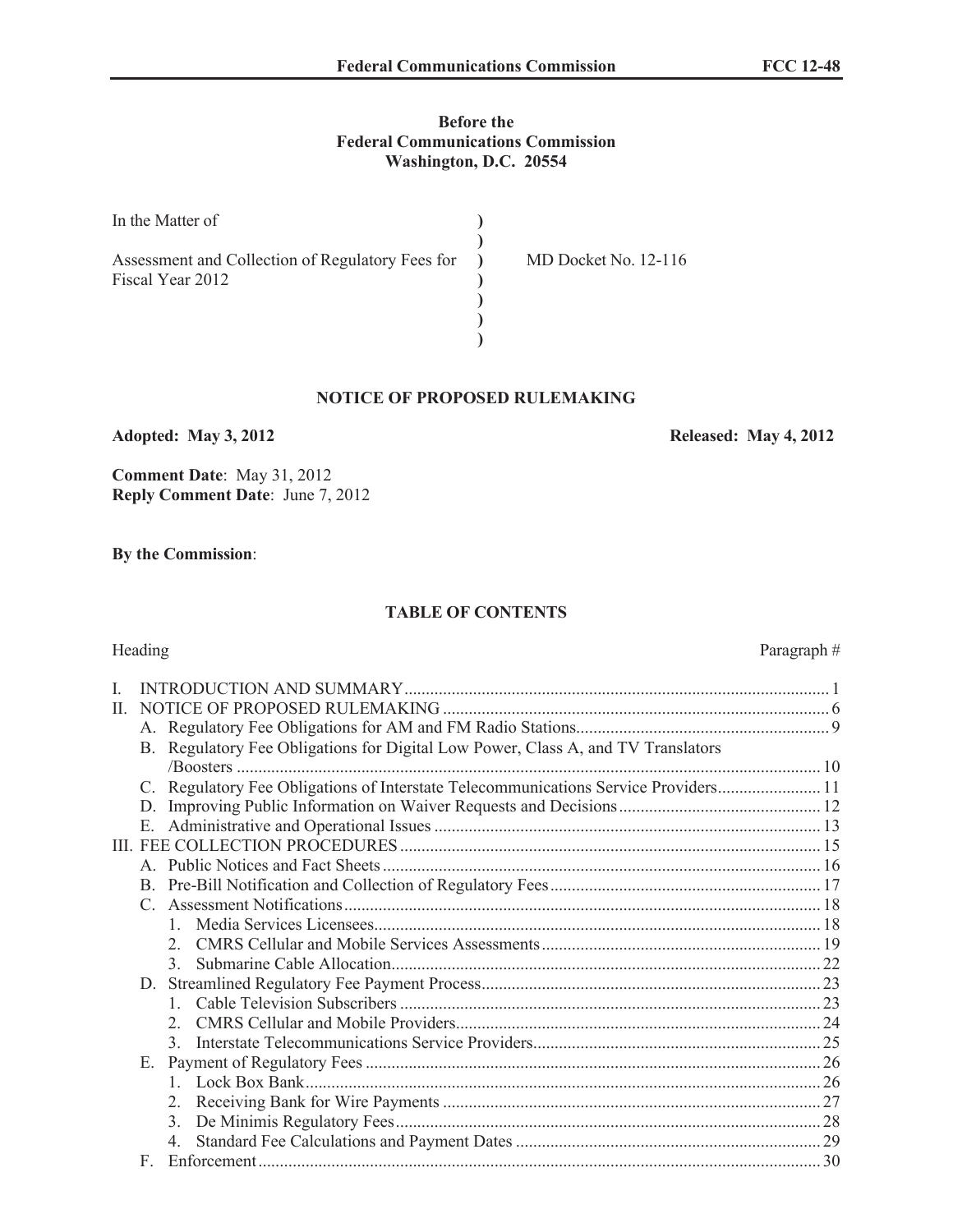**Before the**
**Federal Communications Commission**
**Washington, D.C. 20554**

| | | |
|---|---|---|
| In the Matter of | ) | |
| | ) | |
| Assessment and Collection of Regulatory Fees for Fiscal Year 2012 | ) | MD Docket No. 12-116 |
| | ) | |
| | ) | |
| | ) | |

## NOTICE OF PROPOSED RULEMAKING

**Adopted: May 3, 2012** **Released: May 4, 2012**

**Comment Date**: May 31, 2012
**Reply Comment Date**: June 7, 2012

**By the Commission**:

### TABLE OF CONTENTS

| Heading | Paragraph # |
|---|---|
| I. INTRODUCTION AND SUMMARY | 1 |
| II. NOTICE OF PROPOSED RULEMAKING | 6 |
| A. Regulatory Fee Obligations for AM and FM Radio Stations | 9 |
| B. Regulatory Fee Obligations for Digital Low Power, Class A, and TV Translators /Boosters | 10 |
| C. Regulatory Fee Obligations of Interstate Telecommunications Service Providers | 11 |
| D. Improving Public Information on Waiver Requests and Decisions | 12 |
| E. Administrative and Operational Issues | 13 |
| III. FEE COLLECTION PROCEDURES | 15 |
| A. Public Notices and Fact Sheets | 16 |
| B. Pre-Bill Notification and Collection of Regulatory Fees | 17 |
| C. Assessment Notifications | 18 |
| 1. Media Services Licensees | 18 |
| 2. CMRS Cellular and Mobile Services Assessments | 19 |
| 3. Submarine Cable Allocation | 22 |
| D. Streamlined Regulatory Fee Payment Process | 23 |
| 1. Cable Television Subscribers | 23 |
| 2. CMRS Cellular and Mobile Providers | 24 |
| 3. Interstate Telecommunications Service Providers | 25 |
| E. Payment of Regulatory Fees | 26 |
| 1. Lock Box Bank | 26 |
| 2. Receiving Bank for Wire Payments | 27 |
| 3. De Minimis Regulatory Fees | 28 |
| 4. Standard Fee Calculations and Payment Dates | 29 |
| F. Enforcement | 30 |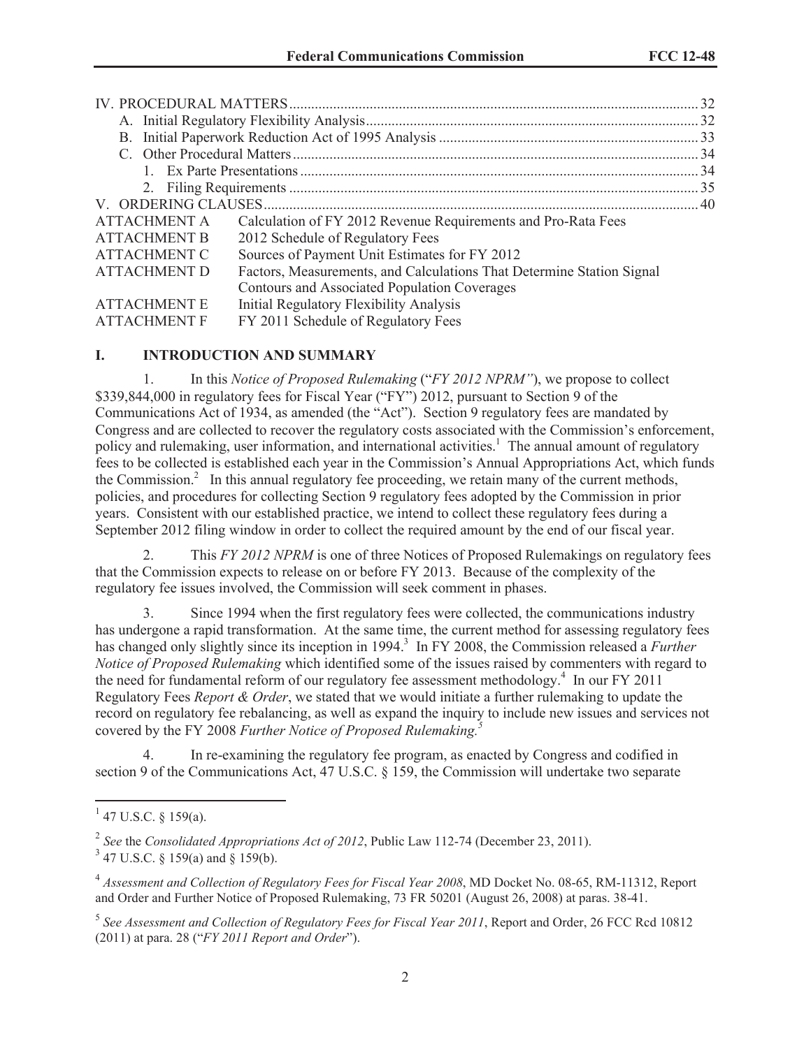| | | |
|---|---|---|
| IV. PROCEDURAL MATTERS | | 32 |
| A. Initial Regulatory Flexibility Analysis | | 32 |
| B. Initial Paperwork Reduction Act of 1995 Analysis | | 33 |
| C. Other Procedural Matters | | 34 |
| 1. Ex Parte Presentations | | 34 |
| 2. Filing Requirements | | 35 |
| V. ORDERING CLAUSES | | 40 |
| ATTACHMENT A | Calculation of FY 2012 Revenue Requirements and Pro-Rata Fees | |
| ATTACHMENT B | 2012 Schedule of Regulatory Fees | |
| ATTACHMENT C | Sources of Payment Unit Estimates for FY 2012 | |
| ATTACHMENT D | Factors, Measurements, and Calculations That Determine Station Signal Contours and Associated Population Coverages | |
| ATTACHMENT E | Initial Regulatory Flexibility Analysis | |
| ATTACHMENT F | FY 2011 Schedule of Regulatory Fees | |

## I. INTRODUCTION AND SUMMARY

1. In this *Notice of Proposed Rulemaking* ("*FY 2012 NPRM"*), we propose to collect $339,844,000 in regulatory fees for Fiscal Year ("FY") 2012, pursuant to Section 9 of the Communications Act of 1934, as amended (the "Act"). Section 9 regulatory fees are mandated by Congress and are collected to recover the regulatory costs associated with the Commission's enforcement, policy and rulemaking, user information, and international activities.[1] The annual amount of regulatory fees to be collected is established each year in the Commission's Annual Appropriations Act, which funds the Commission.[2] In this annual regulatory fee proceeding, we retain many of the current methods, policies, and procedures for collecting Section 9 regulatory fees adopted by the Commission in prior years. Consistent with our established practice, we intend to collect these regulatory fees during a September 2012 filing window in order to collect the required amount by the end of our fiscal year.

2. This *FY 2012 NPRM* is one of three Notices of Proposed Rulemakings on regulatory fees that the Commission expects to release on or before FY 2013. Because of the complexity of the regulatory fee issues involved, the Commission will seek comment in phases.

3. Since 1994 when the first regulatory fees were collected, the communications industry has undergone a rapid transformation. At the same time, the current method for assessing regulatory fees has changed only slightly since its inception in 1994.[3] In FY 2008, the Commission released a *Further Notice of Proposed Rulemaking* which identified some of the issues raised by commenters with regard to the need for fundamental reform of our regulatory fee assessment methodology.[4] In our FY 2011 Regulatory Fees *Report & Order*, we stated that we would initiate a further rulemaking to update the record on regulatory fee rebalancing, as well as expand the inquiry to include new issues and services not covered by the FY 2008 *Further Notice of Proposed Rulemaking.*[5]

4. In re-examining the regulatory fee program, as enacted by Congress and codified in section 9 of the Communications Act, 47 U.S.C. § 159, the Commission will undertake two separate

---

[1] 47 U.S.C. § 159(a).

[2] *See* the *Consolidated Appropriations Act of 2012*, Public Law 112-74 (December 23, 2011).

[3] 47 U.S.C. § 159(a) and § 159(b).

[4] *Assessment and Collection of Regulatory Fees for Fiscal Year 2008*, MD Docket No. 08-65, RM-11312, Report and Order and Further Notice of Proposed Rulemaking, 73 FR 50201 (August 26, 2008) at paras. 38-41.

[5] *See Assessment and Collection of Regulatory Fees for Fiscal Year 2011*, Report and Order, 26 FCC Rcd 10812 (2011) at para. 28 ("*FY 2011 Report and Order*").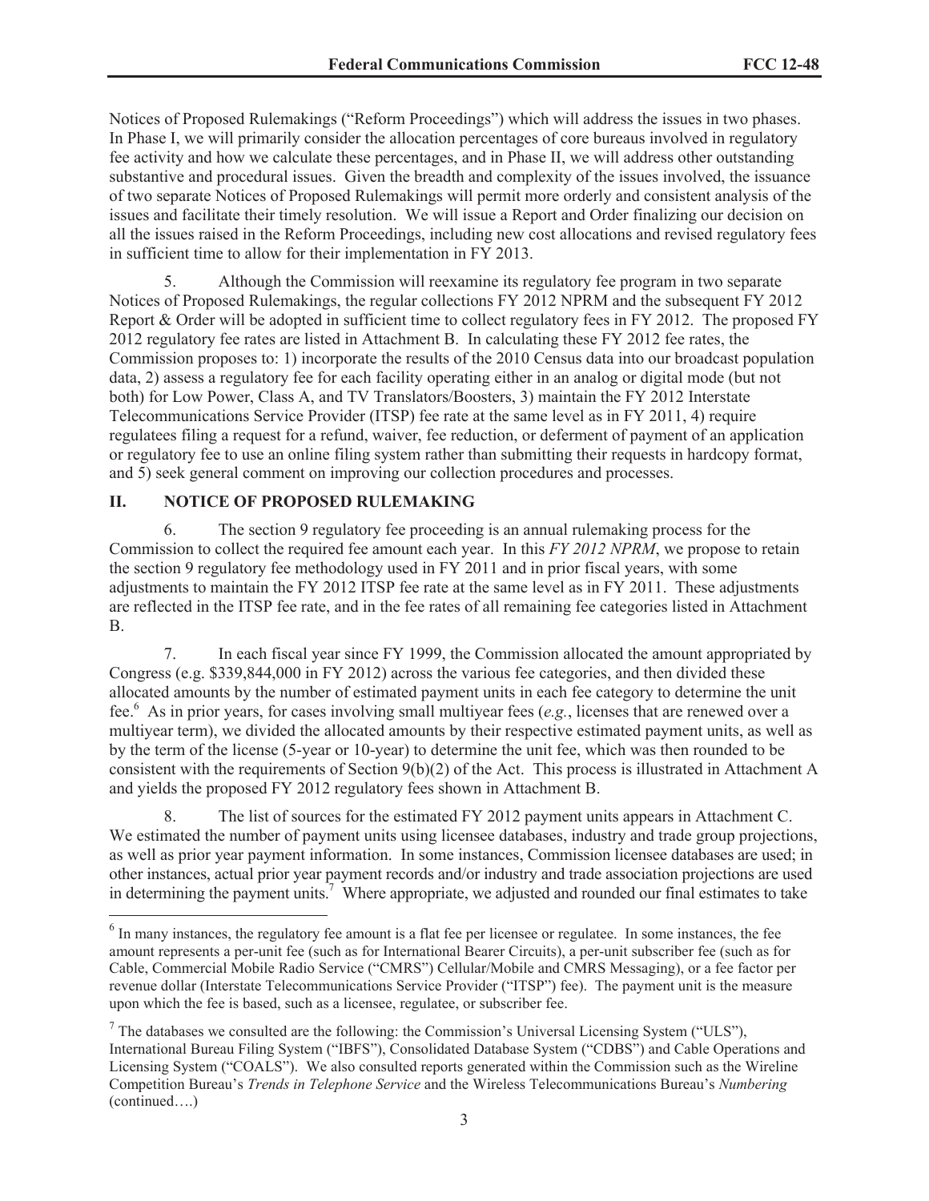Notices of Proposed Rulemakings ("Reform Proceedings") which will address the issues in two phases. In Phase I, we will primarily consider the allocation percentages of core bureaus involved in regulatory fee activity and how we calculate these percentages, and in Phase II, we will address other outstanding substantive and procedural issues. Given the breadth and complexity of the issues involved, the issuance of two separate Notices of Proposed Rulemakings will permit more orderly and consistent analysis of the issues and facilitate their timely resolution. We will issue a Report and Order finalizing our decision on all the issues raised in the Reform Proceedings, including new cost allocations and revised regulatory fees in sufficient time to allow for their implementation in FY 2013.

5. Although the Commission will reexamine its regulatory fee program in two separate Notices of Proposed Rulemakings, the regular collections FY 2012 NPRM and the subsequent FY 2012 Report & Order will be adopted in sufficient time to collect regulatory fees in FY 2012. The proposed FY 2012 regulatory fee rates are listed in Attachment B. In calculating these FY 2012 fee rates, the Commission proposes to: 1) incorporate the results of the 2010 Census data into our broadcast population data, 2) assess a regulatory fee for each facility operating either in an analog or digital mode (but not both) for Low Power, Class A, and TV Translators/Boosters, 3) maintain the FY 2012 Interstate Telecommunications Service Provider (ITSP) fee rate at the same level as in FY 2011, 4) require regulatees filing a request for a refund, waiver, fee reduction, or deferment of payment of an application or regulatory fee to use an online filing system rather than submitting their requests in hardcopy format, and 5) seek general comment on improving our collection procedures and processes.

## II. NOTICE OF PROPOSED RULEMAKING

6. The section 9 regulatory fee proceeding is an annual rulemaking process for the Commission to collect the required fee amount each year. In this *FY 2012 NPRM*, we propose to retain the section 9 regulatory fee methodology used in FY 2011 and in prior fiscal years, with some adjustments to maintain the FY 2012 ITSP fee rate at the same level as in FY 2011. These adjustments are reflected in the ITSP fee rate, and in the fee rates of all remaining fee categories listed in Attachment B.

7. In each fiscal year since FY 1999, the Commission allocated the amount appropriated by Congress (e.g. $339,844,000 in FY 2012) across the various fee categories, and then divided these allocated amounts by the number of estimated payment units in each fee category to determine the unit fee.[6] As in prior years, for cases involving small multiyear fees (*e.g.*, licenses that are renewed over a multiyear term), we divided the allocated amounts by their respective estimated payment units, as well as by the term of the license (5-year or 10-year) to determine the unit fee, which was then rounded to be consistent with the requirements of Section 9(b)(2) of the Act. This process is illustrated in Attachment A and yields the proposed FY 2012 regulatory fees shown in Attachment B.

8. The list of sources for the estimated FY 2012 payment units appears in Attachment C. We estimated the number of payment units using licensee databases, industry and trade group projections, as well as prior year payment information. In some instances, Commission licensee databases are used; in other instances, actual prior year payment records and/or industry and trade association projections are used in determining the payment units.[7] Where appropriate, we adjusted and rounded our final estimates to take

---

[6] In many instances, the regulatory fee amount is a flat fee per licensee or regulatee. In some instances, the fee amount represents a per-unit fee (such as for International Bearer Circuits), a per-unit subscriber fee (such as for Cable, Commercial Mobile Radio Service ("CMRS") Cellular/Mobile and CMRS Messaging), or a fee factor per revenue dollar (Interstate Telecommunications Service Provider ("ITSP") fee). The payment unit is the measure upon which the fee is based, such as a licensee, regulatee, or subscriber fee.

[7] The databases we consulted are the following: the Commission's Universal Licensing System ("ULS"), International Bureau Filing System ("IBFS"), Consolidated Database System ("CDBS") and Cable Operations and Licensing System ("COALS"). We also consulted reports generated within the Commission such as the Wireline Competition Bureau's *Trends in Telephone Service* and the Wireless Telecommunications Bureau's *Numbering* (continued….)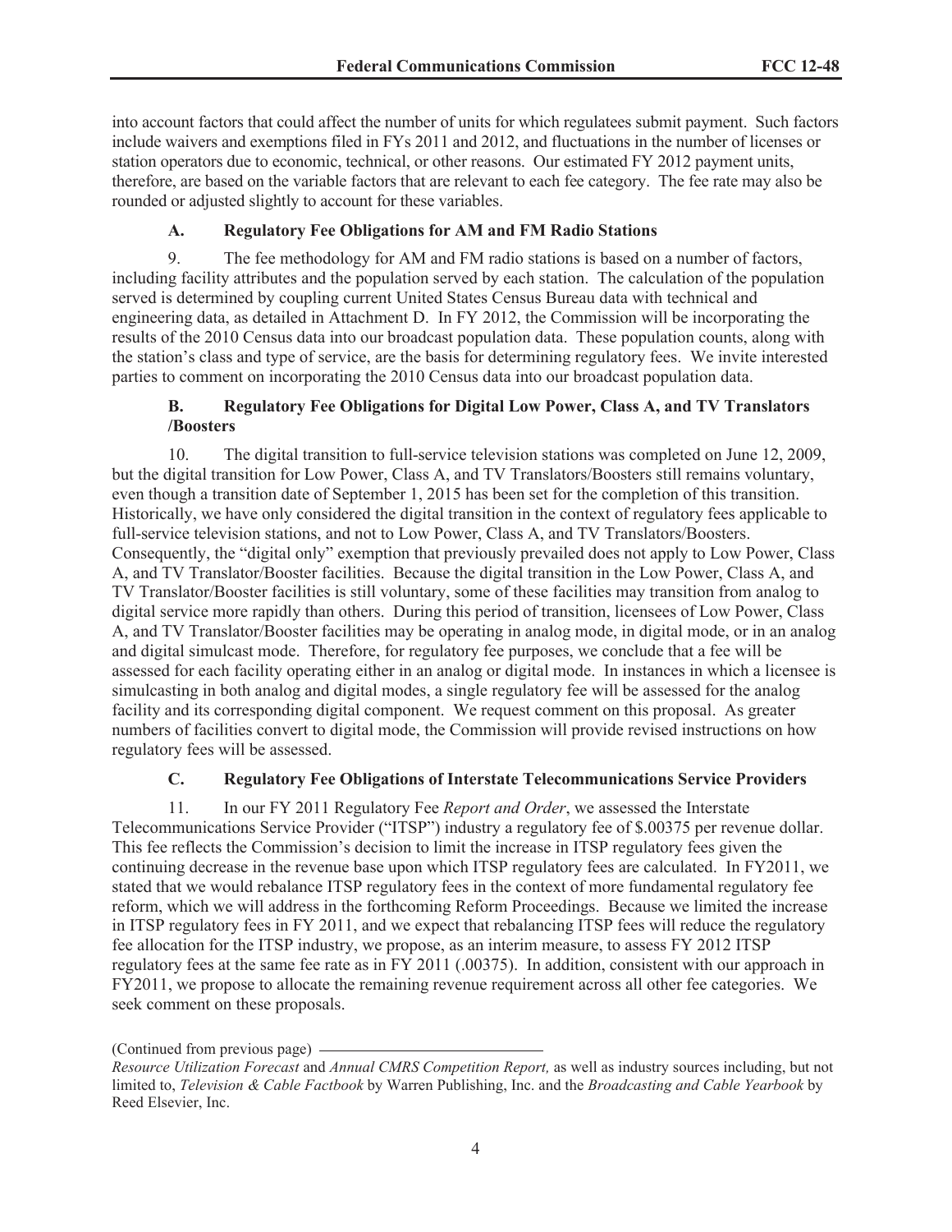into account factors that could affect the number of units for which regulatees submit payment. Such factors include waivers and exemptions filed in FYs 2011 and 2012, and fluctuations in the number of licenses or station operators due to economic, technical, or other reasons. Our estimated FY 2012 payment units, therefore, are based on the variable factors that are relevant to each fee category. The fee rate may also be rounded or adjusted slightly to account for these variables.

### A. Regulatory Fee Obligations for AM and FM Radio Stations

9. The fee methodology for AM and FM radio stations is based on a number of factors, including facility attributes and the population served by each station. The calculation of the population served is determined by coupling current United States Census Bureau data with technical and engineering data, as detailed in Attachment D. In FY 2012, the Commission will be incorporating the results of the 2010 Census data into our broadcast population data. These population counts, along with the station's class and type of service, are the basis for determining regulatory fees. We invite interested parties to comment on incorporating the 2010 Census data into our broadcast population data.

### B. Regulatory Fee Obligations for Digital Low Power, Class A, and TV Translators /Boosters

10. The digital transition to full-service television stations was completed on June 12, 2009, but the digital transition for Low Power, Class A, and TV Translators/Boosters still remains voluntary, even though a transition date of September 1, 2015 has been set for the completion of this transition. Historically, we have only considered the digital transition in the context of regulatory fees applicable to full-service television stations, and not to Low Power, Class A, and TV Translators/Boosters. Consequently, the "digital only" exemption that previously prevailed does not apply to Low Power, Class A, and TV Translator/Booster facilities. Because the digital transition in the Low Power, Class A, and TV Translator/Booster facilities is still voluntary, some of these facilities may transition from analog to digital service more rapidly than others. During this period of transition, licensees of Low Power, Class A, and TV Translator/Booster facilities may be operating in analog mode, in digital mode, or in an analog and digital simulcast mode. Therefore, for regulatory fee purposes, we conclude that a fee will be assessed for each facility operating either in an analog or digital mode. In instances in which a licensee is simulcasting in both analog and digital modes, a single regulatory fee will be assessed for the analog facility and its corresponding digital component. We request comment on this proposal. As greater numbers of facilities convert to digital mode, the Commission will provide revised instructions on how regulatory fees will be assessed.

### C. Regulatory Fee Obligations of Interstate Telecommunications Service Providers

11. In our FY 2011 Regulatory Fee *Report and Order*, we assessed the Interstate Telecommunications Service Provider ("ITSP") industry a regulatory fee of $.00375 per revenue dollar. This fee reflects the Commission's decision to limit the increase in ITSP regulatory fees given the continuing decrease in the revenue base upon which ITSP regulatory fees are calculated. In FY2011, we stated that we would rebalance ITSP regulatory fees in the context of more fundamental regulatory fee reform, which we will address in the forthcoming Reform Proceedings. Because we limited the increase in ITSP regulatory fees in FY 2011, and we expect that rebalancing ITSP fees will reduce the regulatory fee allocation for the ITSP industry, we propose, as an interim measure, to assess FY 2012 ITSP regulatory fees at the same fee rate as in FY 2011 (.00375). In addition, consistent with our approach in FY2011, we propose to allocate the remaining revenue requirement across all other fee categories. We seek comment on these proposals.

(Continued from previous page)
*Resource Utilization Forecast* and *Annual CMRS Competition Report,* as well as industry sources including, but not limited to, *Television & Cable Factbook* by Warren Publishing, Inc. and the *Broadcasting and Cable Yearbook* by Reed Elsevier, Inc.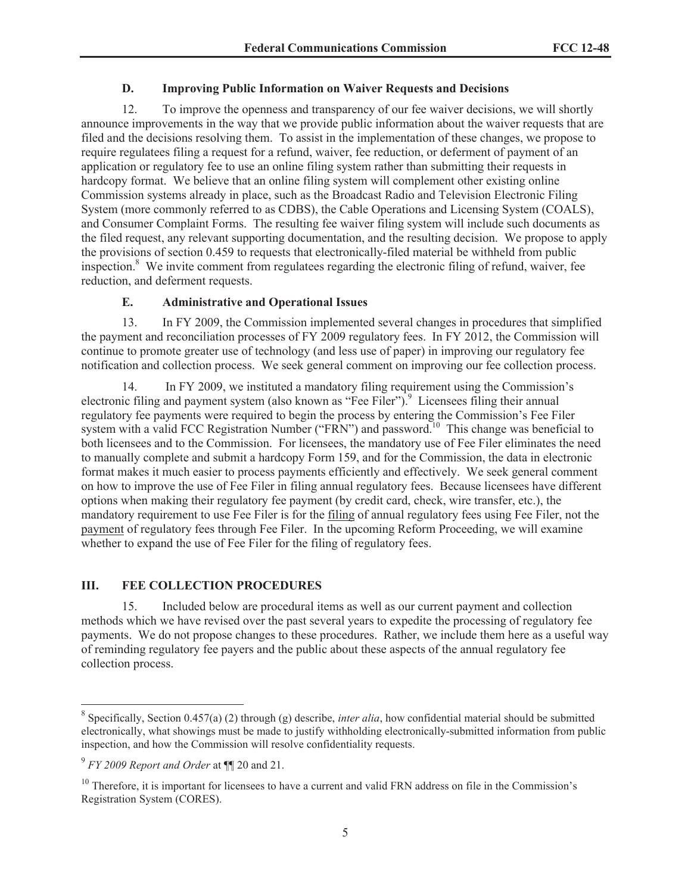### D. Improving Public Information on Waiver Requests and Decisions

12. To improve the openness and transparency of our fee waiver decisions, we will shortly announce improvements in the way that we provide public information about the waiver requests that are filed and the decisions resolving them. To assist in the implementation of these changes, we propose to require regulatees filing a request for a refund, waiver, fee reduction, or deferment of payment of an application or regulatory fee to use an online filing system rather than submitting their requests in hardcopy format. We believe that an online filing system will complement other existing online Commission systems already in place, such as the Broadcast Radio and Television Electronic Filing System (more commonly referred to as CDBS), the Cable Operations and Licensing System (COALS), and Consumer Complaint Forms. The resulting fee waiver filing system will include such documents as the filed request, any relevant supporting documentation, and the resulting decision. We propose to apply the provisions of section 0.459 to requests that electronically-filed material be withheld from public inspection.[8] We invite comment from regulatees regarding the electronic filing of refund, waiver, fee reduction, and deferment requests.

### E. Administrative and Operational Issues

13. In FY 2009, the Commission implemented several changes in procedures that simplified the payment and reconciliation processes of FY 2009 regulatory fees. In FY 2012, the Commission will continue to promote greater use of technology (and less use of paper) in improving our regulatory fee notification and collection process. We seek general comment on improving our fee collection process.

14. In FY 2009, we instituted a mandatory filing requirement using the Commission's electronic filing and payment system (also known as "Fee Filer").[9] Licensees filing their annual regulatory fee payments were required to begin the process by entering the Commission's Fee Filer system with a valid FCC Registration Number ("FRN") and password.[10] This change was beneficial to both licensees and to the Commission. For licensees, the mandatory use of Fee Filer eliminates the need to manually complete and submit a hardcopy Form 159, and for the Commission, the data in electronic format makes it much easier to process payments efficiently and effectively. We seek general comment on how to improve the use of Fee Filer in filing annual regulatory fees. Because licensees have different options when making their regulatory fee payment (by credit card, check, wire transfer, etc.), the mandatory requirement to use Fee Filer is for the <u>filing</u> of annual regulatory fees using Fee Filer, not the <u>payment</u> of regulatory fees through Fee Filer. In the upcoming Reform Proceeding, we will examine whether to expand the use of Fee Filer for the filing of regulatory fees.

## III. FEE COLLECTION PROCEDURES

15. Included below are procedural items as well as our current payment and collection methods which we have revised over the past several years to expedite the processing of regulatory fee payments. We do not propose changes to these procedures. Rather, we include them here as a useful way of reminding regulatory fee payers and the public about these aspects of the annual regulatory fee collection process.

---

[8] Specifically, Section 0.457(a) (2) through (g) describe, *inter alia*, how confidential material should be submitted electronically, what showings must be made to justify withholding electronically-submitted information from public inspection, and how the Commission will resolve confidentiality requests.

[9] *FY 2009 Report and Order* at ¶¶ 20 and 21.

[10] Therefore, it is important for licensees to have a current and valid FRN address on file in the Commission's Registration System (CORES).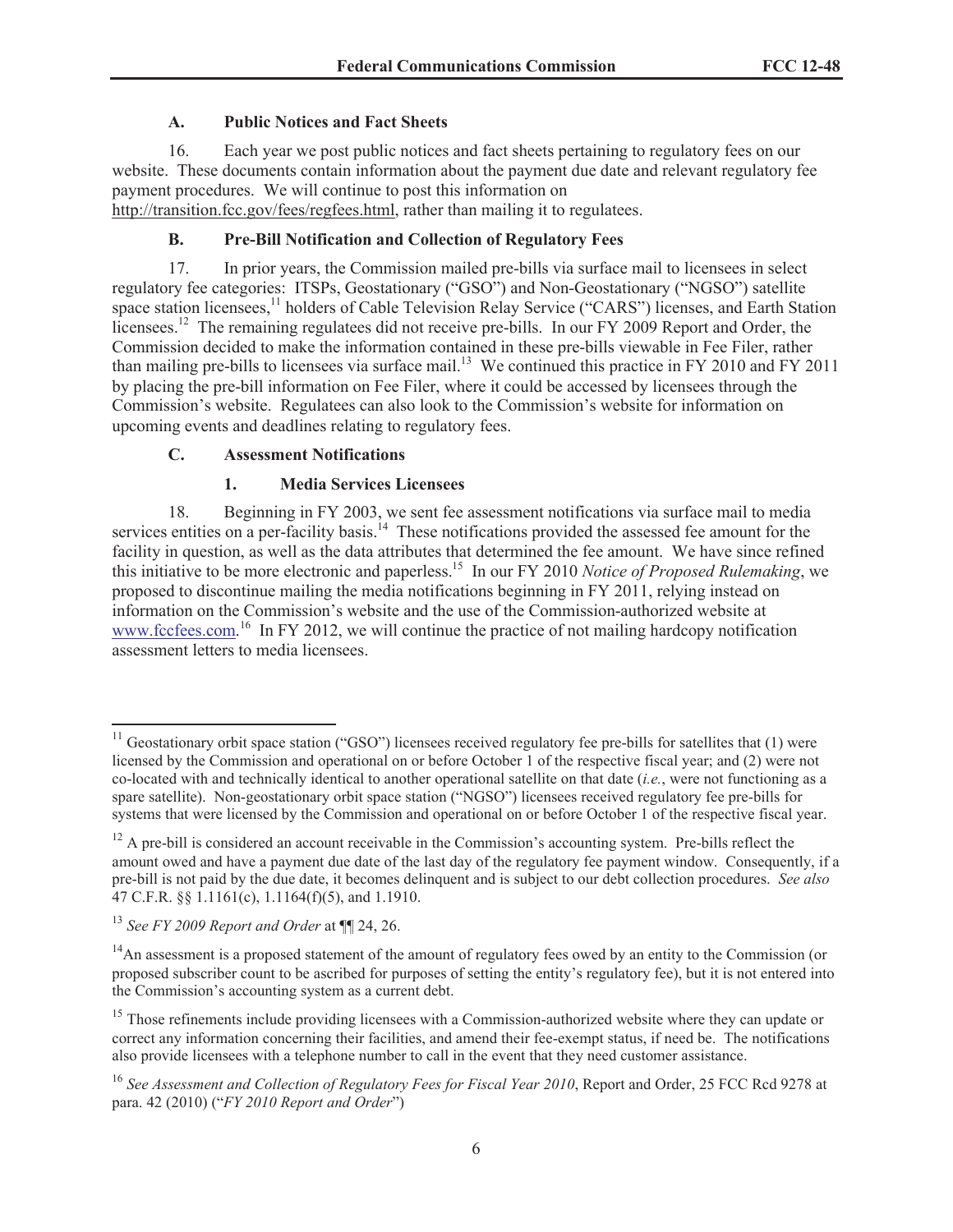### A. Public Notices and Fact Sheets

16. Each year we post public notices and fact sheets pertaining to regulatory fees on our website. These documents contain information about the payment due date and relevant regulatory fee payment procedures. We will continue to post this information on http://transition.fcc.gov/fees/regfees.html, rather than mailing it to regulatees.

### B. Pre-Bill Notification and Collection of Regulatory Fees

17. In prior years, the Commission mailed pre-bills via surface mail to licensees in select regulatory fee categories: ITSPs, Geostationary ("GSO") and Non-Geostationary ("NGSO") satellite space station licensees,[11] holders of Cable Television Relay Service ("CARS") licenses, and Earth Station licensees.[12] The remaining regulatees did not receive pre-bills. In our FY 2009 Report and Order, the Commission decided to make the information contained in these pre-bills viewable in Fee Filer, rather than mailing pre-bills to licensees via surface mail.[13] We continued this practice in FY 2010 and FY 2011 by placing the pre-bill information on Fee Filer, where it could be accessed by licensees through the Commission's website. Regulatees can also look to the Commission's website for information on upcoming events and deadlines relating to regulatory fees.

### C. Assessment Notifications

#### 1. Media Services Licensees

18. Beginning in FY 2003, we sent fee assessment notifications via surface mail to media services entities on a per-facility basis.[14] These notifications provided the assessed fee amount for the facility in question, as well as the data attributes that determined the fee amount. We have since refined this initiative to be more electronic and paperless.[15] In our FY 2010 *Notice of Proposed Rulemaking*, we proposed to discontinue mailing the media notifications beginning in FY 2011, relying instead on information on the Commission's website and the use of the Commission-authorized website at www.fccfees.com.[16] In FY 2012, we will continue the practice of not mailing hardcopy notification assessment letters to media licensees.

---

[11] Geostationary orbit space station ("GSO") licensees received regulatory fee pre-bills for satellites that (1) were licensed by the Commission and operational on or before October 1 of the respective fiscal year; and (2) were not co-located with and technically identical to another operational satellite on that date (*i.e.*, were not functioning as a spare satellite). Non-geostationary orbit space station ("NGSO") licensees received regulatory fee pre-bills for systems that were licensed by the Commission and operational on or before October 1 of the respective fiscal year.

[12] A pre-bill is considered an account receivable in the Commission's accounting system. Pre-bills reflect the amount owed and have a payment due date of the last day of the regulatory fee payment window. Consequently, if a pre-bill is not paid by the due date, it becomes delinquent and is subject to our debt collection procedures. *See also* 47 C.F.R. §§ 1.1161(c), 1.1164(f)(5), and 1.1910.

[13] *See FY 2009 Report and Order* at ¶¶ 24, 26.

[14] An assessment is a proposed statement of the amount of regulatory fees owed by an entity to the Commission (or proposed subscriber count to be ascribed for purposes of setting the entity's regulatory fee), but it is not entered into the Commission's accounting system as a current debt.

[15] Those refinements include providing licensees with a Commission-authorized website where they can update or correct any information concerning their facilities, and amend their fee-exempt status, if need be. The notifications also provide licensees with a telephone number to call in the event that they need customer assistance.

[16] *See Assessment and Collection of Regulatory Fees for Fiscal Year 2010*, Report and Order, 25 FCC Rcd 9278 at para. 42 (2010) ("*FY 2010 Report and Order*")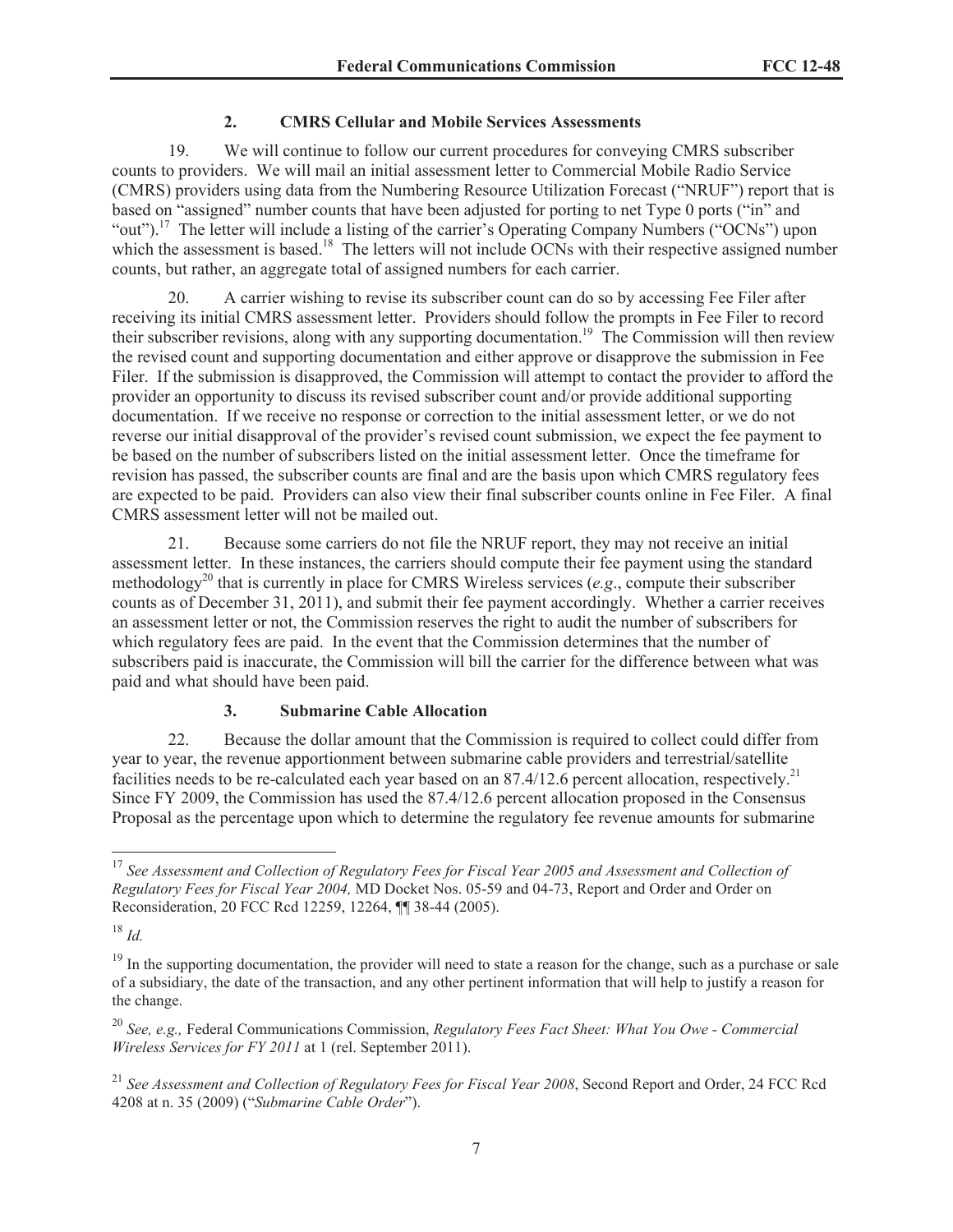### 2. CMRS Cellular and Mobile Services Assessments

19. We will continue to follow our current procedures for conveying CMRS subscriber counts to providers. We will mail an initial assessment letter to Commercial Mobile Radio Service (CMRS) providers using data from the Numbering Resource Utilization Forecast ("NRUF") report that is based on "assigned" number counts that have been adjusted for porting to net Type 0 ports ("in" and "out").[17] The letter will include a listing of the carrier's Operating Company Numbers ("OCNs") upon which the assessment is based.[18] The letters will not include OCNs with their respective assigned number counts, but rather, an aggregate total of assigned numbers for each carrier.

20. A carrier wishing to revise its subscriber count can do so by accessing Fee Filer after receiving its initial CMRS assessment letter. Providers should follow the prompts in Fee Filer to record their subscriber revisions, along with any supporting documentation.[19] The Commission will then review the revised count and supporting documentation and either approve or disapprove the submission in Fee Filer. If the submission is disapproved, the Commission will attempt to contact the provider to afford the provider an opportunity to discuss its revised subscriber count and/or provide additional supporting documentation. If we receive no response or correction to the initial assessment letter, or we do not reverse our initial disapproval of the provider's revised count submission, we expect the fee payment to be based on the number of subscribers listed on the initial assessment letter. Once the timeframe for revision has passed, the subscriber counts are final and are the basis upon which CMRS regulatory fees are expected to be paid. Providers can also view their final subscriber counts online in Fee Filer. A final CMRS assessment letter will not be mailed out.

21. Because some carriers do not file the NRUF report, they may not receive an initial assessment letter. In these instances, the carriers should compute their fee payment using the standard methodology[20] that is currently in place for CMRS Wireless services (*e.g*., compute their subscriber counts as of December 31, 2011), and submit their fee payment accordingly. Whether a carrier receives an assessment letter or not, the Commission reserves the right to audit the number of subscribers for which regulatory fees are paid. In the event that the Commission determines that the number of subscribers paid is inaccurate, the Commission will bill the carrier for the difference between what was paid and what should have been paid.

### 3. Submarine Cable Allocation

22. Because the dollar amount that the Commission is required to collect could differ from year to year, the revenue apportionment between submarine cable providers and terrestrial/satellite facilities needs to be re-calculated each year based on an 87.4/12.6 percent allocation, respectively.[21] Since FY 2009, the Commission has used the 87.4/12.6 percent allocation proposed in the Consensus Proposal as the percentage upon which to determine the regulatory fee revenue amounts for submarine

---

[17] *See Assessment and Collection of Regulatory Fees for Fiscal Year 2005 and Assessment and Collection of Regulatory Fees for Fiscal Year 2004,* MD Docket Nos. 05-59 and 04-73, Report and Order and Order on Reconsideration, 20 FCC Rcd 12259, 12264, ¶¶ 38-44 (2005).

[18] *Id.*

[19] In the supporting documentation, the provider will need to state a reason for the change, such as a purchase or sale of a subsidiary, the date of the transaction, and any other pertinent information that will help to justify a reason for the change.

[20] *See, e.g.,* Federal Communications Commission, *Regulatory Fees Fact Sheet: What You Owe - Commercial Wireless Services for FY 2011* at 1 (rel. September 2011).

[21] *See Assessment and Collection of Regulatory Fees for Fiscal Year 2008*, Second Report and Order, 24 FCC Rcd 4208 at n. 35 (2009) ("*Submarine Cable Order*").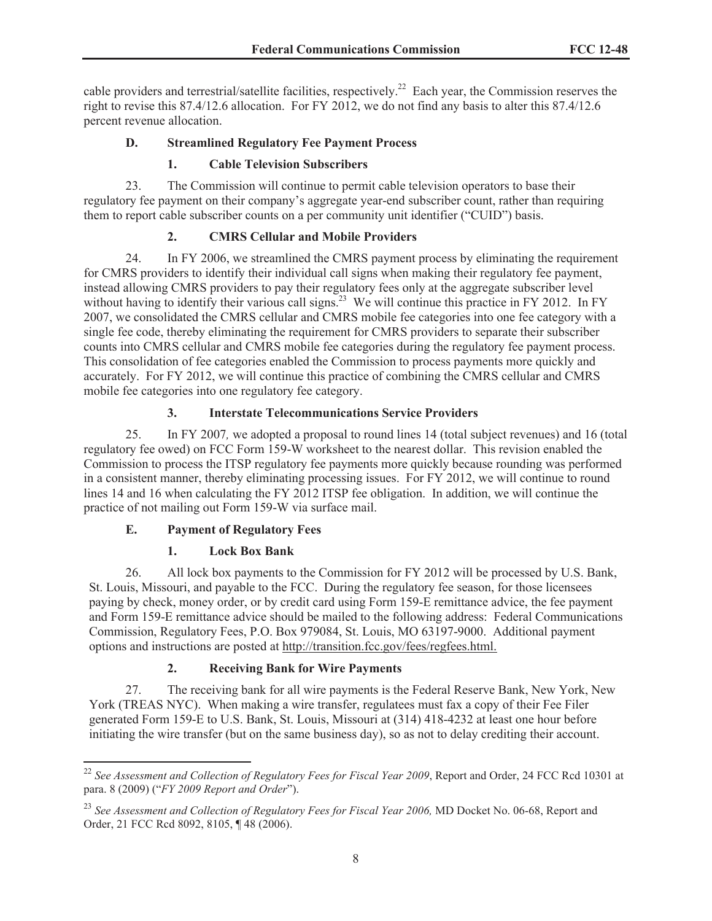cable providers and terrestrial/satellite facilities, respectively.[22] Each year, the Commission reserves the right to revise this 87.4/12.6 allocation. For FY 2012, we do not find any basis to alter this 87.4/12.6 percent revenue allocation.

### D. Streamlined Regulatory Fee Payment Process

#### 1. Cable Television Subscribers

23. The Commission will continue to permit cable television operators to base their regulatory fee payment on their company's aggregate year-end subscriber count, rather than requiring them to report cable subscriber counts on a per community unit identifier ("CUID") basis.

#### 2. CMRS Cellular and Mobile Providers

24. In FY 2006, we streamlined the CMRS payment process by eliminating the requirement for CMRS providers to identify their individual call signs when making their regulatory fee payment, instead allowing CMRS providers to pay their regulatory fees only at the aggregate subscriber level without having to identify their various call signs.[23] We will continue this practice in FY 2012. In FY 2007, we consolidated the CMRS cellular and CMRS mobile fee categories into one fee category with a single fee code, thereby eliminating the requirement for CMRS providers to separate their subscriber counts into CMRS cellular and CMRS mobile fee categories during the regulatory fee payment process. This consolidation of fee categories enabled the Commission to process payments more quickly and accurately. For FY 2012, we will continue this practice of combining the CMRS cellular and CMRS mobile fee categories into one regulatory fee category.

#### 3. Interstate Telecommunications Service Providers

25. In FY 2007*,* we adopted a proposal to round lines 14 (total subject revenues) and 16 (total regulatory fee owed) on FCC Form 159-W worksheet to the nearest dollar. This revision enabled the Commission to process the ITSP regulatory fee payments more quickly because rounding was performed in a consistent manner, thereby eliminating processing issues. For FY 2012, we will continue to round lines 14 and 16 when calculating the FY 2012 ITSP fee obligation. In addition, we will continue the practice of not mailing out Form 159-W via surface mail.

### E. Payment of Regulatory Fees

#### 1. Lock Box Bank

26. All lock box payments to the Commission for FY 2012 will be processed by U.S. Bank, St. Louis, Missouri, and payable to the FCC. During the regulatory fee season, for those licensees paying by check, money order, or by credit card using Form 159-E remittance advice, the fee payment and Form 159-E remittance advice should be mailed to the following address: Federal Communications Commission, Regulatory Fees, P.O. Box 979084, St. Louis, MO 63197-9000. Additional payment options and instructions are posted at http://transition.fcc.gov/fees/regfees.html.

#### 2. Receiving Bank for Wire Payments

27. The receiving bank for all wire payments is the Federal Reserve Bank, New York, New York (TREAS NYC). When making a wire transfer, regulatees must fax a copy of their Fee Filer generated Form 159-E to U.S. Bank, St. Louis, Missouri at (314) 418-4232 at least one hour before initiating the wire transfer (but on the same business day), so as not to delay crediting their account.

---

[22] *See Assessment and Collection of Regulatory Fees for Fiscal Year 2009*, Report and Order, 24 FCC Rcd 10301 at para. 8 (2009) ("*FY 2009 Report and Order*").

[23] *See Assessment and Collection of Regulatory Fees for Fiscal Year 2006,* MD Docket No. 06-68, Report and Order, 21 FCC Rcd 8092, 8105, ¶ 48 (2006).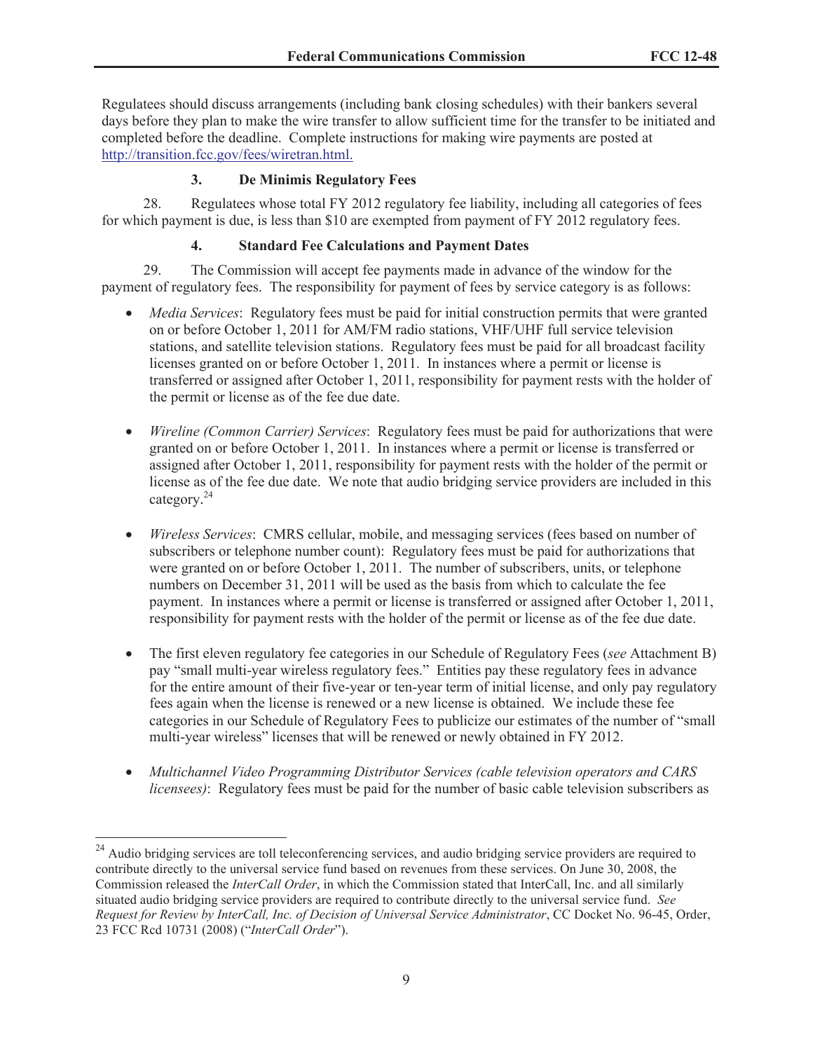Regulatees should discuss arrangements (including bank closing schedules) with their bankers several days before they plan to make the wire transfer to allow sufficient time for the transfer to be initiated and completed before the deadline. Complete instructions for making wire payments are posted at http://transition.fcc.gov/fees/wiretran.html.

### 3. De Minimis Regulatory Fees

28. Regulatees whose total FY 2012 regulatory fee liability, including all categories of fees for which payment is due, is less than $10 are exempted from payment of FY 2012 regulatory fees.

### 4. Standard Fee Calculations and Payment Dates

29. The Commission will accept fee payments made in advance of the window for the payment of regulatory fees. The responsibility for payment of fees by service category is as follows:

- *Media Services*: Regulatory fees must be paid for initial construction permits that were granted on or before October 1, 2011 for AM/FM radio stations, VHF/UHF full service television stations, and satellite television stations. Regulatory fees must be paid for all broadcast facility licenses granted on or before October 1, 2011. In instances where a permit or license is transferred or assigned after October 1, 2011, responsibility for payment rests with the holder of the permit or license as of the fee due date.

- *Wireline (Common Carrier) Services*: Regulatory fees must be paid for authorizations that were granted on or before October 1, 2011. In instances where a permit or license is transferred or assigned after October 1, 2011, responsibility for payment rests with the holder of the permit or license as of the fee due date. We note that audio bridging service providers are included in this category.[24]

- *Wireless Services*: CMRS cellular, mobile, and messaging services (fees based on number of subscribers or telephone number count): Regulatory fees must be paid for authorizations that were granted on or before October 1, 2011. The number of subscribers, units, or telephone numbers on December 31, 2011 will be used as the basis from which to calculate the fee payment. In instances where a permit or license is transferred or assigned after October 1, 2011, responsibility for payment rests with the holder of the permit or license as of the fee due date.

- The first eleven regulatory fee categories in our Schedule of Regulatory Fees (*see* Attachment B) pay "small multi-year wireless regulatory fees." Entities pay these regulatory fees in advance for the entire amount of their five-year or ten-year term of initial license, and only pay regulatory fees again when the license is renewed or a new license is obtained. We include these fee categories in our Schedule of Regulatory Fees to publicize our estimates of the number of "small multi-year wireless" licenses that will be renewed or newly obtained in FY 2012.

- *Multichannel Video Programming Distributor Services (cable television operators and CARS licensees)*: Regulatory fees must be paid for the number of basic cable television subscribers as

---

[24] Audio bridging services are toll teleconferencing services, and audio bridging service providers are required to contribute directly to the universal service fund based on revenues from these services. On June 30, 2008, the Commission released the *InterCall Order*, in which the Commission stated that InterCall, Inc. and all similarly situated audio bridging service providers are required to contribute directly to the universal service fund. *See Request for Review by InterCall, Inc. of Decision of Universal Service Administrator*, CC Docket No. 96-45, Order, 23 FCC Rcd 10731 (2008) ("*InterCall Order*").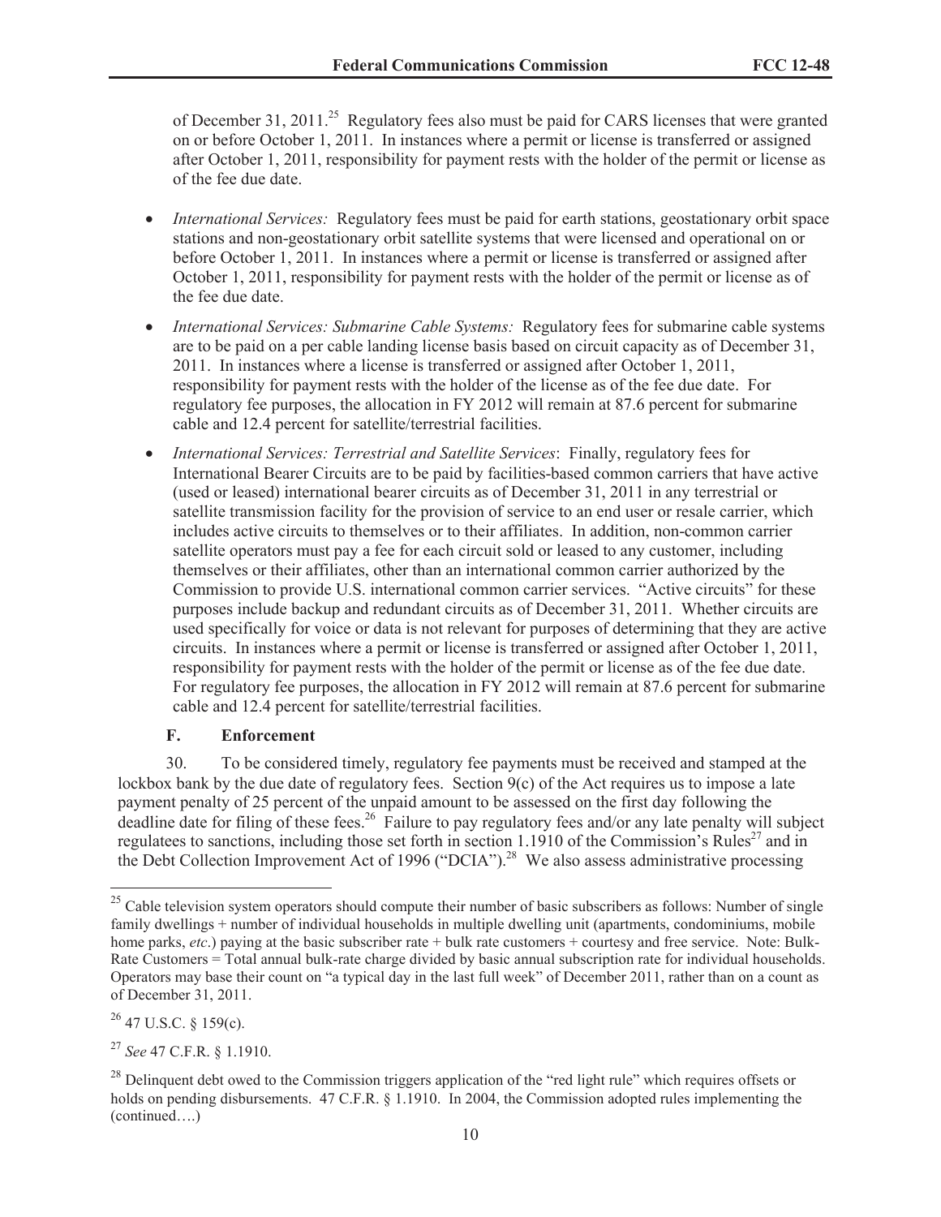of December 31, 2011.[25] Regulatory fees also must be paid for CARS licenses that were granted on or before October 1, 2011. In instances where a permit or license is transferred or assigned after October 1, 2011, responsibility for payment rests with the holder of the permit or license as of the fee due date.

- *International Services:* Regulatory fees must be paid for earth stations, geostationary orbit space stations and non-geostationary orbit satellite systems that were licensed and operational on or before October 1, 2011. In instances where a permit or license is transferred or assigned after October 1, 2011, responsibility for payment rests with the holder of the permit or license as of the fee due date.
- *International Services: Submarine Cable Systems:* Regulatory fees for submarine cable systems are to be paid on a per cable landing license basis based on circuit capacity as of December 31, 2011. In instances where a license is transferred or assigned after October 1, 2011, responsibility for payment rests with the holder of the license as of the fee due date. For regulatory fee purposes, the allocation in FY 2012 will remain at 87.6 percent for submarine cable and 12.4 percent for satellite/terrestrial facilities.
- *International Services: Terrestrial and Satellite Services*: Finally, regulatory fees for International Bearer Circuits are to be paid by facilities-based common carriers that have active (used or leased) international bearer circuits as of December 31, 2011 in any terrestrial or satellite transmission facility for the provision of service to an end user or resale carrier, which includes active circuits to themselves or to their affiliates. In addition, non-common carrier satellite operators must pay a fee for each circuit sold or leased to any customer, including themselves or their affiliates, other than an international common carrier authorized by the Commission to provide U.S. international common carrier services. "Active circuits" for these purposes include backup and redundant circuits as of December 31, 2011. Whether circuits are used specifically for voice or data is not relevant for purposes of determining that they are active circuits. In instances where a permit or license is transferred or assigned after October 1, 2011, responsibility for payment rests with the holder of the permit or license as of the fee due date. For regulatory fee purposes, the allocation in FY 2012 will remain at 87.6 percent for submarine cable and 12.4 percent for satellite/terrestrial facilities.

### F. Enforcement

30. To be considered timely, regulatory fee payments must be received and stamped at the lockbox bank by the due date of regulatory fees. Section 9(c) of the Act requires us to impose a late payment penalty of 25 percent of the unpaid amount to be assessed on the first day following the deadline date for filing of these fees.[26] Failure to pay regulatory fees and/or any late penalty will subject regulatees to sanctions, including those set forth in section 1.1910 of the Commission's Rules[27] and in the Debt Collection Improvement Act of 1996 ("DCIA").[28] We also assess administrative processing

---

[25] Cable television system operators should compute their number of basic subscribers as follows: Number of single family dwellings + number of individual households in multiple dwelling unit (apartments, condominiums, mobile home parks, *etc*.) paying at the basic subscriber rate + bulk rate customers + courtesy and free service. Note: Bulk-Rate Customers = Total annual bulk-rate charge divided by basic annual subscription rate for individual households. Operators may base their count on "a typical day in the last full week" of December 2011, rather than on a count as of December 31, 2011.

[26] 47 U.S.C. § 159(c).

[27] *See* 47 C.F.R. § 1.1910.

[28] Delinquent debt owed to the Commission triggers application of the "red light rule" which requires offsets or holds on pending disbursements. 47 C.F.R. § 1.1910. In 2004, the Commission adopted rules implementing the (continued….)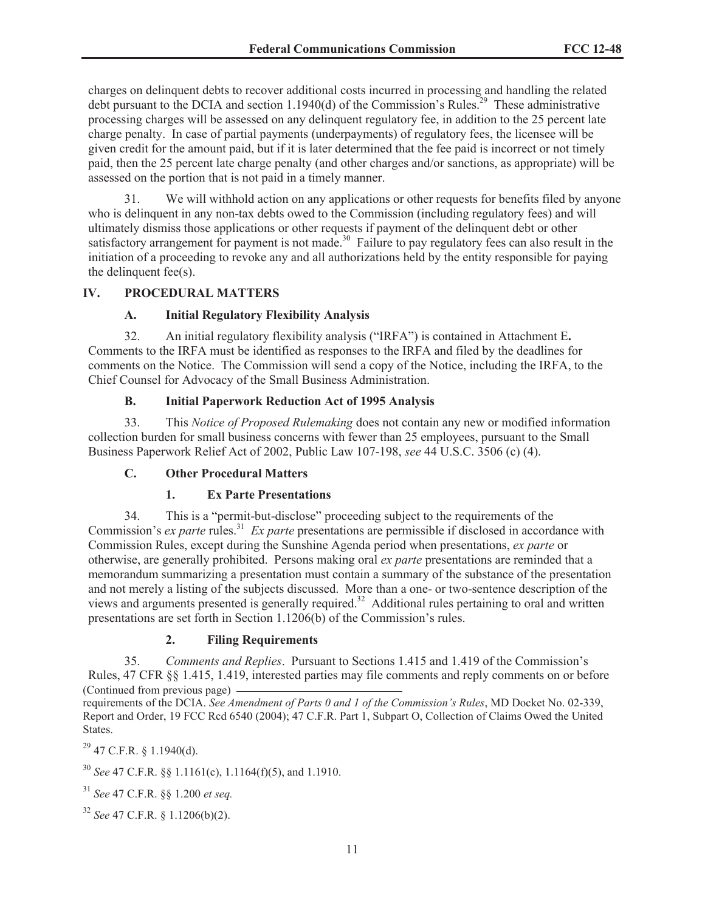charges on delinquent debts to recover additional costs incurred in processing and handling the related debt pursuant to the DCIA and section 1.1940(d) of the Commission's Rules.[29] These administrative processing charges will be assessed on any delinquent regulatory fee, in addition to the 25 percent late charge penalty. In case of partial payments (underpayments) of regulatory fees, the licensee will be given credit for the amount paid, but if it is later determined that the fee paid is incorrect or not timely paid, then the 25 percent late charge penalty (and other charges and/or sanctions, as appropriate) will be assessed on the portion that is not paid in a timely manner.

31. We will withhold action on any applications or other requests for benefits filed by anyone who is delinquent in any non-tax debts owed to the Commission (including regulatory fees) and will ultimately dismiss those applications or other requests if payment of the delinquent debt or other satisfactory arrangement for payment is not made.[30] Failure to pay regulatory fees can also result in the initiation of a proceeding to revoke any and all authorizations held by the entity responsible for paying the delinquent fee(s).

## IV. PROCEDURAL MATTERS

### A. Initial Regulatory Flexibility Analysis

32. An initial regulatory flexibility analysis ("IRFA") is contained in Attachment E**.** Comments to the IRFA must be identified as responses to the IRFA and filed by the deadlines for comments on the Notice. The Commission will send a copy of the Notice, including the IRFA, to the Chief Counsel for Advocacy of the Small Business Administration.

### B. Initial Paperwork Reduction Act of 1995 Analysis

33. This *Notice of Proposed Rulemaking* does not contain any new or modified information collection burden for small business concerns with fewer than 25 employees, pursuant to the Small Business Paperwork Relief Act of 2002, Public Law 107-198, *see* 44 U.S.C. 3506 (c) (4).

### C. Other Procedural Matters

#### 1. Ex Parte Presentations

34. This is a "permit-but-disclose" proceeding subject to the requirements of the Commission's *ex parte* rules.[31] *Ex parte* presentations are permissible if disclosed in accordance with Commission Rules, except during the Sunshine Agenda period when presentations, *ex parte* or otherwise, are generally prohibited. Persons making oral *ex parte* presentations are reminded that a memorandum summarizing a presentation must contain a summary of the substance of the presentation and not merely a listing of the subjects discussed. More than a one- or two-sentence description of the views and arguments presented is generally required.[32] Additional rules pertaining to oral and written presentations are set forth in Section 1.1206(b) of the Commission's rules.

#### 2. Filing Requirements

35. *Comments and Replies*. Pursuant to Sections 1.415 and 1.419 of the Commission's Rules, 47 CFR §§ 1.415, 1.419, interested parties may file comments and reply comments on or before

(Continued from previous page)

requirements of the DCIA. *See Amendment of Parts 0 and 1 of the Commission's Rules*, MD Docket No. 02-339, Report and Order, 19 FCC Rcd 6540 (2004); 47 C.F.R. Part 1, Subpart O, Collection of Claims Owed the United States.

[29] 47 C.F.R. § 1.1940(d).

[30] *See* 47 C.F.R. §§ 1.1161(c), 1.1164(f)(5), and 1.1910.

[31] *See* 47 C.F.R. §§ 1.200 *et seq.*

[32] *See* 47 C.F.R. § 1.1206(b)(2).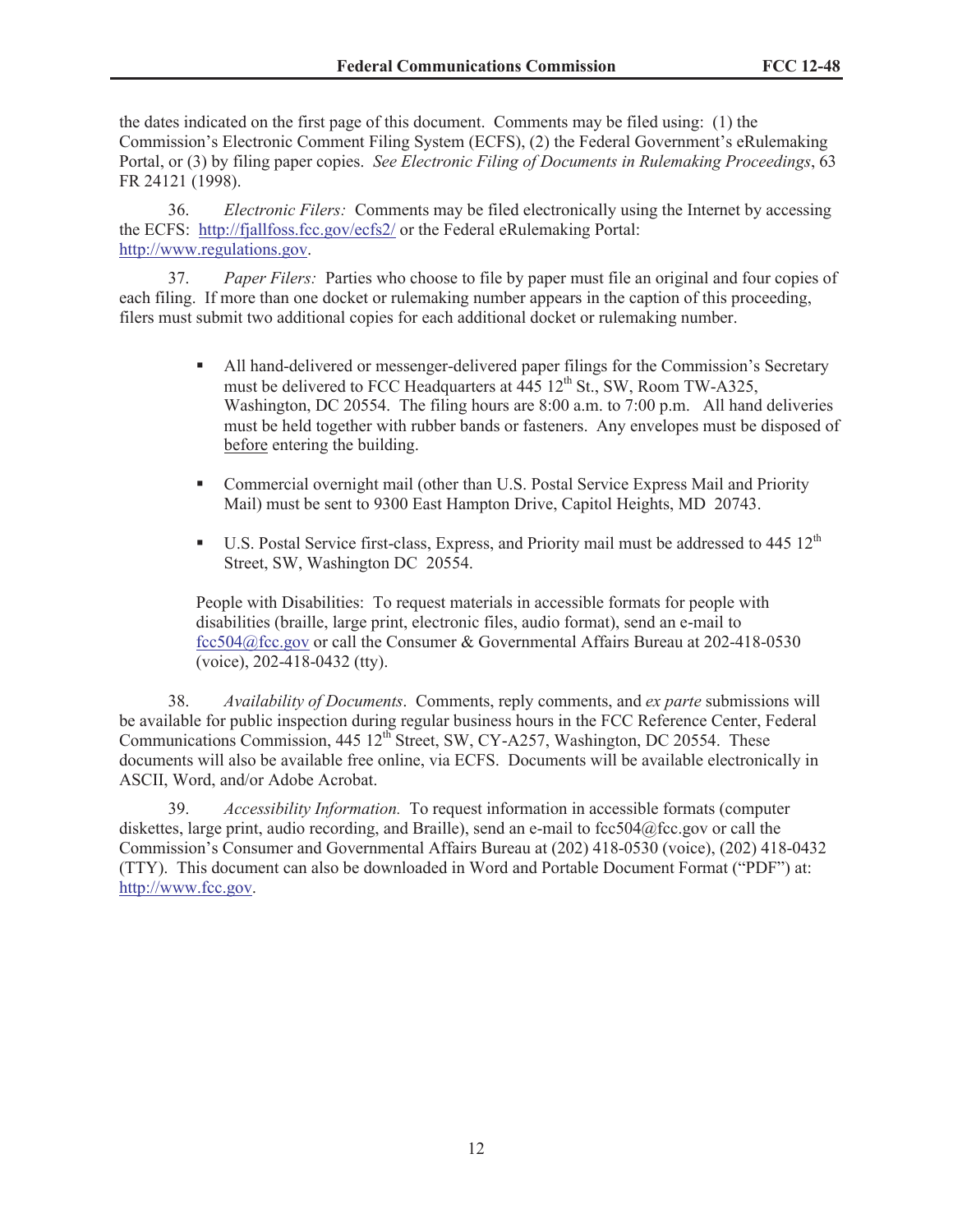the dates indicated on the first page of this document. Comments may be filed using: (1) the Commission's Electronic Comment Filing System (ECFS), (2) the Federal Government's eRulemaking Portal, or (3) by filing paper copies. *See Electronic Filing of Documents in Rulemaking Proceedings*, 63 FR 24121 (1998).

36. *Electronic Filers:* Comments may be filed electronically using the Internet by accessing the ECFS: http://fjallfoss.fcc.gov/ecfs2/ or the Federal eRulemaking Portal: http://www.regulations.gov.

37. *Paper Filers:* Parties who choose to file by paper must file an original and four copies of each filing. If more than one docket or rulemaking number appears in the caption of this proceeding, filers must submit two additional copies for each additional docket or rulemaking number.

- All hand-delivered or messenger-delivered paper filings for the Commission's Secretary must be delivered to FCC Headquarters at 445 12th St., SW, Room TW-A325, Washington, DC 20554. The filing hours are 8:00 a.m. to 7:00 p.m. All hand deliveries must be held together with rubber bands or fasteners. Any envelopes must be disposed of before entering the building.

- Commercial overnight mail (other than U.S. Postal Service Express Mail and Priority Mail) must be sent to 9300 East Hampton Drive, Capitol Heights, MD 20743.

- U.S. Postal Service first-class, Express, and Priority mail must be addressed to 445 12th Street, SW, Washington DC 20554.

People with Disabilities: To request materials in accessible formats for people with disabilities (braille, large print, electronic files, audio format), send an e-mail to fcc504@fcc.gov or call the Consumer & Governmental Affairs Bureau at 202-418-0530 (voice), 202-418-0432 (tty).

38. *Availability of Documents*. Comments, reply comments, and *ex parte* submissions will be available for public inspection during regular business hours in the FCC Reference Center, Federal Communications Commission, 445 12th Street, SW, CY-A257, Washington, DC 20554. These documents will also be available free online, via ECFS. Documents will be available electronically in ASCII, Word, and/or Adobe Acrobat.

39. *Accessibility Information.* To request information in accessible formats (computer diskettes, large print, audio recording, and Braille), send an e-mail to fcc504@fcc.gov or call the Commission's Consumer and Governmental Affairs Bureau at (202) 418-0530 (voice), (202) 418-0432 (TTY). This document can also be downloaded in Word and Portable Document Format ("PDF") at: http://www.fcc.gov.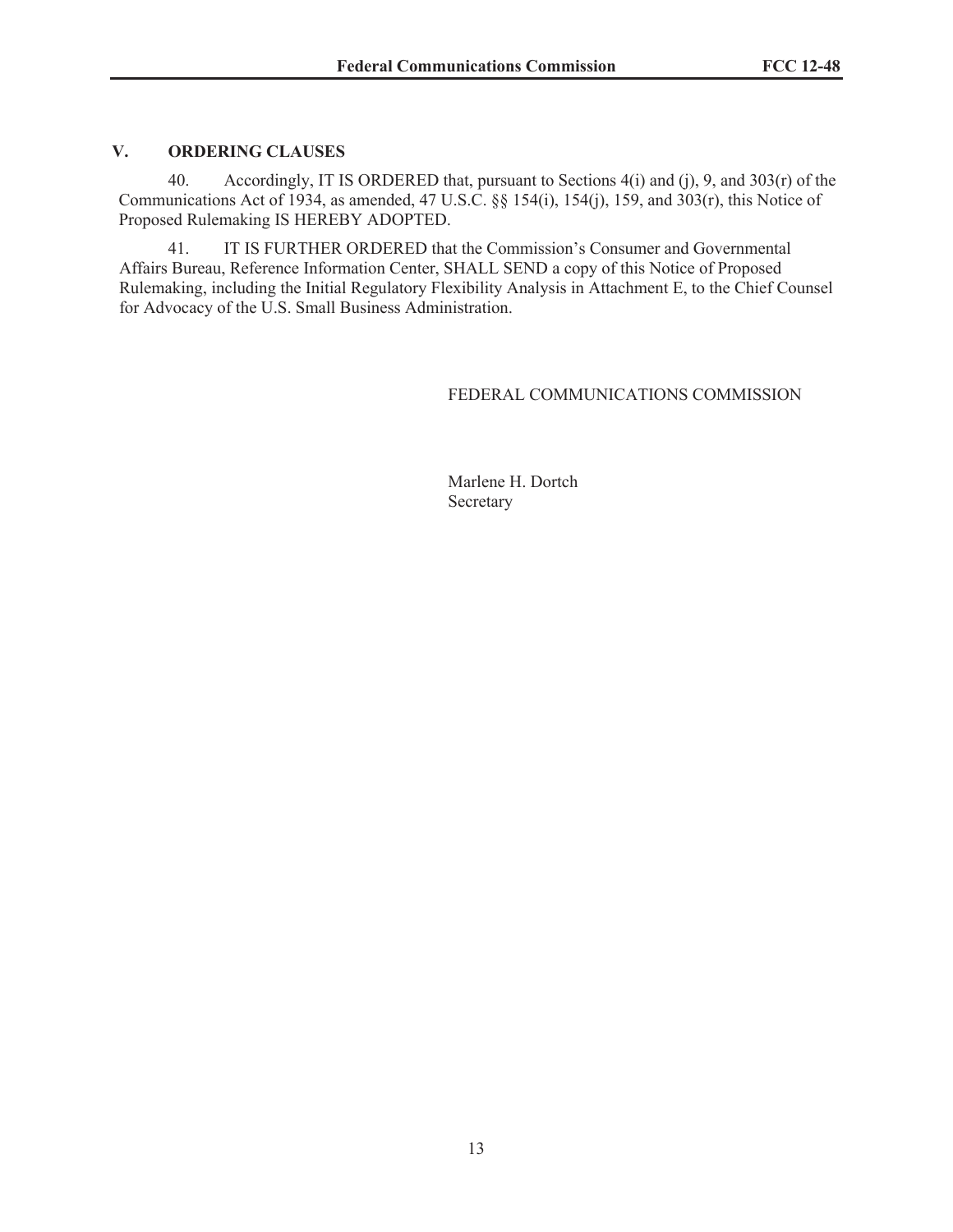## V. ORDERING CLAUSES

40. Accordingly, IT IS ORDERED that, pursuant to Sections 4(i) and (j), 9, and 303(r) of the Communications Act of 1934, as amended, 47 U.S.C. §§ 154(i), 154(j), 159, and 303(r), this Notice of Proposed Rulemaking IS HEREBY ADOPTED.

41. IT IS FURTHER ORDERED that the Commission's Consumer and Governmental Affairs Bureau, Reference Information Center, SHALL SEND a copy of this Notice of Proposed Rulemaking, including the Initial Regulatory Flexibility Analysis in Attachment E, to the Chief Counsel for Advocacy of the U.S. Small Business Administration.

FEDERAL COMMUNICATIONS COMMISSION

Marlene H. Dortch
Secretary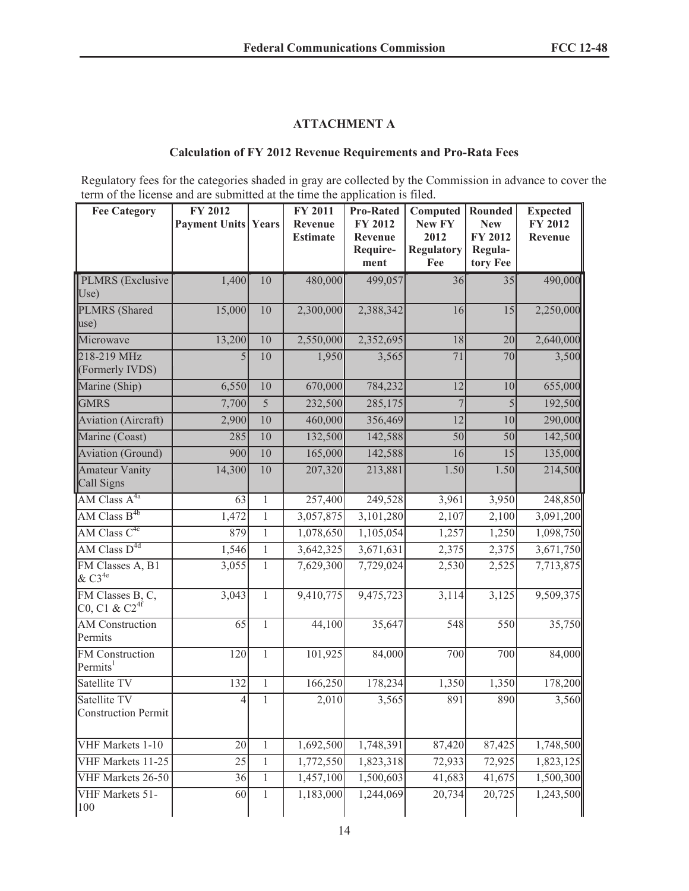## ATTACHMENT A

### Calculation of FY 2012 Revenue Requirements and Pro-Rata Fees

Regulatory fees for the categories shaded in gray are collected by the Commission in advance to cover the term of the license and are submitted at the time the application is filed.

| Fee Category | FY 2012 Payment Units | Years | FY 2011 Revenue Estimate | Pro-Rated FY 2012 Revenue Require-ment | Computed New FY 2012 Regulatory Fee | Rounded New FY 2012 Regula-tory Fee | Expected FY 2012 Revenue |
|---|---|---|---|---|---|---|---|
| PLMRS (Exclusive Use) | 1,400 | 10 | 480,000 | 499,057 | 36 | 35 | 490,000 |
| PLMRS (Shared use) | 15,000 | 10 | 2,300,000 | 2,388,342 | 16 | 15 | 2,250,000 |
| Microwave | 13,200 | 10 | 2,550,000 | 2,352,695 | 18 | 20 | 2,640,000 |
| 218-219 MHz (Formerly IVDS) | 5 | 10 | 1,950 | 3,565 | 71 | 70 | 3,500 |
| Marine (Ship) | 6,550 | 10 | 670,000 | 784,232 | 12 | 10 | 655,000 |
| GMRS | 7,700 | 5 | 232,500 | 285,175 | 7 | 5 | 192,500 |
| Aviation (Aircraft) | 2,900 | 10 | 460,000 | 356,469 | 12 | 10 | 290,000 |
| Marine (Coast) | 285 | 10 | 132,500 | 142,588 | 50 | 50 | 142,500 |
| Aviation (Ground) | 900 | 10 | 165,000 | 142,588 | 16 | 15 | 135,000 |
| Amateur Vanity Call Signs | 14,300 | 10 | 207,320 | 213,881 | 1.50 | 1.50 | 214,500 |
| AM Class A[4a] | 63 | 1 | 257,400 | 249,528 | 3,961 | 3,950 | 248,850 |
| AM Class B[4b] | 1,472 | 1 | 3,057,875 | 3,101,280 | 2,107 | 2,100 | 3,091,200 |
| AM Class C[4c] | 879 | 1 | 1,078,650 | 1,105,054 | 1,257 | 1,250 | 1,098,750 |
| AM Class D[4d] | 1,546 | 1 | 3,642,325 | 3,671,631 | 2,375 | 2,375 | 3,671,750 |
| FM Classes A, B1 & C3[4e] | 3,055 | 1 | 7,629,300 | 7,729,024 | 2,530 | 2,525 | 7,713,875 |
| FM Classes B, C, C0, C1 & C2[4f] | 3,043 | 1 | 9,410,775 | 9,475,723 | 3,114 | 3,125 | 9,509,375 |
| AM Construction Permits | 65 | 1 | 44,100 | 35,647 | 548 | 550 | 35,750 |
| FM Construction Permits[1] | 120 | 1 | 101,925 | 84,000 | 700 | 700 | 84,000 |
| Satellite TV | 132 | 1 | 166,250 | 178,234 | 1,350 | 1,350 | 178,200 |
| Satellite TV Construction Permit | 4 | 1 | 2,010 | 3,565 | 891 | 890 | 3,560 |
| VHF Markets 1-10 | 20 | 1 | 1,692,500 | 1,748,391 | 87,420 | 87,425 | 1,748,500 |
| VHF Markets 11-25 | 25 | 1 | 1,772,550 | 1,823,318 | 72,933 | 72,925 | 1,823,125 |
| VHF Markets 26-50 | 36 | 1 | 1,457,100 | 1,500,603 | 41,683 | 41,675 | 1,500,300 |
| VHF Markets 51-100 | 60 | 1 | 1,183,000 | 1,244,069 | 20,734 | 20,725 | 1,243,500 |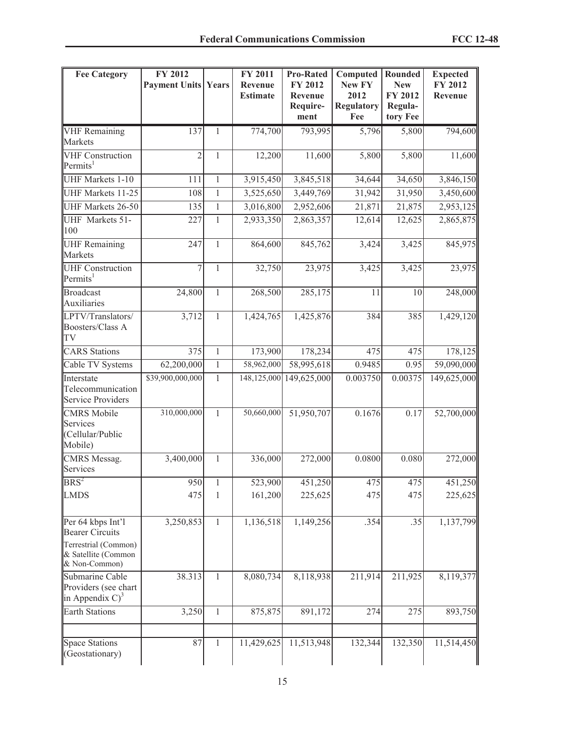| Fee Category | FY 2012 Payment Units | Years | FY 2011 Revenue Estimate | Pro-Rated FY 2012 Revenue Require-ment | Computed New FY 2012 Regulatory Fee | Rounded New FY 2012 Regula-tory Fee | Expected FY 2012 Revenue |
|---|---|---|---|---|---|---|---|
| VHF Remaining Markets | 137 | 1 | 774,700 | 793,995 | 5,796 | 5,800 | 794,600 |
| VHF Construction Permits[1] | 2 | 1 | 12,200 | 11,600 | 5,800 | 5,800 | 11,600 |
| UHF Markets 1-10 | 111 | 1 | 3,915,450 | 3,845,518 | 34,644 | 34,650 | 3,846,150 |
| UHF Markets 11-25 | 108 | 1 | 3,525,650 | 3,449,769 | 31,942 | 31,950 | 3,450,600 |
| UHF Markets 26-50 | 135 | 1 | 3,016,800 | 2,952,606 | 21,871 | 21,875 | 2,953,125 |
| UHF Markets 51-100 | 227 | 1 | 2,933,350 | 2,863,357 | 12,614 | 12,625 | 2,865,875 |
| UHF Remaining Markets | 247 | 1 | 864,600 | 845,762 | 3,424 | 3,425 | 845,975 |
| UHF Construction Permits[1] | 7 | 1 | 32,750 | 23,975 | 3,425 | 3,425 | 23,975 |
| Broadcast Auxiliaries | 24,800 | 1 | 268,500 | 285,175 | 11 | 10 | 248,000 |
| LPTV/Translators/ Boosters/Class A TV | 3,712 | 1 | 1,424,765 | 1,425,876 | 384 | 385 | 1,429,120 |
| CARS Stations | 375 | 1 | 173,900 | 178,234 | 475 | 475 | 178,125 |
| Cable TV Systems | 62,200,000 | 1 | 58,962,000 | 58,995,618 | 0.9485 | 0.95 | 59,090,000 |
| Interstate Telecommunication Service Providers | $39,900,000,000 | 1 | 148,125,000 | 149,625,000 | 0.003750 | 0.00375 | 149,625,000 |
| CMRS Mobile Services (Cellular/Public Mobile) | 310,000,000 | 1 | 50,660,000 | 51,950,707 | 0.1676 | 0.17 | 52,700,000 |
| CMRS Messag. Services | 3,400,000 | 1 | 336,000 | 272,000 | 0.0800 | 0.080 | 272,000 |
| BRS[2] | 950 | 1 | 523,900 | 451,250 | 475 | 475 | 451,250 |
| LMDS | 475 | 1 | 161,200 | 225,625 | 475 | 475 | 225,625 |
| Per 64 kbps Int'l Bearer Circuits Terrestrial (Common) & Satellite (Common & Non-Common) | 3,250,853 | 1 | 1,136,518 | 1,149,256 | .354 | .35 | 1,137,799 |
| Submarine Cable Providers (see chart in Appendix C)[3] | 38.313 | 1 | 8,080,734 | 8,118,938 | 211,914 | 211,925 | 8,119,377 |
| Earth Stations | 3,250 | 1 | 875,875 | 891,172 | 274 | 275 | 893,750 |
| | | | | | | | |
| Space Stations (Geostationary) | 87 | 1 | 11,429,625 | 11,513,948 | 132,344 | 132,350 | 11,514,450 |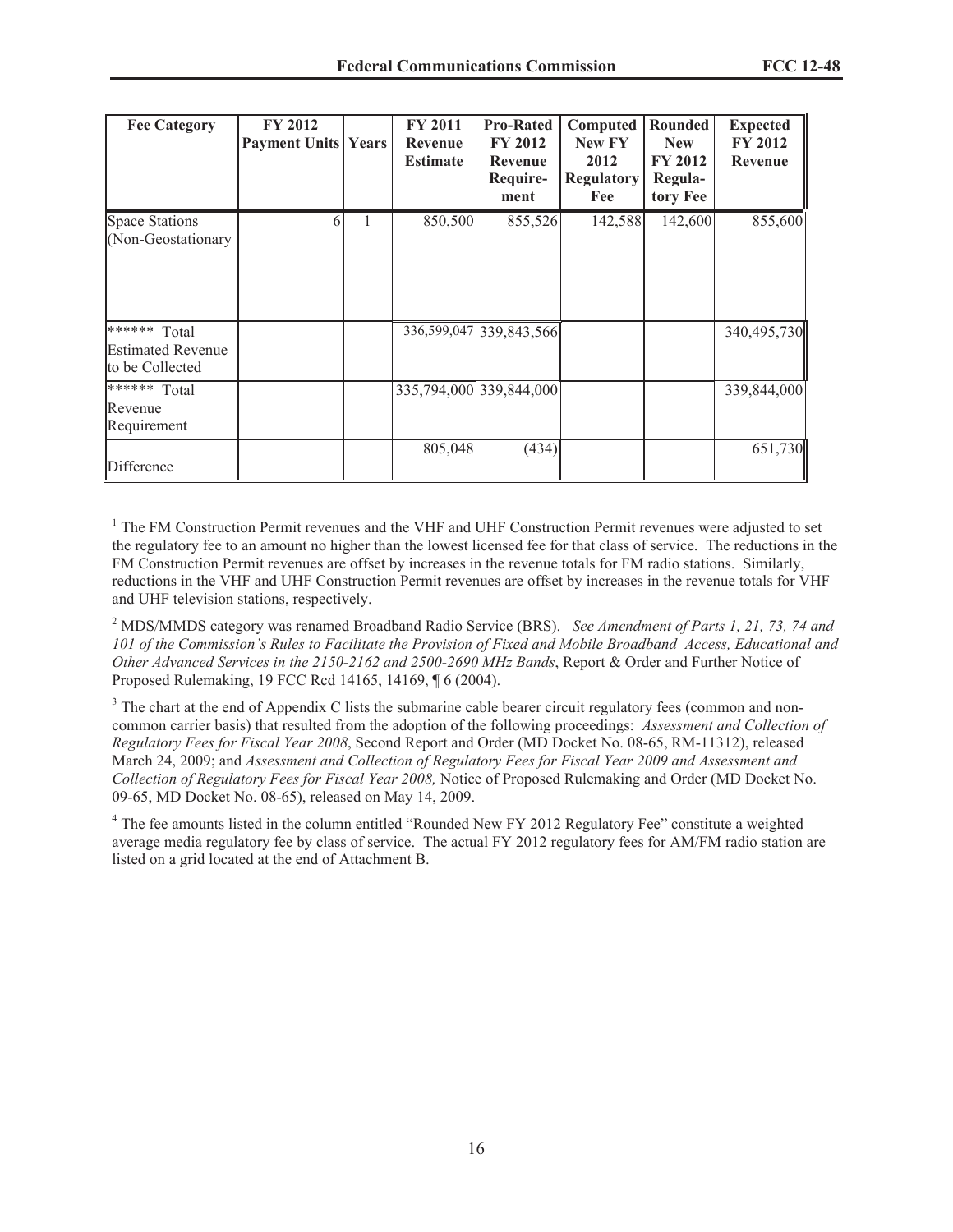| Fee Category | FY 2012 Payment Units | Years | FY 2011 Revenue Estimate | Pro-Rated FY 2012 Revenue Require-ment | Computed New FY 2012 Regulatory Fee | Rounded New FY 2012 Regula-tory Fee | Expected FY 2012 Revenue |
|---|---|---|---|---|---|---|---|
| Space Stations (Non-Geostationary | 6 | 1 | 850,500 | 855,526 | 142,588 | 142,600 | 855,600 |
| ****** Total Estimated Revenue to be Collected | | | 336,599,047 | 339,843,566 | | | 340,495,730 |
| ****** Total Revenue Requirement | | | 335,794,000 | 339,844,000 | | | 339,844,000 |
| Difference | | | 805,048 | (434) | | | 651,730 |

[1] The FM Construction Permit revenues and the VHF and UHF Construction Permit revenues were adjusted to set the regulatory fee to an amount no higher than the lowest licensed fee for that class of service. The reductions in the FM Construction Permit revenues are offset by increases in the revenue totals for FM radio stations. Similarly, reductions in the VHF and UHF Construction Permit revenues are offset by increases in the revenue totals for VHF and UHF television stations, respectively.

[2] MDS/MMDS category was renamed Broadband Radio Service (BRS). *See Amendment of Parts 1, 21, 73, 74 and 101 of the Commission's Rules to Facilitate the Provision of Fixed and Mobile Broadband Access, Educational and Other Advanced Services in the 2150-2162 and 2500-2690 MHz Bands*, Report & Order and Further Notice of Proposed Rulemaking, 19 FCC Rcd 14165, 14169, ¶ 6 (2004).

[3] The chart at the end of Appendix C lists the submarine cable bearer circuit regulatory fees (common and non-common carrier basis) that resulted from the adoption of the following proceedings: *Assessment and Collection of Regulatory Fees for Fiscal Year 2008*, Second Report and Order (MD Docket No. 08-65, RM-11312), released March 24, 2009; and *Assessment and Collection of Regulatory Fees for Fiscal Year 2009 and Assessment and Collection of Regulatory Fees for Fiscal Year 2008,* Notice of Proposed Rulemaking and Order (MD Docket No. 09-65, MD Docket No. 08-65), released on May 14, 2009.

[4] The fee amounts listed in the column entitled "Rounded New FY 2012 Regulatory Fee" constitute a weighted average media regulatory fee by class of service. The actual FY 2012 regulatory fees for AM/FM radio station are listed on a grid located at the end of Attachment B.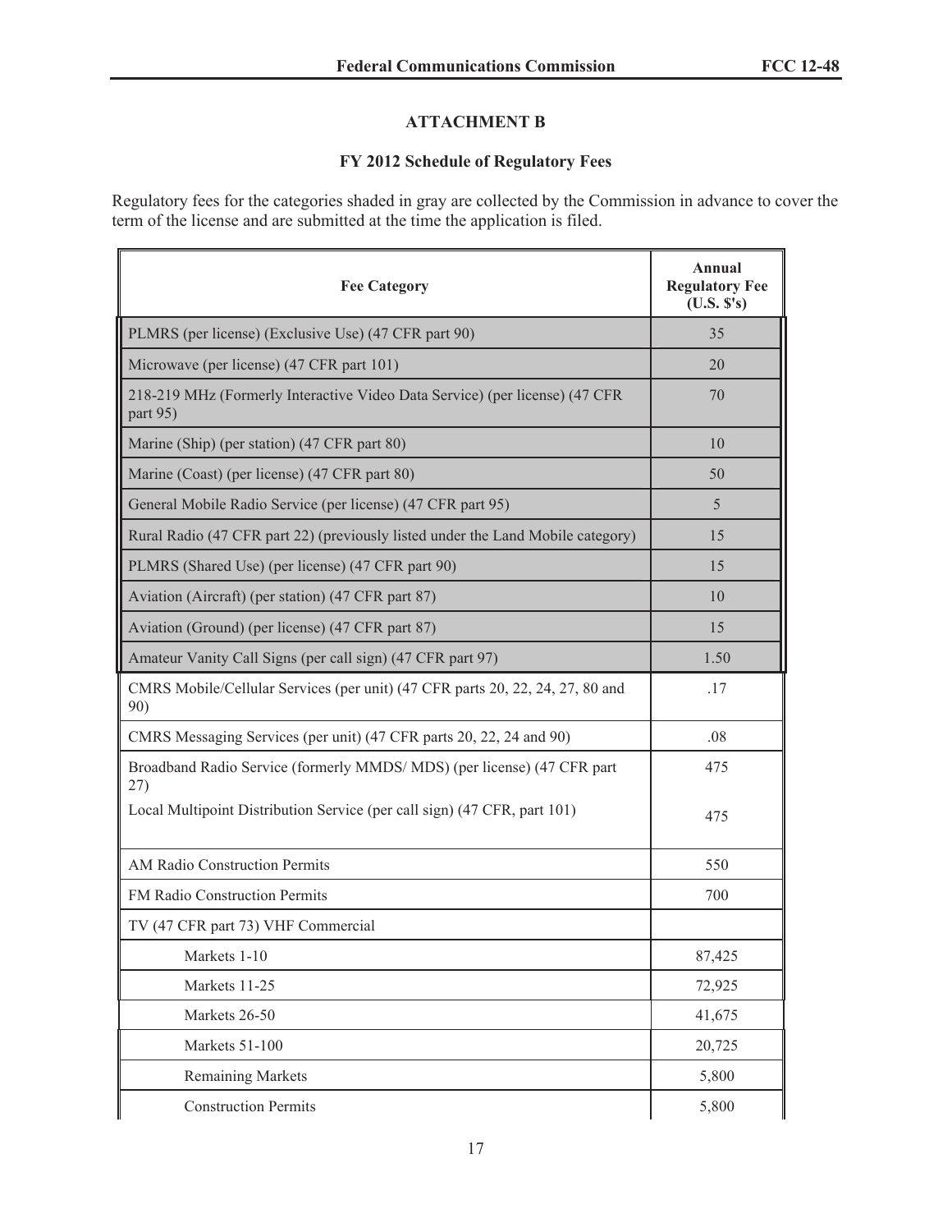## ATTACHMENT B

## FY 2012 Schedule of Regulatory Fees

Regulatory fees for the categories shaded in gray are collected by the Commission in advance to cover the term of the license and are submitted at the time the application is filed.

| Fee Category | Annual Regulatory Fee (U.S. $'s) |
|---|---|
| PLMRS (per license) (Exclusive Use) (47 CFR part 90) | 35 |
| Microwave (per license) (47 CFR part 101) | 20 |
| 218-219 MHz (Formerly Interactive Video Data Service) (per license) (47 CFR part 95) | 70 |
| Marine (Ship) (per station) (47 CFR part 80) | 10 |
| Marine (Coast) (per license) (47 CFR part 80) | 50 |
| General Mobile Radio Service (per license) (47 CFR part 95) | 5 |
| Rural Radio (47 CFR part 22) (previously listed under the Land Mobile category) | 15 |
| PLMRS (Shared Use) (per license) (47 CFR part 90) | 15 |
| Aviation (Aircraft) (per station) (47 CFR part 87) | 10 |
| Aviation (Ground) (per license) (47 CFR part 87) | 15 |
| Amateur Vanity Call Signs (per call sign) (47 CFR part 97) | 1.50 |
| CMRS Mobile/Cellular Services (per unit) (47 CFR parts 20, 22, 24, 27, 80 and 90) | .17 |
| CMRS Messaging Services (per unit) (47 CFR parts 20, 22, 24 and 90) | .08 |
| Broadband Radio Service (formerly MMDS/ MDS) (per license) (47 CFR part 27) | 475 |
| Local Multipoint Distribution Service (per call sign) (47 CFR, part 101) | 475 |
| AM Radio Construction Permits | 550 |
| FM Radio Construction Permits | 700 |
| TV (47 CFR part 73) VHF Commercial | |
| Markets 1-10 | 87,425 |
| Markets 11-25 | 72,925 |
| Markets 26-50 | 41,675 |
| Markets 51-100 | 20,725 |
| Remaining Markets | 5,800 |
| Construction Permits | 5,800 |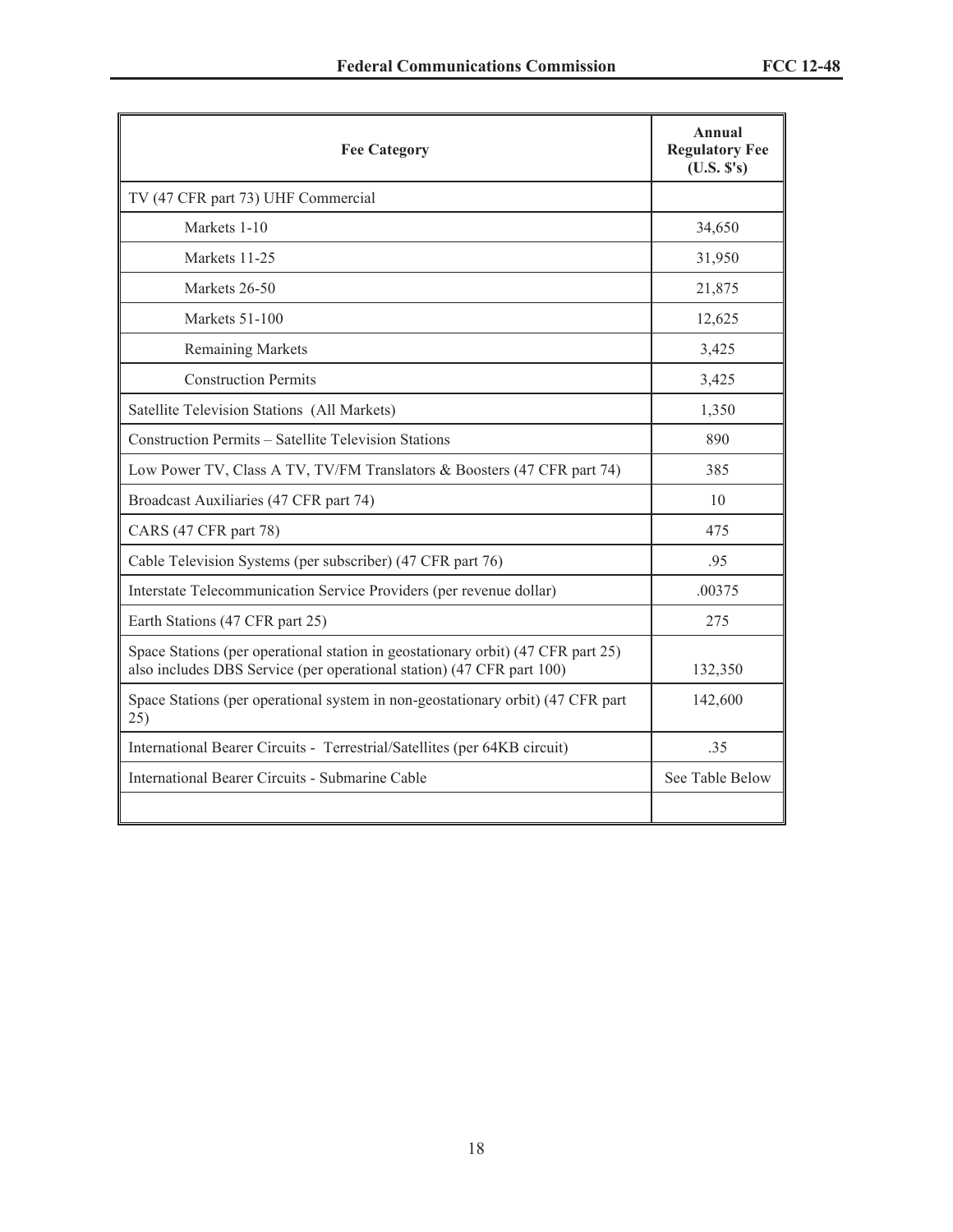| Fee Category | Annual Regulatory Fee (U.S. $'s) |
|---|---|
| TV (47 CFR part 73) UHF Commercial | |
| Markets 1-10 | 34,650 |
| Markets 11-25 | 31,950 |
| Markets 26-50 | 21,875 |
| Markets 51-100 | 12,625 |
| Remaining Markets | 3,425 |
| Construction Permits | 3,425 |
| Satellite Television Stations (All Markets) | 1,350 |
| Construction Permits – Satellite Television Stations | 890 |
| Low Power TV, Class A TV, TV/FM Translators & Boosters (47 CFR part 74) | 385 |
| Broadcast Auxiliaries (47 CFR part 74) | 10 |
| CARS (47 CFR part 78) | 475 |
| Cable Television Systems (per subscriber) (47 CFR part 76) | .95 |
| Interstate Telecommunication Service Providers (per revenue dollar) | .00375 |
| Earth Stations (47 CFR part 25) | 275 |
| Space Stations (per operational station in geostationary orbit) (47 CFR part 25) also includes DBS Service (per operational station) (47 CFR part 100) | 132,350 |
| Space Stations (per operational system in non-geostationary orbit) (47 CFR part 25) | 142,600 |
| International Bearer Circuits - Terrestrial/Satellites (per 64KB circuit) | .35 |
| International Bearer Circuits - Submarine Cable | See Table Below |
| | |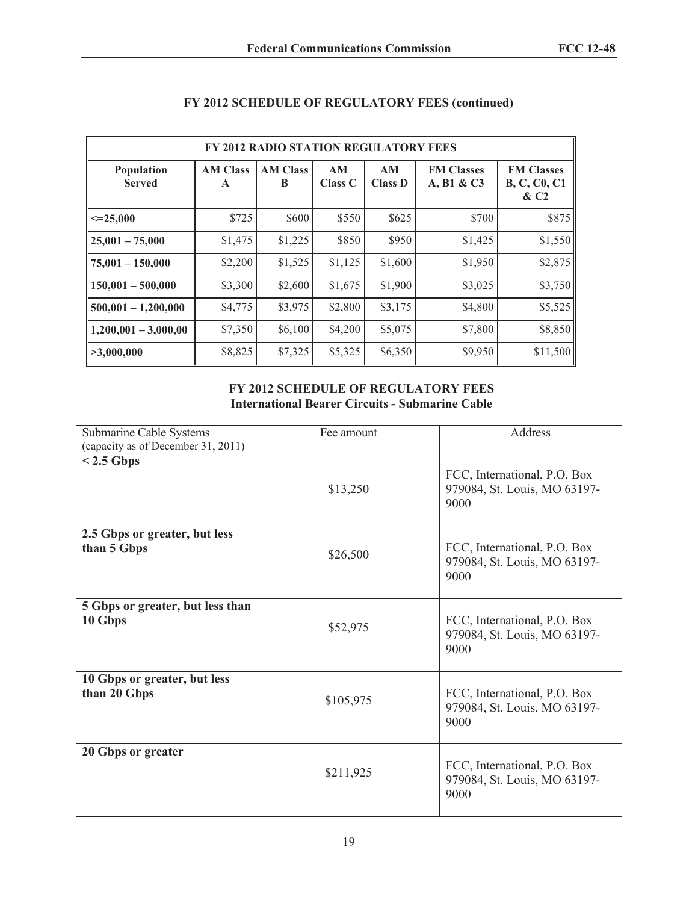## FY 2012 SCHEDULE OF REGULATORY FEES (continued)

| FY 2012 RADIO STATION REGULATORY FEES | | | | | | |
|---|---|---|---|---|---|---|
| **Population Served** | **AM Class A** | **AM Class B** | **AM Class C** | **AM Class D** | **FM Classes A, B1 & C3** | **FM Classes B, C, C0, C1 & C2** |
| **<=25,000** | \$725 | \$600 | \$550 | \$625 | \$700 | \$875 |
| **25,001 – 75,000** | \$1,475 | \$1,225 | \$850 | \$950 | \$1,425 | \$1,550 |
| **75,001 – 150,000** | \$2,200 | \$1,525 | \$1,125 | \$1,600 | \$1,950 | \$2,875 |
| **150,001 – 500,000** | \$3,300 | \$2,600 | \$1,675 | \$1,900 | \$3,025 | \$3,750 |
| **500,001 – 1,200,000** | \$4,775 | \$3,975 | \$2,800 | \$3,175 | \$4,800 | \$5,525 |
| **1,200,001 – 3,000,00** | \$7,350 | \$6,100 | \$4,200 | \$5,075 | \$7,800 | \$8,850 |
| **>3,000,000** | \$8,825 | \$7,325 | \$5,325 | \$6,350 | \$9,950 | \$11,500 |

## FY 2012 SCHEDULE OF REGULATORY FEES
### International Bearer Circuits - Submarine Cable

| Submarine Cable Systems (capacity as of December 31, 2011) | Fee amount | Address |
|---|---|---|
| **< 2.5 Gbps** | \$13,250 | FCC, International, P.O. Box 979084, St. Louis, MO 63197-9000 |
| **2.5 Gbps or greater, but less than 5 Gbps** | \$26,500 | FCC, International, P.O. Box 979084, St. Louis, MO 63197-9000 |
| **5 Gbps or greater, but less than 10 Gbps** | \$52,975 | FCC, International, P.O. Box 979084, St. Louis, MO 63197-9000 |
| **10 Gbps or greater, but less than 20 Gbps** | \$105,975 | FCC, International, P.O. Box 979084, St. Louis, MO 63197-9000 |
| **20 Gbps or greater** | \$211,925 | FCC, International, P.O. Box 979084, St. Louis, MO 63197-9000 |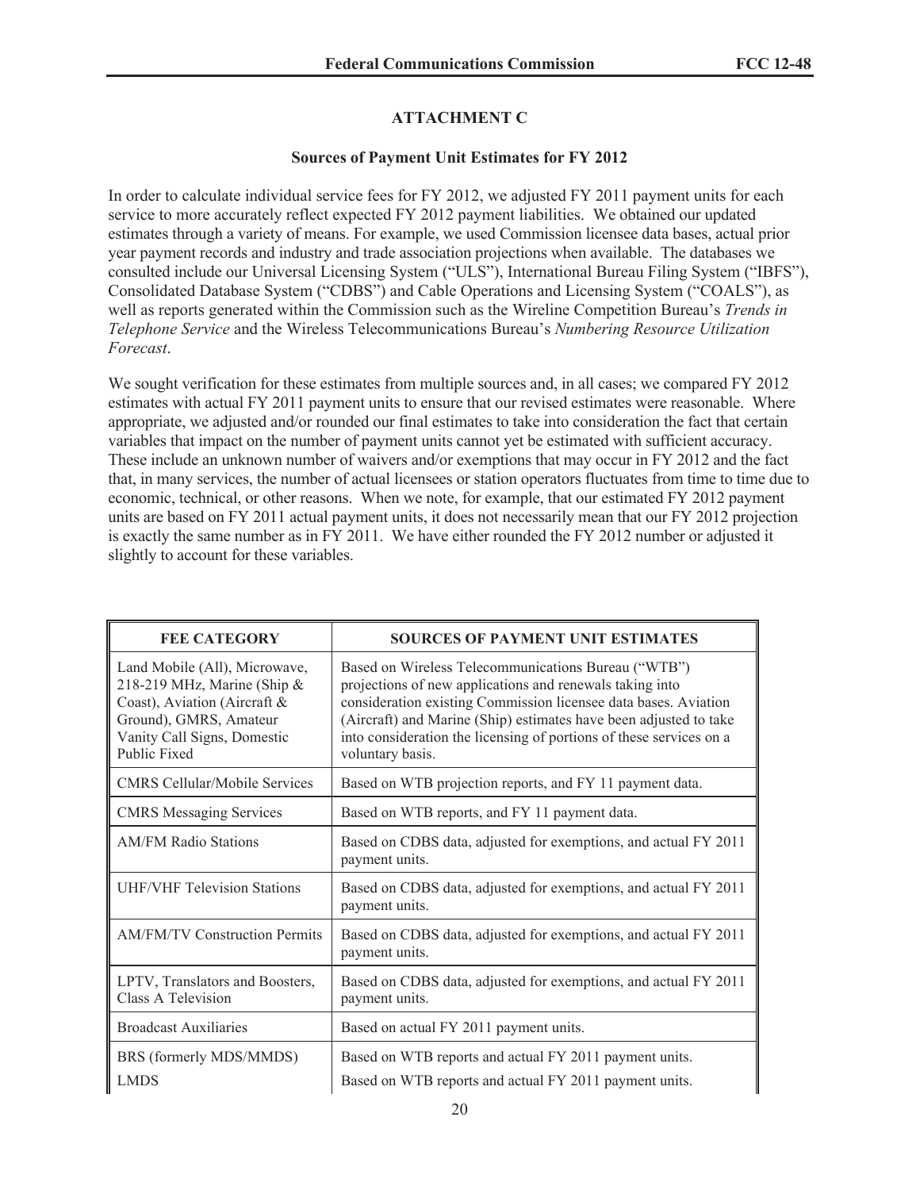## ATTACHMENT C

### Sources of Payment Unit Estimates for FY 2012

In order to calculate individual service fees for FY 2012, we adjusted FY 2011 payment units for each service to more accurately reflect expected FY 2012 payment liabilities. We obtained our updated estimates through a variety of means. For example, we used Commission licensee data bases, actual prior year payment records and industry and trade association projections when available. The databases we consulted include our Universal Licensing System ("ULS"), International Bureau Filing System ("IBFS"), Consolidated Database System ("CDBS") and Cable Operations and Licensing System ("COALS"), as well as reports generated within the Commission such as the Wireline Competition Bureau's *Trends in Telephone Service* and the Wireless Telecommunications Bureau's *Numbering Resource Utilization Forecast*.

We sought verification for these estimates from multiple sources and, in all cases; we compared FY 2012 estimates with actual FY 2011 payment units to ensure that our revised estimates were reasonable. Where appropriate, we adjusted and/or rounded our final estimates to take into consideration the fact that certain variables that impact on the number of payment units cannot yet be estimated with sufficient accuracy. These include an unknown number of waivers and/or exemptions that may occur in FY 2012 and the fact that, in many services, the number of actual licensees or station operators fluctuates from time to time due to economic, technical, or other reasons. When we note, for example, that our estimated FY 2012 payment units are based on FY 2011 actual payment units, it does not necessarily mean that our FY 2012 projection is exactly the same number as in FY 2011. We have either rounded the FY 2012 number or adjusted it slightly to account for these variables.

| FEE CATEGORY | SOURCES OF PAYMENT UNIT ESTIMATES |
|---|---|
| Land Mobile (All), Microwave, 218-219 MHz, Marine (Ship & Coast), Aviation (Aircraft & Ground), GMRS, Amateur Vanity Call Signs, Domestic Public Fixed | Based on Wireless Telecommunications Bureau ("WTB") projections of new applications and renewals taking into consideration existing Commission licensee data bases. Aviation (Aircraft) and Marine (Ship) estimates have been adjusted to take into consideration the licensing of portions of these services on a voluntary basis. |
| CMRS Cellular/Mobile Services | Based on WTB projection reports, and FY 11 payment data. |
| CMRS Messaging Services | Based on WTB reports, and FY 11 payment data. |
| AM/FM Radio Stations | Based on CDBS data, adjusted for exemptions, and actual FY 2011 payment units. |
| UHF/VHF Television Stations | Based on CDBS data, adjusted for exemptions, and actual FY 2011 payment units. |
| AM/FM/TV Construction Permits | Based on CDBS data, adjusted for exemptions, and actual FY 2011 payment units. |
| LPTV, Translators and Boosters, Class A Television | Based on CDBS data, adjusted for exemptions, and actual FY 2011 payment units. |
| Broadcast Auxiliaries | Based on actual FY 2011 payment units. |
| BRS (formerly MDS/MMDS) | Based on WTB reports and actual FY 2011 payment units. |
| LMDS | Based on WTB reports and actual FY 2011 payment units. |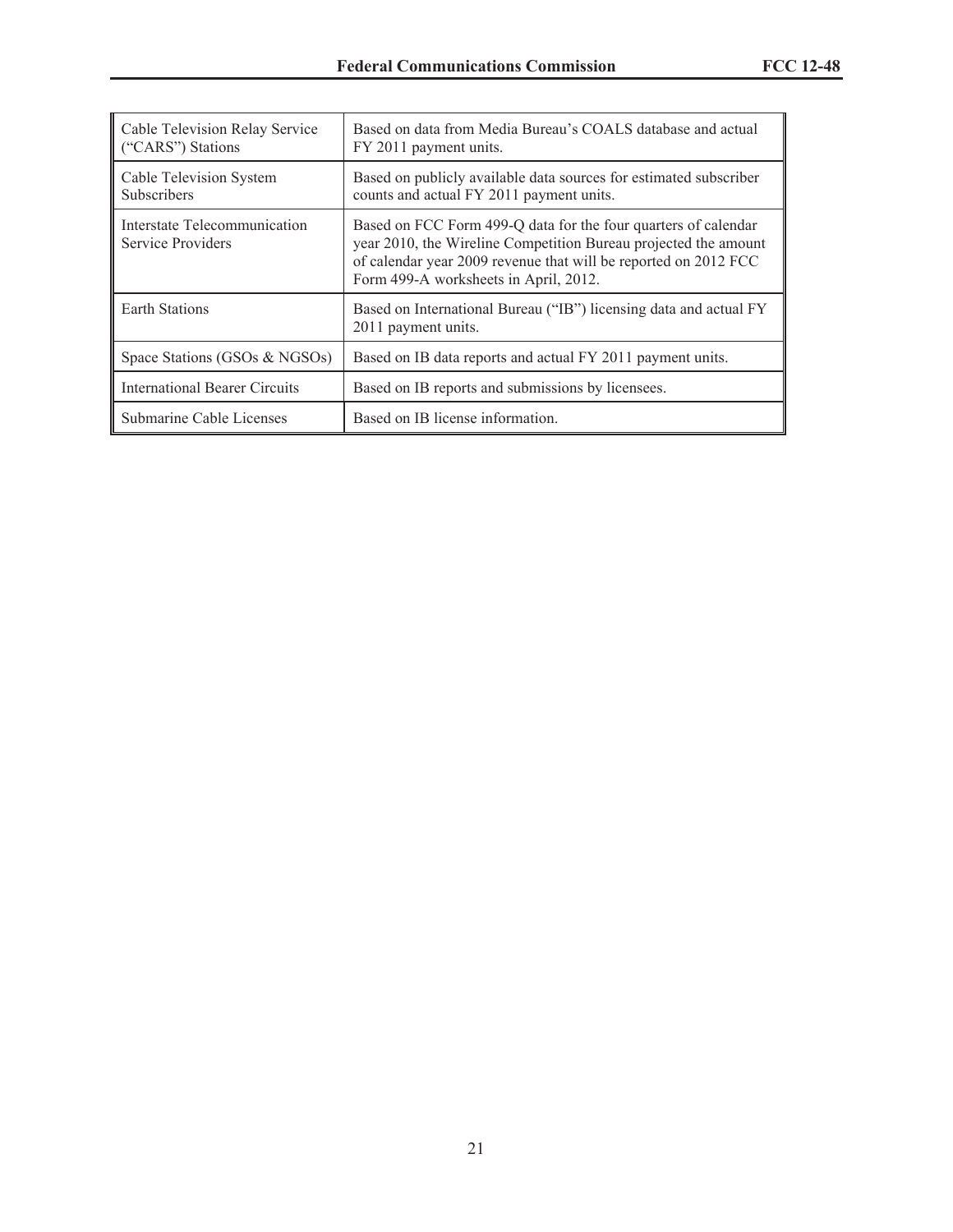| | |
|---|---|
| Cable Television Relay Service ("CARS") Stations | Based on data from Media Bureau's COALS database and actual FY 2011 payment units. |
| Cable Television System Subscribers | Based on publicly available data sources for estimated subscriber counts and actual FY 2011 payment units. |
| Interstate Telecommunication Service Providers | Based on FCC Form 499-Q data for the four quarters of calendar year 2010, the Wireline Competition Bureau projected the amount of calendar year 2009 revenue that will be reported on 2012 FCC Form 499-A worksheets in April, 2012. |
| Earth Stations | Based on International Bureau ("IB") licensing data and actual FY 2011 payment units. |
| Space Stations (GSOs & NGSOs) | Based on IB data reports and actual FY 2011 payment units. |
| International Bearer Circuits | Based on IB reports and submissions by licensees. |
| Submarine Cable Licenses | Based on IB license information. |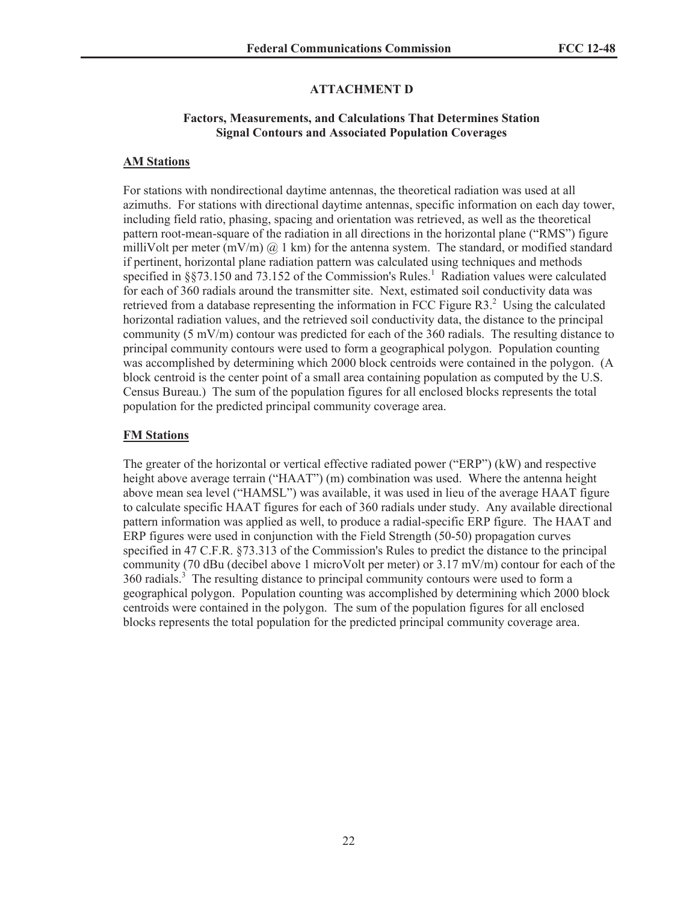## ATTACHMENT D

### Factors, Measurements, and Calculations That Determines Station Signal Contours and Associated Population Coverages

**AM Stations**

For stations with nondirectional daytime antennas, the theoretical radiation was used at all azimuths. For stations with directional daytime antennas, specific information on each day tower, including field ratio, phasing, spacing and orientation was retrieved, as well as the theoretical pattern root-mean-square of the radiation in all directions in the horizontal plane ("RMS") figure milliVolt per meter (mV/m) @ 1 km) for the antenna system. The standard, or modified standard if pertinent, horizontal plane radiation pattern was calculated using techniques and methods specified in §§73.150 and 73.152 of the Commission's Rules.[1] Radiation values were calculated for each of 360 radials around the transmitter site. Next, estimated soil conductivity data was retrieved from a database representing the information in FCC Figure R3.[2] Using the calculated horizontal radiation values, and the retrieved soil conductivity data, the distance to the principal community (5 mV/m) contour was predicted for each of the 360 radials. The resulting distance to principal community contours were used to form a geographical polygon. Population counting was accomplished by determining which 2000 block centroids were contained in the polygon. (A block centroid is the center point of a small area containing population as computed by the U.S. Census Bureau.) The sum of the population figures for all enclosed blocks represents the total population for the predicted principal community coverage area.

**FM Stations**

The greater of the horizontal or vertical effective radiated power ("ERP") (kW) and respective height above average terrain ("HAAT") (m) combination was used. Where the antenna height above mean sea level ("HAMSL") was available, it was used in lieu of the average HAAT figure to calculate specific HAAT figures for each of 360 radials under study. Any available directional pattern information was applied as well, to produce a radial-specific ERP figure. The HAAT and ERP figures were used in conjunction with the Field Strength (50-50) propagation curves specified in 47 C.F.R. §73.313 of the Commission's Rules to predict the distance to the principal community (70 dBu (decibel above 1 microVolt per meter) or 3.17 mV/m) contour for each of the 360 radials.[3] The resulting distance to principal community contours were used to form a geographical polygon. Population counting was accomplished by determining which 2000 block centroids were contained in the polygon. The sum of the population figures for all enclosed blocks represents the total population for the predicted principal community coverage area.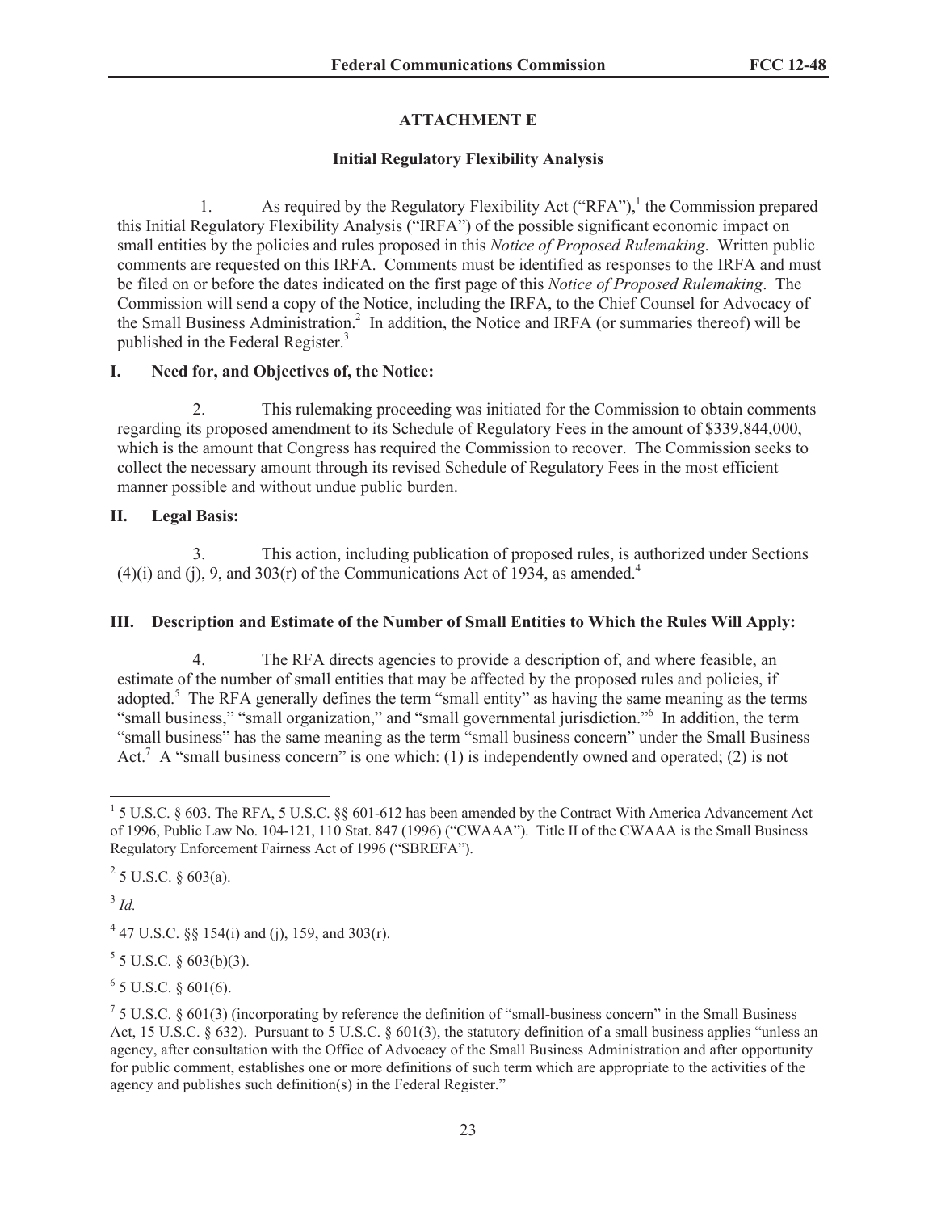## ATTACHMENT E

### Initial Regulatory Flexibility Analysis

1. As required by the Regulatory Flexibility Act ("RFA"),[1] the Commission prepared this Initial Regulatory Flexibility Analysis ("IRFA") of the possible significant economic impact on small entities by the policies and rules proposed in this *Notice of Proposed Rulemaking*. Written public comments are requested on this IRFA. Comments must be identified as responses to the IRFA and must be filed on or before the dates indicated on the first page of this *Notice of Proposed Rulemaking*. The Commission will send a copy of the Notice, including the IRFA, to the Chief Counsel for Advocacy of the Small Business Administration.[2] In addition, the Notice and IRFA (or summaries thereof) will be published in the Federal Register.[3]

### I. Need for, and Objectives of, the Notice:

2. This rulemaking proceeding was initiated for the Commission to obtain comments regarding its proposed amendment to its Schedule of Regulatory Fees in the amount of $339,844,000, which is the amount that Congress has required the Commission to recover. The Commission seeks to collect the necessary amount through its revised Schedule of Regulatory Fees in the most efficient manner possible and without undue public burden.

### II. Legal Basis:

3. This action, including publication of proposed rules, is authorized under Sections (4)(i) and (j), 9, and 303(r) of the Communications Act of 1934, as amended.[4]

### III. Description and Estimate of the Number of Small Entities to Which the Rules Will Apply:

4. The RFA directs agencies to provide a description of, and where feasible, an estimate of the number of small entities that may be affected by the proposed rules and policies, if adopted.[5] The RFA generally defines the term "small entity" as having the same meaning as the terms "small business," "small organization," and "small governmental jurisdiction."[6] In addition, the term "small business" has the same meaning as the term "small business concern" under the Small Business Act.[7] A "small business concern" is one which: (1) is independently owned and operated; (2) is not

---

[1] 5 U.S.C. § 603. The RFA, 5 U.S.C. §§ 601-612 has been amended by the Contract With America Advancement Act of 1996, Public Law No. 104-121, 110 Stat. 847 (1996) ("CWAAA"). Title II of the CWAAA is the Small Business Regulatory Enforcement Fairness Act of 1996 ("SBREFA").

[2] 5 U.S.C. § 603(a).

[3] *Id.*

[4] 47 U.S.C. §§ 154(i) and (j), 159, and 303(r).

[5] 5 U.S.C. § 603(b)(3).

[6] 5 U.S.C. § 601(6).

[7] 5 U.S.C. § 601(3) (incorporating by reference the definition of "small-business concern" in the Small Business Act, 15 U.S.C. § 632). Pursuant to 5 U.S.C. § 601(3), the statutory definition of a small business applies "unless an agency, after consultation with the Office of Advocacy of the Small Business Administration and after opportunity for public comment, establishes one or more definitions of such term which are appropriate to the activities of the agency and publishes such definition(s) in the Federal Register."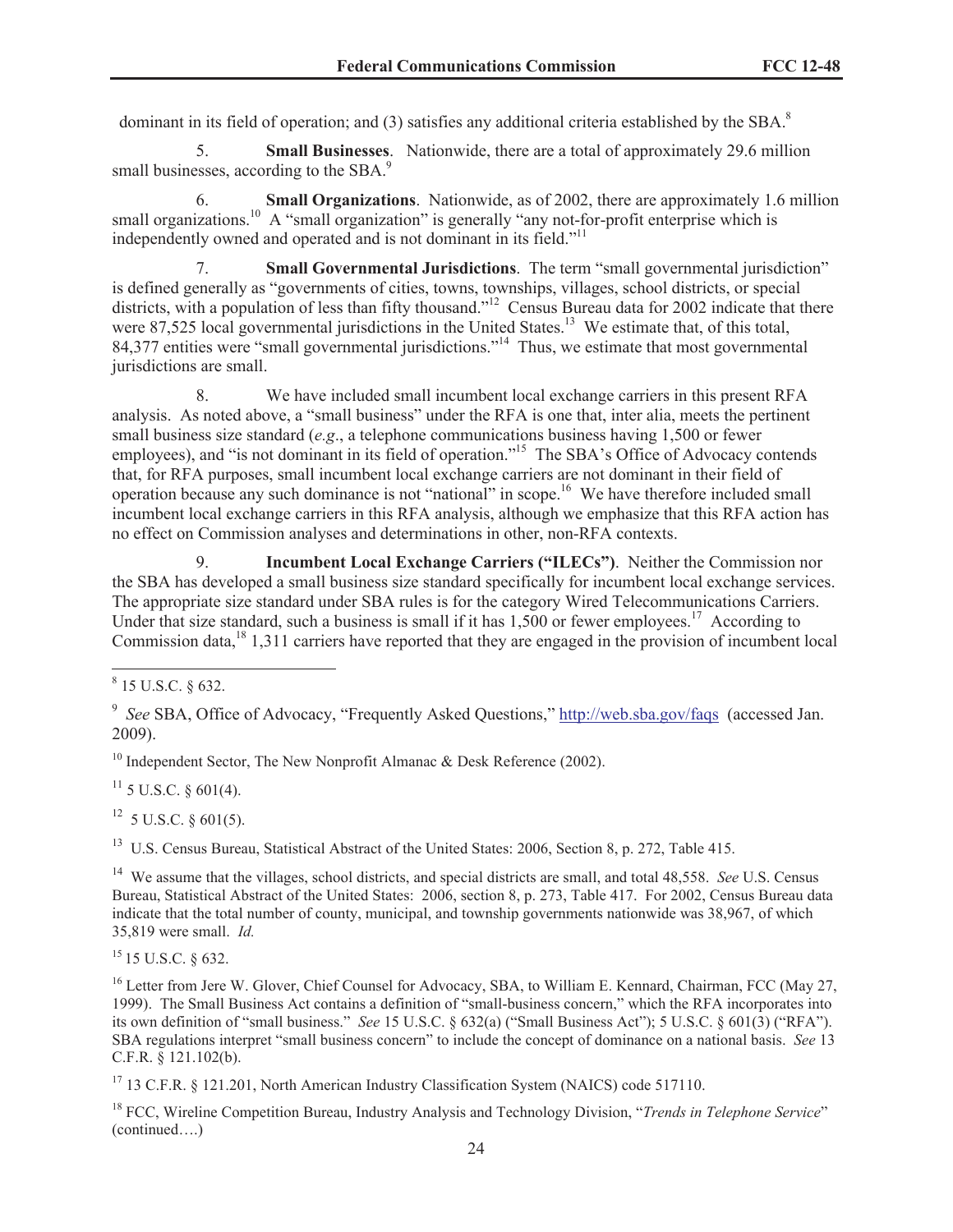dominant in its field of operation; and (3) satisfies any additional criteria established by the SBA.[8]

5. **Small Businesses**. Nationwide, there are a total of approximately 29.6 million small businesses, according to the SBA.[9]

6. **Small Organizations**. Nationwide, as of 2002, there are approximately 1.6 million small organizations.[10] A "small organization" is generally "any not-for-profit enterprise which is independently owned and operated and is not dominant in its field."[11]

7. **Small Governmental Jurisdictions**. The term "small governmental jurisdiction" is defined generally as "governments of cities, towns, townships, villages, school districts, or special districts, with a population of less than fifty thousand."[12] Census Bureau data for 2002 indicate that there were 87,525 local governmental jurisdictions in the United States.[13] We estimate that, of this total, 84,377 entities were "small governmental jurisdictions."[14] Thus, we estimate that most governmental jurisdictions are small.

8. We have included small incumbent local exchange carriers in this present RFA analysis. As noted above, a "small business" under the RFA is one that, inter alia, meets the pertinent small business size standard (*e.g*., a telephone communications business having 1,500 or fewer employees), and "is not dominant in its field of operation."[15] The SBA's Office of Advocacy contends that, for RFA purposes, small incumbent local exchange carriers are not dominant in their field of operation because any such dominance is not "national" in scope.[16] We have therefore included small incumbent local exchange carriers in this RFA analysis, although we emphasize that this RFA action has no effect on Commission analyses and determinations in other, non-RFA contexts.

9. **Incumbent Local Exchange Carriers ("ILECs")**. Neither the Commission nor the SBA has developed a small business size standard specifically for incumbent local exchange services. The appropriate size standard under SBA rules is for the category Wired Telecommunications Carriers. Under that size standard, such a business is small if it has 1,500 or fewer employees.[17] According to Commission data,[18] 1,311 carriers have reported that they are engaged in the provision of incumbent local

---

[8] 15 U.S.C. § 632.

[9] *See* SBA, Office of Advocacy, "Frequently Asked Questions," http://web.sba.gov/faqs (accessed Jan. 2009).

[10] Independent Sector, The New Nonprofit Almanac & Desk Reference (2002).

[11] 5 U.S.C. § 601(4).

[12] 5 U.S.C. § 601(5).

[13] U.S. Census Bureau, Statistical Abstract of the United States: 2006, Section 8, p. 272, Table 415.

[14] We assume that the villages, school districts, and special districts are small, and total 48,558. *See* U.S. Census Bureau, Statistical Abstract of the United States: 2006, section 8, p. 273, Table 417. For 2002, Census Bureau data indicate that the total number of county, municipal, and township governments nationwide was 38,967, of which 35,819 were small. *Id.*

[15] 15 U.S.C. § 632.

[16] Letter from Jere W. Glover, Chief Counsel for Advocacy, SBA, to William E. Kennard, Chairman, FCC (May 27, 1999). The Small Business Act contains a definition of "small-business concern," which the RFA incorporates into its own definition of "small business." *See* 15 U.S.C. § 632(a) ("Small Business Act"); 5 U.S.C. § 601(3) ("RFA"). SBA regulations interpret "small business concern" to include the concept of dominance on a national basis. *See* 13 C.F.R. § 121.102(b).

[17] 13 C.F.R. § 121.201, North American Industry Classification System (NAICS) code 517110.

[18] FCC, Wireline Competition Bureau, Industry Analysis and Technology Division, "*Trends in Telephone Service*" (continued….)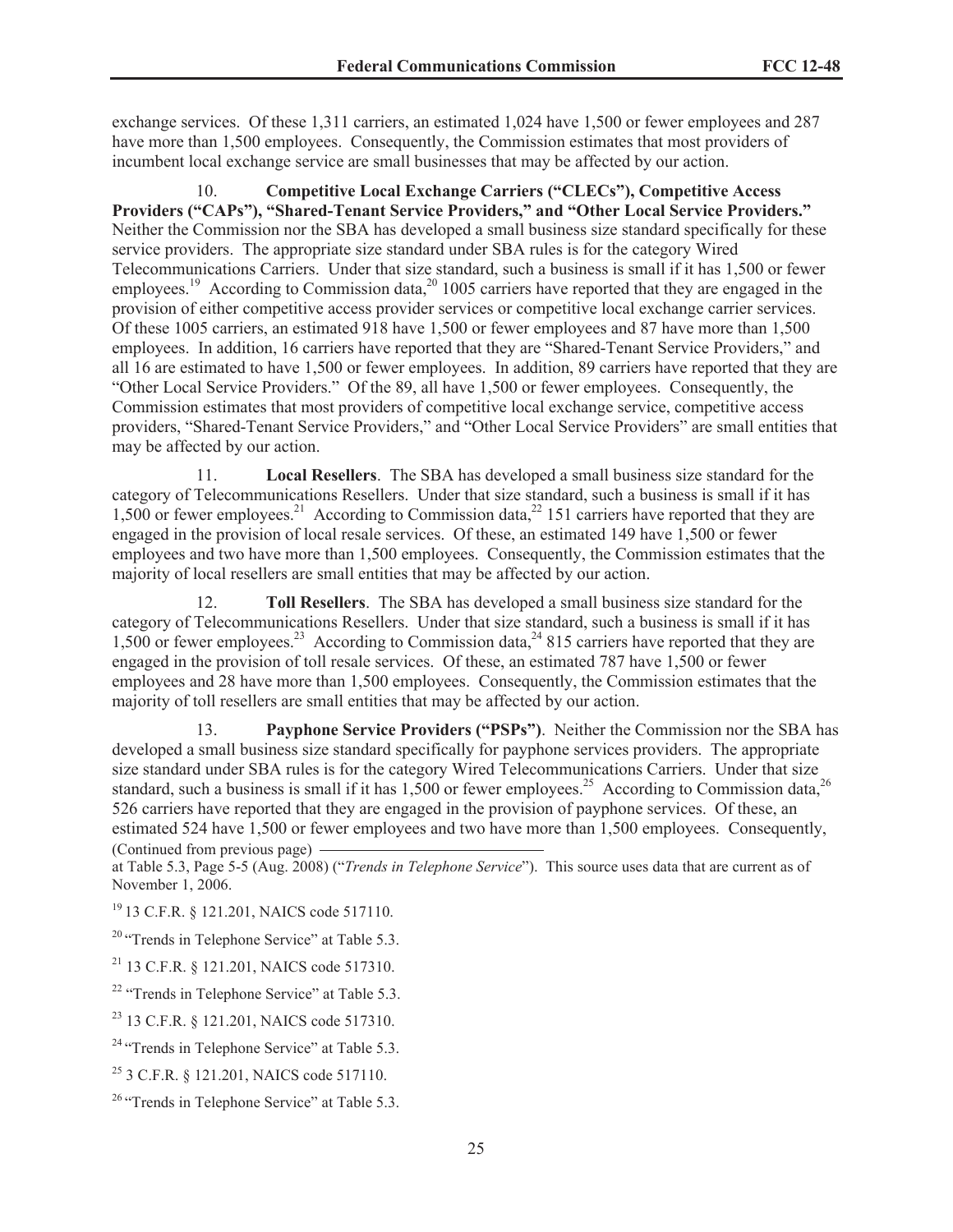exchange services. Of these 1,311 carriers, an estimated 1,024 have 1,500 or fewer employees and 287 have more than 1,500 employees. Consequently, the Commission estimates that most providers of incumbent local exchange service are small businesses that may be affected by our action.

10. **Competitive Local Exchange Carriers ("CLECs"), Competitive Access Providers ("CAPs"), "Shared-Tenant Service Providers," and "Other Local Service Providers."** Neither the Commission nor the SBA has developed a small business size standard specifically for these service providers. The appropriate size standard under SBA rules is for the category Wired Telecommunications Carriers. Under that size standard, such a business is small if it has 1,500 or fewer employees.[19] According to Commission data,[20] 1005 carriers have reported that they are engaged in the provision of either competitive access provider services or competitive local exchange carrier services. Of these 1005 carriers, an estimated 918 have 1,500 or fewer employees and 87 have more than 1,500 employees. In addition, 16 carriers have reported that they are "Shared-Tenant Service Providers," and all 16 are estimated to have 1,500 or fewer employees. In addition, 89 carriers have reported that they are "Other Local Service Providers." Of the 89, all have 1,500 or fewer employees. Consequently, the Commission estimates that most providers of competitive local exchange service, competitive access providers, "Shared-Tenant Service Providers," and "Other Local Service Providers" are small entities that may be affected by our action.

11. **Local Resellers**. The SBA has developed a small business size standard for the category of Telecommunications Resellers. Under that size standard, such a business is small if it has 1,500 or fewer employees.[21] According to Commission data,[22] 151 carriers have reported that they are engaged in the provision of local resale services. Of these, an estimated 149 have 1,500 or fewer employees and two have more than 1,500 employees. Consequently, the Commission estimates that the majority of local resellers are small entities that may be affected by our action.

12. **Toll Resellers**. The SBA has developed a small business size standard for the category of Telecommunications Resellers. Under that size standard, such a business is small if it has 1,500 or fewer employees.[23] According to Commission data,[24] 815 carriers have reported that they are engaged in the provision of toll resale services. Of these, an estimated 787 have 1,500 or fewer employees and 28 have more than 1,500 employees. Consequently, the Commission estimates that the majority of toll resellers are small entities that may be affected by our action.

13. **Payphone Service Providers ("PSPs")**. Neither the Commission nor the SBA has developed a small business size standard specifically for payphone services providers. The appropriate size standard under SBA rules is for the category Wired Telecommunications Carriers. Under that size standard, such a business is small if it has 1,500 or fewer employees.[25] According to Commission data,[26] 526 carriers have reported that they are engaged in the provision of payphone services. Of these, an estimated 524 have 1,500 or fewer employees and two have more than 1,500 employees. Consequently,

(Continued from previous page)
at Table 5.3, Page 5-5 (Aug. 2008) ("*Trends in Telephone Service*"). This source uses data that are current as of November 1, 2006.

[19] 13 C.F.R. § 121.201, NAICS code 517110.

[20] "Trends in Telephone Service" at Table 5.3.

[21] 13 C.F.R. § 121.201, NAICS code 517310.

[22] "Trends in Telephone Service" at Table 5.3.

[23] 13 C.F.R. § 121.201, NAICS code 517310.

[24] "Trends in Telephone Service" at Table 5.3.

[25] 3 C.F.R. § 121.201, NAICS code 517110.

[26] "Trends in Telephone Service" at Table 5.3.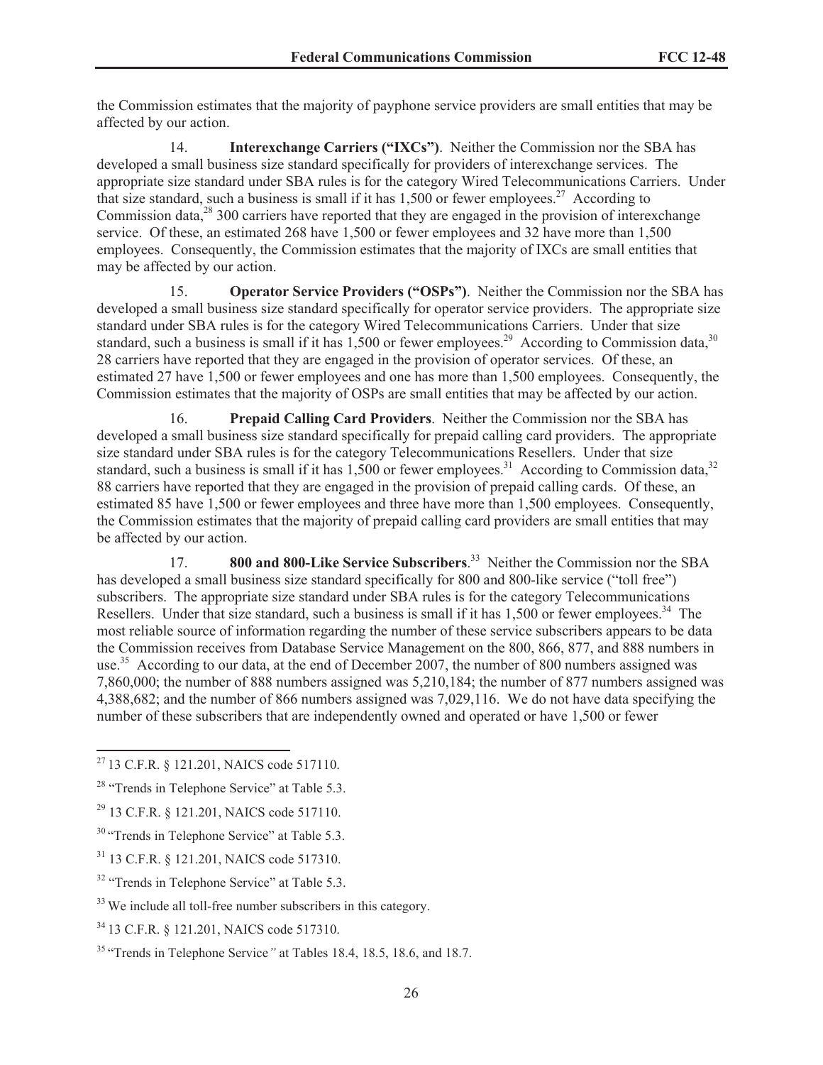the Commission estimates that the majority of payphone service providers are small entities that may be affected by our action.

14. **Interexchange Carriers ("IXCs")**. Neither the Commission nor the SBA has developed a small business size standard specifically for providers of interexchange services. The appropriate size standard under SBA rules is for the category Wired Telecommunications Carriers. Under that size standard, such a business is small if it has 1,500 or fewer employees.[27] According to Commission data,[28] 300 carriers have reported that they are engaged in the provision of interexchange service. Of these, an estimated 268 have 1,500 or fewer employees and 32 have more than 1,500 employees. Consequently, the Commission estimates that the majority of IXCs are small entities that may be affected by our action.

15. **Operator Service Providers ("OSPs")**. Neither the Commission nor the SBA has developed a small business size standard specifically for operator service providers. The appropriate size standard under SBA rules is for the category Wired Telecommunications Carriers. Under that size standard, such a business is small if it has 1,500 or fewer employees.[29] According to Commission data,[30] 28 carriers have reported that they are engaged in the provision of operator services. Of these, an estimated 27 have 1,500 or fewer employees and one has more than 1,500 employees. Consequently, the Commission estimates that the majority of OSPs are small entities that may be affected by our action.

16. **Prepaid Calling Card Providers**. Neither the Commission nor the SBA has developed a small business size standard specifically for prepaid calling card providers. The appropriate size standard under SBA rules is for the category Telecommunications Resellers. Under that size standard, such a business is small if it has 1,500 or fewer employees.[31] According to Commission data,[32] 88 carriers have reported that they are engaged in the provision of prepaid calling cards. Of these, an estimated 85 have 1,500 or fewer employees and three have more than 1,500 employees. Consequently, the Commission estimates that the majority of prepaid calling card providers are small entities that may be affected by our action.

17. **800 and 800-Like Service Subscribers**.[33] Neither the Commission nor the SBA has developed a small business size standard specifically for 800 and 800-like service ("toll free") subscribers. The appropriate size standard under SBA rules is for the category Telecommunications Resellers. Under that size standard, such a business is small if it has 1,500 or fewer employees.[34] The most reliable source of information regarding the number of these service subscribers appears to be data the Commission receives from Database Service Management on the 800, 866, 877, and 888 numbers in use.[35] According to our data, at the end of December 2007, the number of 800 numbers assigned was 7,860,000; the number of 888 numbers assigned was 5,210,184; the number of 877 numbers assigned was 4,388,682; and the number of 866 numbers assigned was 7,029,116. We do not have data specifying the number of these subscribers that are independently owned and operated or have 1,500 or fewer

---

[27] 13 C.F.R. § 121.201, NAICS code 517110.

[28] "Trends in Telephone Service" at Table 5.3.

[29] 13 C.F.R. § 121.201, NAICS code 517110.

[30] "Trends in Telephone Service" at Table 5.3.

[31] 13 C.F.R. § 121.201, NAICS code 517310.

[32] "Trends in Telephone Service" at Table 5.3.

[33] We include all toll-free number subscribers in this category.

[34] 13 C.F.R. § 121.201, NAICS code 517310.

[35] "Trends in Telephone Service" at Tables 18.4, 18.5, 18.6, and 18.7.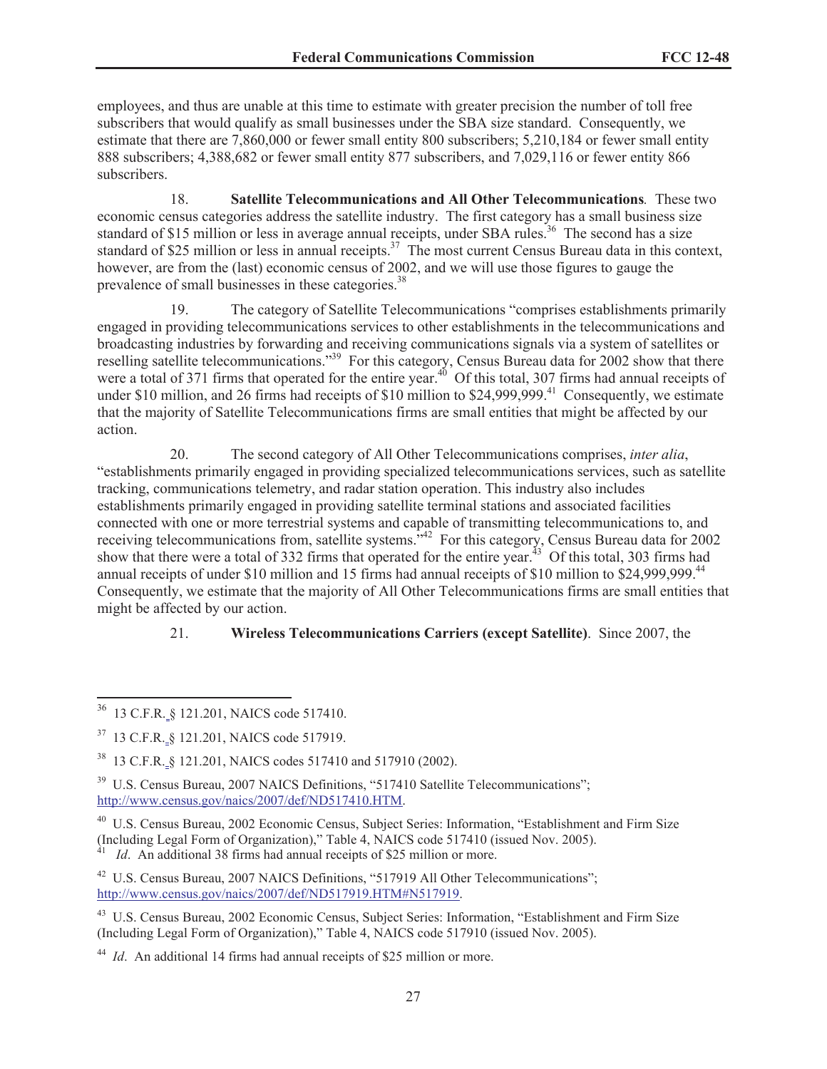employees, and thus are unable at this time to estimate with greater precision the number of toll free subscribers that would qualify as small businesses under the SBA size standard. Consequently, we estimate that there are 7,860,000 or fewer small entity 800 subscribers; 5,210,184 or fewer small entity 888 subscribers; 4,388,682 or fewer small entity 877 subscribers, and 7,029,116 or fewer entity 866 subscribers.

18. **Satellite Telecommunications and All Other Telecommunications**. These two economic census categories address the satellite industry. The first category has a small business size standard of $15 million or less in average annual receipts, under SBA rules.[36] The second has a size standard of $25 million or less in annual receipts.[37] The most current Census Bureau data in this context, however, are from the (last) economic census of 2002, and we will use those figures to gauge the prevalence of small businesses in these categories.[38]

19. The category of Satellite Telecommunications "comprises establishments primarily engaged in providing telecommunications services to other establishments in the telecommunications and broadcasting industries by forwarding and receiving communications signals via a system of satellites or reselling satellite telecommunications."[39] For this category, Census Bureau data for 2002 show that there were a total of 371 firms that operated for the entire year.[40] Of this total, 307 firms had annual receipts of under $10 million, and 26 firms had receipts of $10 million to $24,999,999.[41] Consequently, we estimate that the majority of Satellite Telecommunications firms are small entities that might be affected by our action.

20. The second category of All Other Telecommunications comprises, *inter alia*, "establishments primarily engaged in providing specialized telecommunications services, such as satellite tracking, communications telemetry, and radar station operation. This industry also includes establishments primarily engaged in providing satellite terminal stations and associated facilities connected with one or more terrestrial systems and capable of transmitting telecommunications to, and receiving telecommunications from, satellite systems."[42] For this category, Census Bureau data for 2002 show that there were a total of 332 firms that operated for the entire year.[43] Of this total, 303 firms had annual receipts of under $10 million and 15 firms had annual receipts of $10 million to $24,999,999.[44] Consequently, we estimate that the majority of All Other Telecommunications firms are small entities that might be affected by our action.

21. **Wireless Telecommunications Carriers (except Satellite)**. Since 2007, the

---

[36] 13 C.F.R. § 121.201, NAICS code 517410.

[37] 13 C.F.R. § 121.201, NAICS code 517919.

[38] 13 C.F.R. § 121.201, NAICS codes 517410 and 517910 (2002).

[39] U.S. Census Bureau, 2007 NAICS Definitions, "517410 Satellite Telecommunications"; http://www.census.gov/naics/2007/def/ND517410.HTM.

[40] U.S. Census Bureau, 2002 Economic Census, Subject Series: Information, "Establishment and Firm Size (Including Legal Form of Organization)," Table 4, NAICS code 517410 (issued Nov. 2005).

[41] *Id*. An additional 38 firms had annual receipts of $25 million or more.

[42] U.S. Census Bureau, 2007 NAICS Definitions, "517919 All Other Telecommunications"; http://www.census.gov/naics/2007/def/ND517919.HTM#N517919.

[43] U.S. Census Bureau, 2002 Economic Census, Subject Series: Information, "Establishment and Firm Size (Including Legal Form of Organization)," Table 4, NAICS code 517910 (issued Nov. 2005).

[44] *Id*. An additional 14 firms had annual receipts of $25 million or more.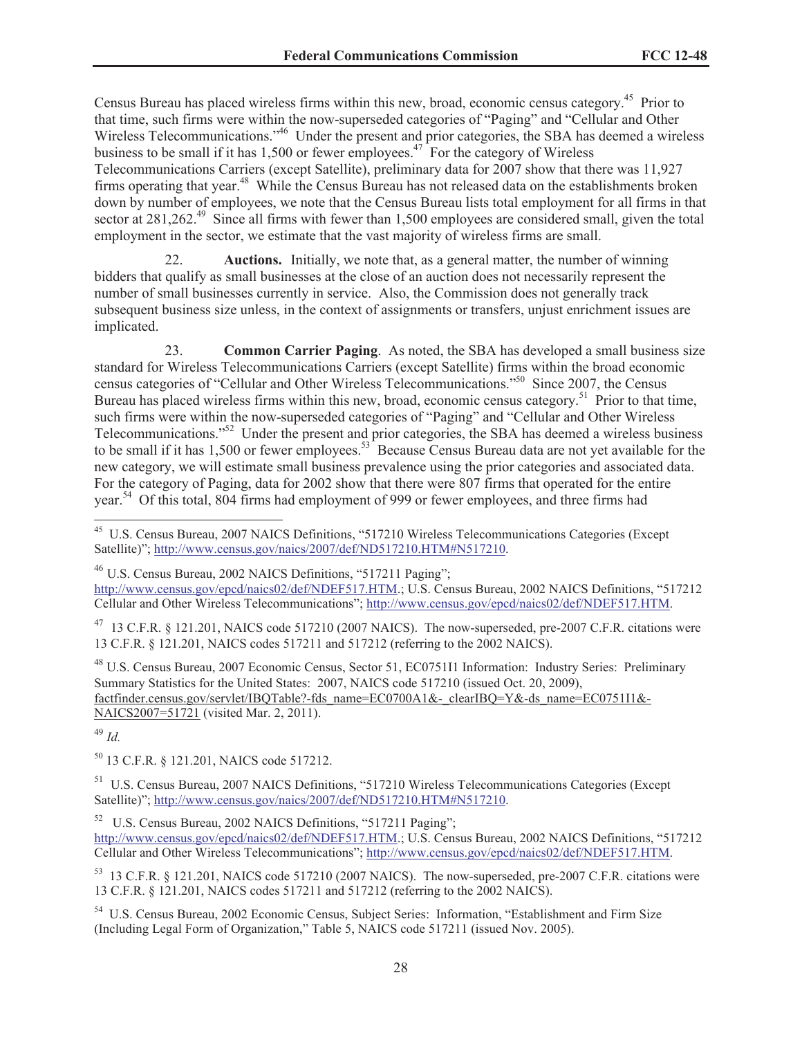Census Bureau has placed wireless firms within this new, broad, economic census category.[45] Prior to that time, such firms were within the now-superseded categories of "Paging" and "Cellular and Other Wireless Telecommunications."[46] Under the present and prior categories, the SBA has deemed a wireless business to be small if it has 1,500 or fewer employees.[47] For the category of Wireless Telecommunications Carriers (except Satellite), preliminary data for 2007 show that there was 11,927 firms operating that year.[48] While the Census Bureau has not released data on the establishments broken down by number of employees, we note that the Census Bureau lists total employment for all firms in that sector at 281,262.[49] Since all firms with fewer than 1,500 employees are considered small, given the total employment in the sector, we estimate that the vast majority of wireless firms are small.

22. **Auctions.** Initially, we note that, as a general matter, the number of winning bidders that qualify as small businesses at the close of an auction does not necessarily represent the number of small businesses currently in service. Also, the Commission does not generally track subsequent business size unless, in the context of assignments or transfers, unjust enrichment issues are implicated.

23. **Common Carrier Paging**. As noted, the SBA has developed a small business size standard for Wireless Telecommunications Carriers (except Satellite) firms within the broad economic census categories of "Cellular and Other Wireless Telecommunications."[50] Since 2007, the Census Bureau has placed wireless firms within this new, broad, economic census category.[51] Prior to that time, such firms were within the now-superseded categories of "Paging" and "Cellular and Other Wireless Telecommunications."[52] Under the present and prior categories, the SBA has deemed a wireless business to be small if it has 1,500 or fewer employees.[53] Because Census Bureau data are not yet available for the new category, we will estimate small business prevalence using the prior categories and associated data. For the category of Paging, data for 2002 show that there were 807 firms that operated for the entire year.[54] Of this total, 804 firms had employment of 999 or fewer employees, and three firms had

---

[45] U.S. Census Bureau, 2007 NAICS Definitions, "517210 Wireless Telecommunications Categories (Except Satellite)"; http://www.census.gov/naics/2007/def/ND517210.HTM#N517210.

[46] U.S. Census Bureau, 2002 NAICS Definitions, "517211 Paging"; http://www.census.gov/epcd/naics02/def/NDEF517.HTM.; U.S. Census Bureau, 2002 NAICS Definitions, "517212 Cellular and Other Wireless Telecommunications"; http://www.census.gov/epcd/naics02/def/NDEF517.HTM.

[47] 13 C.F.R. § 121.201, NAICS code 517210 (2007 NAICS). The now-superseded, pre-2007 C.F.R. citations were 13 C.F.R. § 121.201, NAICS codes 517211 and 517212 (referring to the 2002 NAICS).

[48] U.S. Census Bureau, 2007 Economic Census, Sector 51, EC0751I1 Information: Industry Series: Preliminary Summary Statistics for the United States: 2007, NAICS code 517210 (issued Oct. 20, 2009), factfinder.census.gov/servlet/IBQTable?-fds_name=EC0700A1&-_clearIBQ=Y&-ds_name=EC0751I1&-NAICS2007=51721 (visited Mar. 2, 2011).

[49] *Id.*

[50] 13 C.F.R. § 121.201, NAICS code 517212.

[51] U.S. Census Bureau, 2007 NAICS Definitions, "517210 Wireless Telecommunications Categories (Except Satellite)"; http://www.census.gov/naics/2007/def/ND517210.HTM#N517210.

[52] U.S. Census Bureau, 2002 NAICS Definitions, "517211 Paging"; http://www.census.gov/epcd/naics02/def/NDEF517.HTM.; U.S. Census Bureau, 2002 NAICS Definitions, "517212 Cellular and Other Wireless Telecommunications"; http://www.census.gov/epcd/naics02/def/NDEF517.HTM.

[53] 13 C.F.R. § 121.201, NAICS code 517210 (2007 NAICS). The now-superseded, pre-2007 C.F.R. citations were 13 C.F.R. § 121.201, NAICS codes 517211 and 517212 (referring to the 2002 NAICS).

[54] U.S. Census Bureau, 2002 Economic Census, Subject Series: Information, "Establishment and Firm Size (Including Legal Form of Organization," Table 5, NAICS code 517211 (issued Nov. 2005).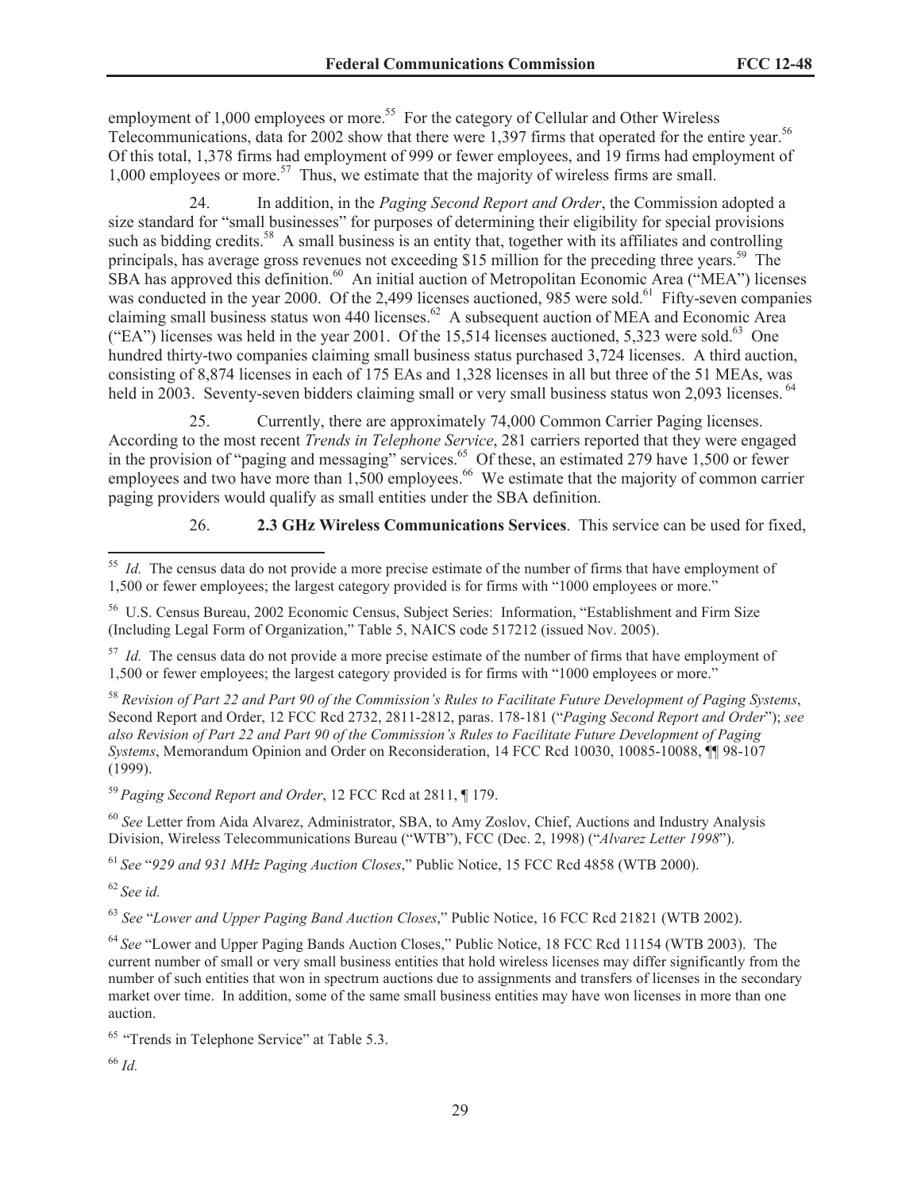employment of 1,000 employees or more.[55] For the category of Cellular and Other Wireless Telecommunications, data for 2002 show that there were 1,397 firms that operated for the entire year.[56] Of this total, 1,378 firms had employment of 999 or fewer employees, and 19 firms had employment of 1,000 employees or more.[57] Thus, we estimate that the majority of wireless firms are small.

24. In addition, in the *Paging Second Report and Order*, the Commission adopted a size standard for "small businesses" for purposes of determining their eligibility for special provisions such as bidding credits.[58] A small business is an entity that, together with its affiliates and controlling principals, has average gross revenues not exceeding $15 million for the preceding three years.[59] The SBA has approved this definition.[60] An initial auction of Metropolitan Economic Area ("MEA") licenses was conducted in the year 2000. Of the 2,499 licenses auctioned, 985 were sold.[61] Fifty-seven companies claiming small business status won 440 licenses.[62] A subsequent auction of MEA and Economic Area ("EA") licenses was held in the year 2001. Of the 15,514 licenses auctioned, 5,323 were sold.[63] One hundred thirty-two companies claiming small business status purchased 3,724 licenses. A third auction, consisting of 8,874 licenses in each of 175 EAs and 1,328 licenses in all but three of the 51 MEAs, was held in 2003. Seventy-seven bidders claiming small or very small business status won 2,093 licenses.[64]

25. Currently, there are approximately 74,000 Common Carrier Paging licenses. According to the most recent *Trends in Telephone Service*, 281 carriers reported that they were engaged in the provision of "paging and messaging" services.[65] Of these, an estimated 279 have 1,500 or fewer employees and two have more than 1,500 employees.[66] We estimate that the majority of common carrier paging providers would qualify as small entities under the SBA definition.

26. **2.3 GHz Wireless Communications Services**. This service can be used for fixed,

---

[55] *Id.* The census data do not provide a more precise estimate of the number of firms that have employment of 1,500 or fewer employees; the largest category provided is for firms with "1000 employees or more."

[56] U.S. Census Bureau, 2002 Economic Census, Subject Series: Information, "Establishment and Firm Size (Including Legal Form of Organization," Table 5, NAICS code 517212 (issued Nov. 2005).

[57] *Id.* The census data do not provide a more precise estimate of the number of firms that have employment of 1,500 or fewer employees; the largest category provided is for firms with "1000 employees or more."

[58] *Revision of Part 22 and Part 90 of the Commission's Rules to Facilitate Future Development of Paging Systems*, Second Report and Order, 12 FCC Rcd 2732, 2811-2812, paras. 178-181 ("*Paging Second Report and Order*"); *see also Revision of Part 22 and Part 90 of the Commission's Rules to Facilitate Future Development of Paging Systems*, Memorandum Opinion and Order on Reconsideration, 14 FCC Rcd 10030, 10085-10088, ¶¶ 98-107 (1999).

[59] *Paging Second Report and Order*, 12 FCC Rcd at 2811, ¶ 179.

[60] *See* Letter from Aida Alvarez, Administrator, SBA, to Amy Zoslov, Chief, Auctions and Industry Analysis Division, Wireless Telecommunications Bureau ("WTB"), FCC (Dec. 2, 1998) ("*Alvarez Letter 1998*").

[61] *See* "*929 and 931 MHz Paging Auction Closes*," Public Notice, 15 FCC Rcd 4858 (WTB 2000).

[62] *See id.*

[63] *See* "*Lower and Upper Paging Band Auction Closes*," Public Notice, 16 FCC Rcd 21821 (WTB 2002).

[64] *See* "Lower and Upper Paging Bands Auction Closes," Public Notice, 18 FCC Rcd 11154 (WTB 2003). The current number of small or very small business entities that hold wireless licenses may differ significantly from the number of such entities that won in spectrum auctions due to assignments and transfers of licenses in the secondary market over time. In addition, some of the same small business entities may have won licenses in more than one auction.

[65] "Trends in Telephone Service" at Table 5.3.

[66] *Id.*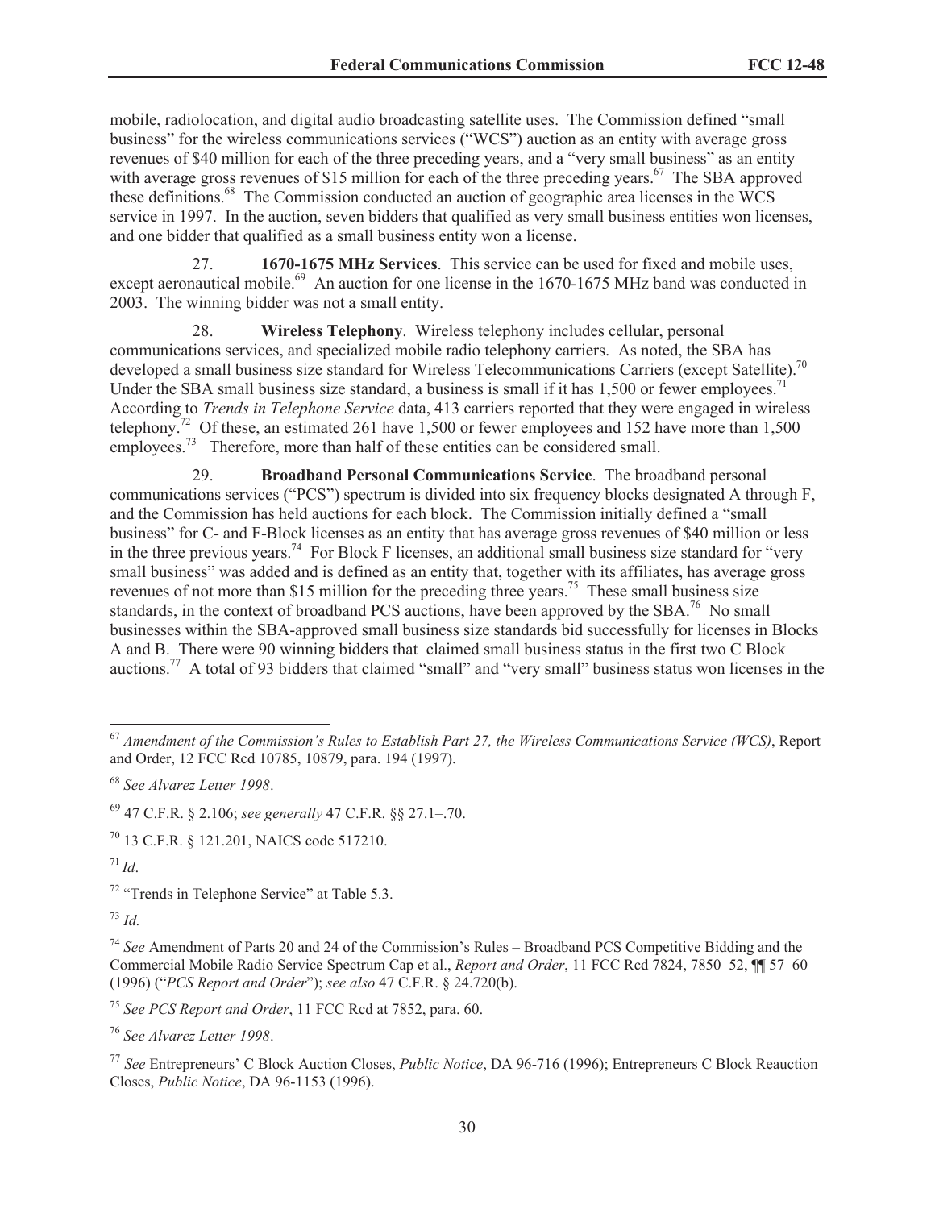mobile, radiolocation, and digital audio broadcasting satellite uses. The Commission defined "small business" for the wireless communications services ("WCS") auction as an entity with average gross revenues of $40 million for each of the three preceding years, and a "very small business" as an entity with average gross revenues of $15 million for each of the three preceding years.[67] The SBA approved these definitions.[68] The Commission conducted an auction of geographic area licenses in the WCS service in 1997. In the auction, seven bidders that qualified as very small business entities won licenses, and one bidder that qualified as a small business entity won a license.

27. **1670-1675 MHz Services**. This service can be used for fixed and mobile uses, except aeronautical mobile.[69] An auction for one license in the 1670-1675 MHz band was conducted in 2003. The winning bidder was not a small entity.

28. **Wireless Telephony**. Wireless telephony includes cellular, personal communications services, and specialized mobile radio telephony carriers. As noted, the SBA has developed a small business size standard for Wireless Telecommunications Carriers (except Satellite).[70] Under the SBA small business size standard, a business is small if it has 1,500 or fewer employees.[71] According to *Trends in Telephone Service* data, 413 carriers reported that they were engaged in wireless telephony.[72] Of these, an estimated 261 have 1,500 or fewer employees and 152 have more than 1,500 employees.[73] Therefore, more than half of these entities can be considered small.

29. **Broadband Personal Communications Service**. The broadband personal communications services ("PCS") spectrum is divided into six frequency blocks designated A through F, and the Commission has held auctions for each block. The Commission initially defined a "small business" for C- and F-Block licenses as an entity that has average gross revenues of $40 million or less in the three previous years.[74] For Block F licenses, an additional small business size standard for "very small business" was added and is defined as an entity that, together with its affiliates, has average gross revenues of not more than $15 million for the preceding three years.[75] These small business size standards, in the context of broadband PCS auctions, have been approved by the SBA.[76] No small businesses within the SBA-approved small business size standards bid successfully for licenses in Blocks A and B. There were 90 winning bidders that claimed small business status in the first two C Block auctions.[77] A total of 93 bidders that claimed "small" and "very small" business status won licenses in the

---

[67] *Amendment of the Commission's Rules to Establish Part 27, the Wireless Communications Service (WCS)*, Report and Order, 12 FCC Rcd 10785, 10879, para. 194 (1997).

[68] *See Alvarez Letter 1998*.

[69] 47 C.F.R. § 2.106; *see generally* 47 C.F.R. §§ 27.1–.70.

[70] 13 C.F.R. § 121.201, NAICS code 517210.

[71] *Id*.

[72] "Trends in Telephone Service" at Table 5.3.

[73] *Id.*

[74] *See* Amendment of Parts 20 and 24 of the Commission's Rules – Broadband PCS Competitive Bidding and the Commercial Mobile Radio Service Spectrum Cap et al., *Report and Order*, 11 FCC Rcd 7824, 7850–52, ¶¶ 57–60 (1996) ("*PCS Report and Order*"); *see also* 47 C.F.R. § 24.720(b).

[75] *See PCS Report and Order*, 11 FCC Rcd at 7852, para. 60.

[76] *See Alvarez Letter 1998*.

[77] *See* Entrepreneurs' C Block Auction Closes, *Public Notice*, DA 96-716 (1996); Entrepreneurs C Block Reauction Closes, *Public Notice*, DA 96-1153 (1996).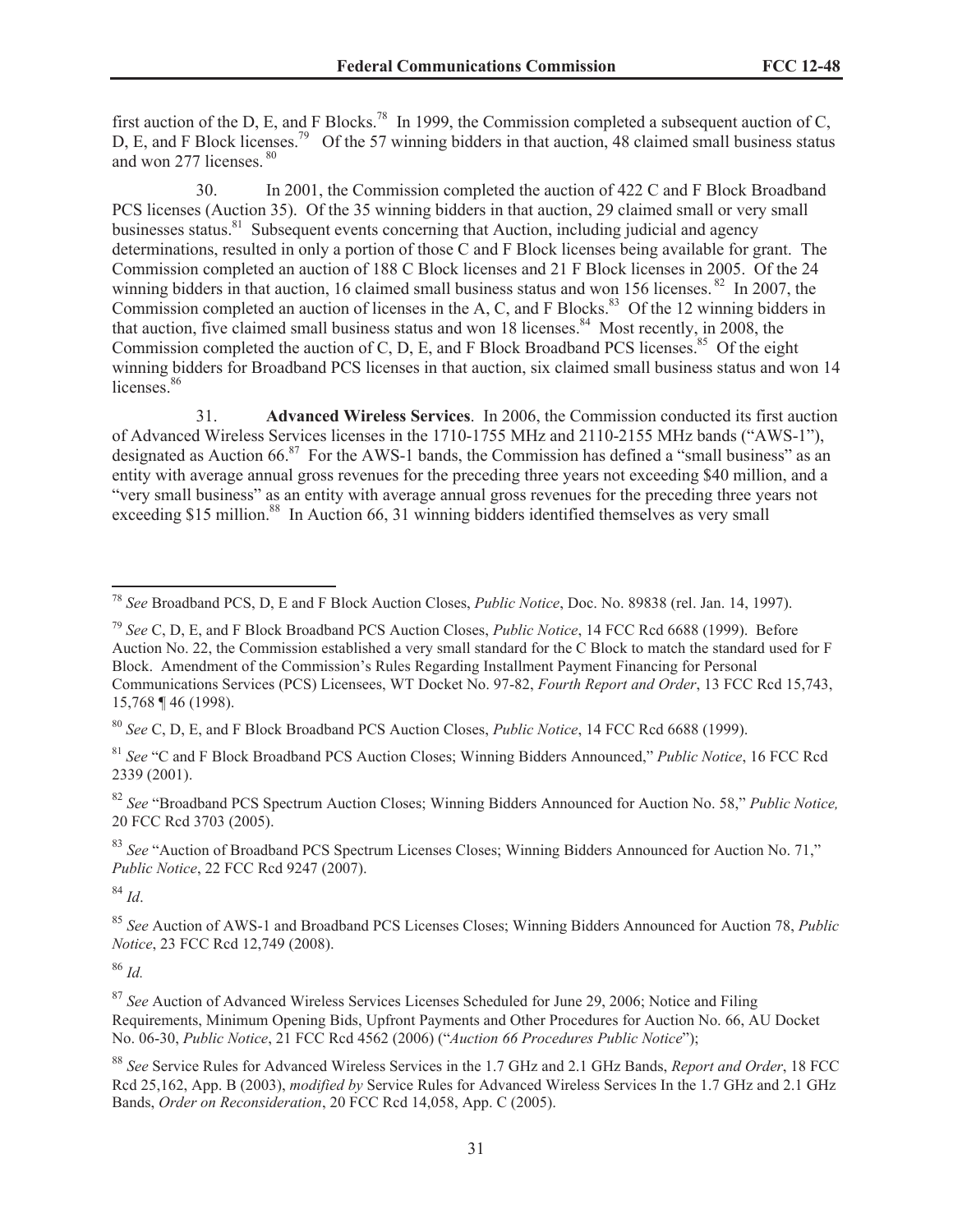first auction of the D, E, and F Blocks.[78] In 1999, the Commission completed a subsequent auction of C, D, E, and F Block licenses.[79] Of the 57 winning bidders in that auction, 48 claimed small business status and won 277 licenses.[80]

30. In 2001, the Commission completed the auction of 422 C and F Block Broadband PCS licenses (Auction 35). Of the 35 winning bidders in that auction, 29 claimed small or very small businesses status.[81] Subsequent events concerning that Auction, including judicial and agency determinations, resulted in only a portion of those C and F Block licenses being available for grant. The Commission completed an auction of 188 C Block licenses and 21 F Block licenses in 2005. Of the 24 winning bidders in that auction, 16 claimed small business status and won 156 licenses.[82] In 2007, the Commission completed an auction of licenses in the A, C, and F Blocks.[83] Of the 12 winning bidders in that auction, five claimed small business status and won 18 licenses.[84] Most recently, in 2008, the Commission completed the auction of C, D, E, and F Block Broadband PCS licenses.[85] Of the eight winning bidders for Broadband PCS licenses in that auction, six claimed small business status and won 14 licenses.[86]

31. **Advanced Wireless Services**. In 2006, the Commission conducted its first auction of Advanced Wireless Services licenses in the 1710-1755 MHz and 2110-2155 MHz bands ("AWS-1"), designated as Auction 66.[87] For the AWS-1 bands, the Commission has defined a "small business" as an entity with average annual gross revenues for the preceding three years not exceeding $40 million, and a "very small business" as an entity with average annual gross revenues for the preceding three years not exceeding $15 million.[88] In Auction 66, 31 winning bidders identified themselves as very small

---

[78] *See* Broadband PCS, D, E and F Block Auction Closes, *Public Notice*, Doc. No. 89838 (rel. Jan. 14, 1997).

[79] *See* C, D, E, and F Block Broadband PCS Auction Closes, *Public Notice*, 14 FCC Rcd 6688 (1999). Before Auction No. 22, the Commission established a very small standard for the C Block to match the standard used for F Block. Amendment of the Commission's Rules Regarding Installment Payment Financing for Personal Communications Services (PCS) Licensees, WT Docket No. 97-82, *Fourth Report and Order*, 13 FCC Rcd 15,743, 15,768 ¶ 46 (1998).

[80] *See* C, D, E, and F Block Broadband PCS Auction Closes, *Public Notice*, 14 FCC Rcd 6688 (1999).

[81] *See* "C and F Block Broadband PCS Auction Closes; Winning Bidders Announced," *Public Notice*, 16 FCC Rcd 2339 (2001).

[82] *See* "Broadband PCS Spectrum Auction Closes; Winning Bidders Announced for Auction No. 58," *Public Notice,* 20 FCC Rcd 3703 (2005).

[83] *See* "Auction of Broadband PCS Spectrum Licenses Closes; Winning Bidders Announced for Auction No. 71," *Public Notice*, 22 FCC Rcd 9247 (2007).

[84] *Id*.

[85] *See* Auction of AWS-1 and Broadband PCS Licenses Closes; Winning Bidders Announced for Auction 78, *Public Notice*, 23 FCC Rcd 12,749 (2008).

[86] *Id.*

[87] *See* Auction of Advanced Wireless Services Licenses Scheduled for June 29, 2006; Notice and Filing Requirements, Minimum Opening Bids, Upfront Payments and Other Procedures for Auction No. 66, AU Docket No. 06-30, *Public Notice*, 21 FCC Rcd 4562 (2006) ("*Auction 66 Procedures Public Notice*");

[88] *See* Service Rules for Advanced Wireless Services in the 1.7 GHz and 2.1 GHz Bands, *Report and Order*, 18 FCC Rcd 25,162, App. B (2003), *modified by* Service Rules for Advanced Wireless Services In the 1.7 GHz and 2.1 GHz Bands, *Order on Reconsideration*, 20 FCC Rcd 14,058, App. C (2005).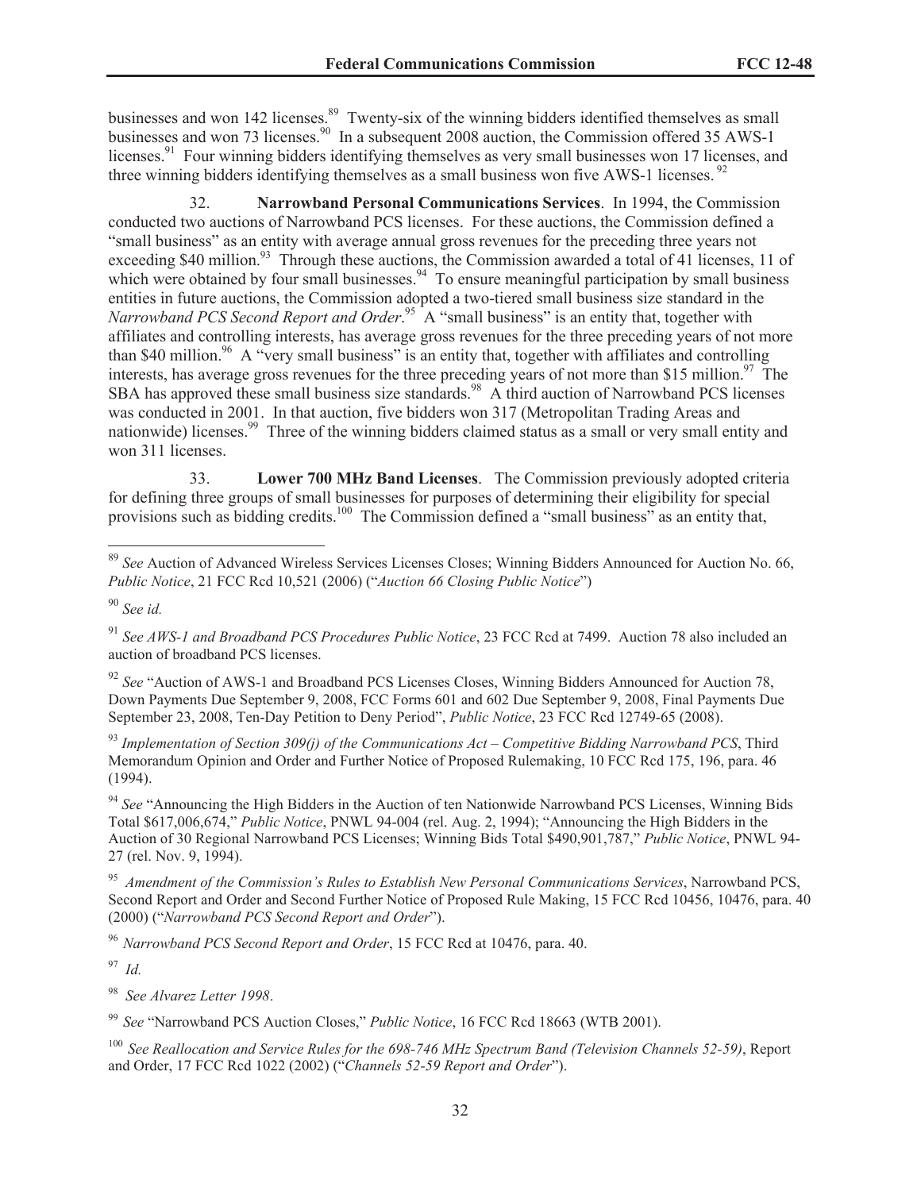businesses and won 142 licenses.[89] Twenty-six of the winning bidders identified themselves as small businesses and won 73 licenses.[90] In a subsequent 2008 auction, the Commission offered 35 AWS-1 licenses.[91] Four winning bidders identifying themselves as very small businesses won 17 licenses, and three winning bidders identifying themselves as a small business won five AWS-1 licenses.[92]

32. **Narrowband Personal Communications Services**. In 1994, the Commission conducted two auctions of Narrowband PCS licenses. For these auctions, the Commission defined a "small business" as an entity with average annual gross revenues for the preceding three years not exceeding $40 million.[93] Through these auctions, the Commission awarded a total of 41 licenses, 11 of which were obtained by four small businesses.[94] To ensure meaningful participation by small business entities in future auctions, the Commission adopted a two-tiered small business size standard in the *Narrowband PCS Second Report and Order*.[95] A "small business" is an entity that, together with affiliates and controlling interests, has average gross revenues for the three preceding years of not more than $40 million.[96] A "very small business" is an entity that, together with affiliates and controlling interests, has average gross revenues for the three preceding years of not more than $15 million.[97] The SBA has approved these small business size standards.[98] A third auction of Narrowband PCS licenses was conducted in 2001. In that auction, five bidders won 317 (Metropolitan Trading Areas and nationwide) licenses.[99] Three of the winning bidders claimed status as a small or very small entity and won 311 licenses.

33. **Lower 700 MHz Band Licenses**. The Commission previously adopted criteria for defining three groups of small businesses for purposes of determining their eligibility for special provisions such as bidding credits.[100] The Commission defined a "small business" as an entity that,

---

[89] *See* Auction of Advanced Wireless Services Licenses Closes; Winning Bidders Announced for Auction No. 66, *Public Notice*, 21 FCC Rcd 10,521 (2006) ("*Auction 66 Closing Public Notice*")

[90] *See id.*

[91] *See AWS-1 and Broadband PCS Procedures Public Notice*, 23 FCC Rcd at 7499. Auction 78 also included an auction of broadband PCS licenses.

[92] *See* "Auction of AWS-1 and Broadband PCS Licenses Closes, Winning Bidders Announced for Auction 78, Down Payments Due September 9, 2008, FCC Forms 601 and 602 Due September 9, 2008, Final Payments Due September 23, 2008, Ten-Day Petition to Deny Period", *Public Notice*, 23 FCC Rcd 12749-65 (2008).

[93] *Implementation of Section 309(j) of the Communications Act – Competitive Bidding Narrowband PCS*, Third Memorandum Opinion and Order and Further Notice of Proposed Rulemaking, 10 FCC Rcd 175, 196, para. 46 (1994).

[94] *See* "Announcing the High Bidders in the Auction of ten Nationwide Narrowband PCS Licenses, Winning Bids Total $617,006,674," *Public Notice*, PNWL 94-004 (rel. Aug. 2, 1994); "Announcing the High Bidders in the Auction of 30 Regional Narrowband PCS Licenses; Winning Bids Total $490,901,787," *Public Notice*, PNWL 94-27 (rel. Nov. 9, 1994).

[95] *Amendment of the Commission's Rules to Establish New Personal Communications Services*, Narrowband PCS, Second Report and Order and Second Further Notice of Proposed Rule Making, 15 FCC Rcd 10456, 10476, para. 40 (2000) ("*Narrowband PCS Second Report and Order*").

[96] *Narrowband PCS Second Report and Order*, 15 FCC Rcd at 10476, para. 40.

[97] *Id.*

[98] *See Alvarez Letter 1998*.

[99] *See* "Narrowband PCS Auction Closes," *Public Notice*, 16 FCC Rcd 18663 (WTB 2001).

[100] *See Reallocation and Service Rules for the 698-746 MHz Spectrum Band (Television Channels 52-59)*, Report and Order, 17 FCC Rcd 1022 (2002) ("*Channels 52-59 Report and Order*").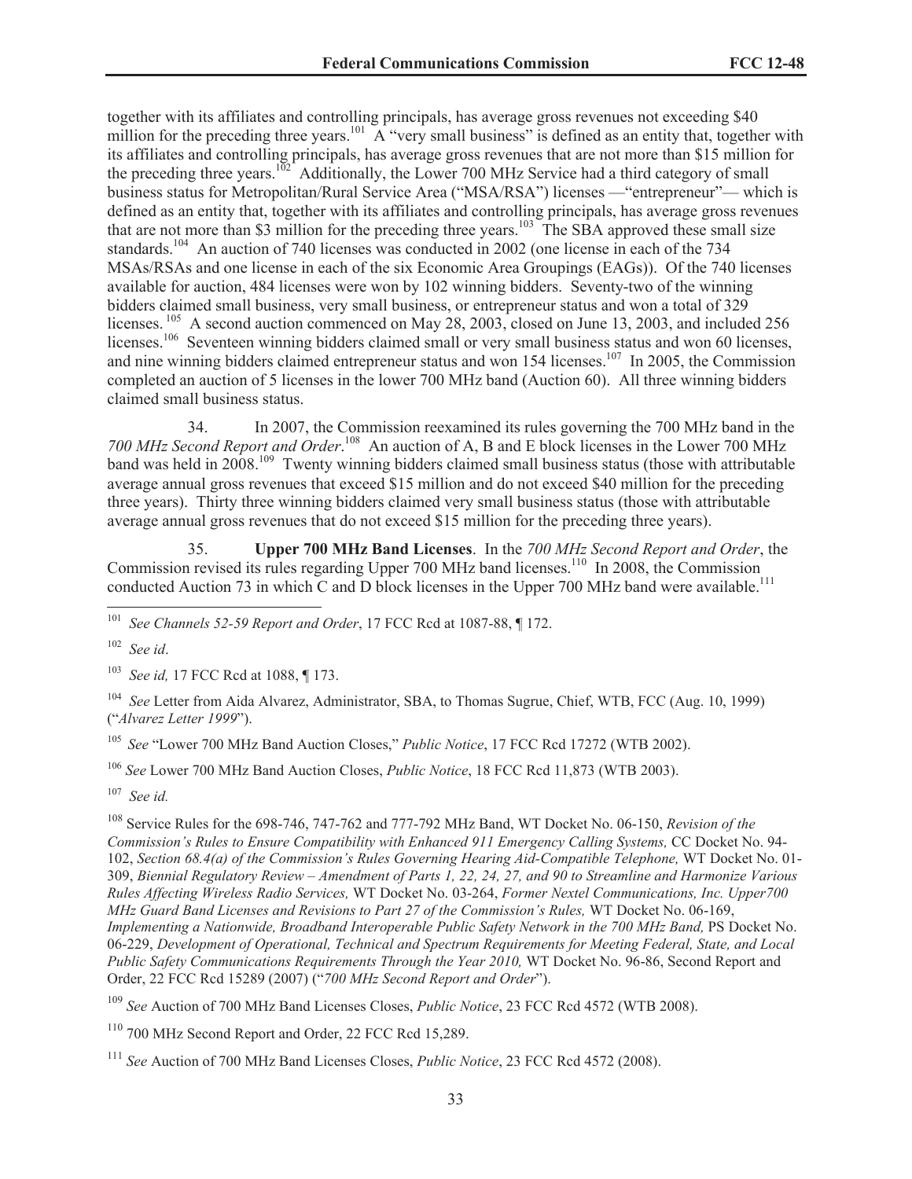together with its affiliates and controlling principals, has average gross revenues not exceeding $40 million for the preceding three years.[101] A "very small business" is defined as an entity that, together with its affiliates and controlling principals, has average gross revenues that are not more than $15 million for the preceding three years.[102] Additionally, the Lower 700 MHz Service had a third category of small business status for Metropolitan/Rural Service Area ("MSA/RSA") licenses —"entrepreneur"— which is defined as an entity that, together with its affiliates and controlling principals, has average gross revenues that are not more than $3 million for the preceding three years.[103] The SBA approved these small size standards.[104] An auction of 740 licenses was conducted in 2002 (one license in each of the 734 MSAs/RSAs and one license in each of the six Economic Area Groupings (EAGs)). Of the 740 licenses available for auction, 484 licenses were won by 102 winning bidders. Seventy-two of the winning bidders claimed small business, very small business, or entrepreneur status and won a total of 329 licenses.[105] A second auction commenced on May 28, 2003, closed on June 13, 2003, and included 256 licenses.[106] Seventeen winning bidders claimed small or very small business status and won 60 licenses, and nine winning bidders claimed entrepreneur status and won 154 licenses.[107] In 2005, the Commission completed an auction of 5 licenses in the lower 700 MHz band (Auction 60). All three winning bidders claimed small business status.

34. In 2007, the Commission reexamined its rules governing the 700 MHz band in the *700 MHz Second Report and Order*.[108] An auction of A, B and E block licenses in the Lower 700 MHz band was held in 2008.[109] Twenty winning bidders claimed small business status (those with attributable average annual gross revenues that exceed $15 million and do not exceed $40 million for the preceding three years). Thirty three winning bidders claimed very small business status (those with attributable average annual gross revenues that do not exceed $15 million for the preceding three years).

35. **Upper 700 MHz Band Licenses**. In the *700 MHz Second Report and Order*, the Commission revised its rules regarding Upper 700 MHz band licenses.[110] In 2008, the Commission conducted Auction 73 in which C and D block licenses in the Upper 700 MHz band were available.[111]

---

[101] *See Channels 52-59 Report and Order*, 17 FCC Rcd at 1087-88, ¶ 172.

[102] *See id*.

[103] *See id,* 17 FCC Rcd at 1088, ¶ 173.

[104] *See* Letter from Aida Alvarez, Administrator, SBA, to Thomas Sugrue, Chief, WTB, FCC (Aug. 10, 1999) ("*Alvarez Letter 1999*").

[105] *See* "Lower 700 MHz Band Auction Closes," *Public Notice*, 17 FCC Rcd 17272 (WTB 2002).

[106] *See* Lower 700 MHz Band Auction Closes, *Public Notice*, 18 FCC Rcd 11,873 (WTB 2003).

[107] *See id.*

[108] Service Rules for the 698-746, 747-762 and 777-792 MHz Band, WT Docket No. 06-150, *Revision of the Commission's Rules to Ensure Compatibility with Enhanced 911 Emergency Calling Systems,* CC Docket No. 94-102, *Section 68.4(a) of the Commission's Rules Governing Hearing Aid-Compatible Telephone,* WT Docket No. 01-309, *Biennial Regulatory Review – Amendment of Parts 1, 22, 24, 27, and 90 to Streamline and Harmonize Various Rules Affecting Wireless Radio Services,* WT Docket No. 03-264, *Former Nextel Communications, Inc. Upper700 MHz Guard Band Licenses and Revisions to Part 27 of the Commission's Rules,* WT Docket No. 06-169, *Implementing a Nationwide, Broadband Interoperable Public Safety Network in the 700 MHz Band,* PS Docket No. 06-229, *Development of Operational, Technical and Spectrum Requirements for Meeting Federal, State, and Local Public Safety Communications Requirements Through the Year 2010,* WT Docket No. 96-86, Second Report and Order, 22 FCC Rcd 15289 (2007) ("*700 MHz Second Report and Order*").

[109] *See* Auction of 700 MHz Band Licenses Closes, *Public Notice*, 23 FCC Rcd 4572 (WTB 2008).

[110] 700 MHz Second Report and Order, 22 FCC Rcd 15,289.

[111] *See* Auction of 700 MHz Band Licenses Closes, *Public Notice*, 23 FCC Rcd 4572 (2008).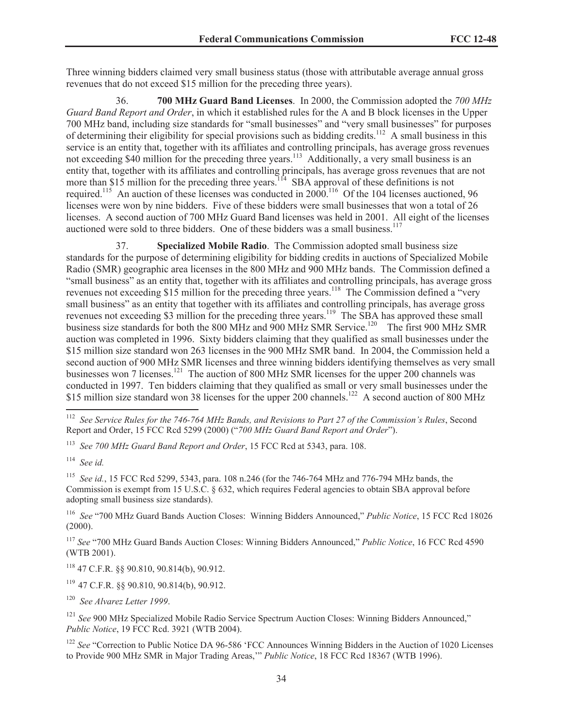Three winning bidders claimed very small business status (those with attributable average annual gross revenues that do not exceed $15 million for the preceding three years).

36. **700 MHz Guard Band Licenses**. In 2000, the Commission adopted the *700 MHz Guard Band Report and Order*, in which it established rules for the A and B block licenses in the Upper 700 MHz band, including size standards for "small businesses" and "very small businesses" for purposes of determining their eligibility for special provisions such as bidding credits.[112] A small business in this service is an entity that, together with its affiliates and controlling principals, has average gross revenues not exceeding $40 million for the preceding three years.[113] Additionally, a very small business is an entity that, together with its affiliates and controlling principals, has average gross revenues that are not more than $15 million for the preceding three years.[114] SBA approval of these definitions is not required.[115] An auction of these licenses was conducted in 2000.[116] Of the 104 licenses auctioned, 96 licenses were won by nine bidders. Five of these bidders were small businesses that won a total of 26 licenses. A second auction of 700 MHz Guard Band licenses was held in 2001. All eight of the licenses auctioned were sold to three bidders. One of these bidders was a small business.[117]

37. **Specialized Mobile Radio**. The Commission adopted small business size standards for the purpose of determining eligibility for bidding credits in auctions of Specialized Mobile Radio (SMR) geographic area licenses in the 800 MHz and 900 MHz bands. The Commission defined a "small business" as an entity that, together with its affiliates and controlling principals, has average gross revenues not exceeding $15 million for the preceding three years.[118] The Commission defined a "very small business" as an entity that together with its affiliates and controlling principals, has average gross revenues not exceeding $3 million for the preceding three years.[119] The SBA has approved these small business size standards for both the 800 MHz and 900 MHz SMR Service.[120] The first 900 MHz SMR auction was completed in 1996. Sixty bidders claiming that they qualified as small businesses under the $15 million size standard won 263 licenses in the 900 MHz SMR band. In 2004, the Commission held a second auction of 900 MHz SMR licenses and three winning bidders identifying themselves as very small businesses won 7 licenses.[121] The auction of 800 MHz SMR licenses for the upper 200 channels was conducted in 1997. Ten bidders claiming that they qualified as small or very small businesses under the $15 million size standard won 38 licenses for the upper 200 channels.[122] A second auction of 800 MHz

---

[112] *See Service Rules for the 746-764 MHz Bands, and Revisions to Part 27 of the Commission's Rules*, Second Report and Order, 15 FCC Rcd 5299 (2000) ("*700 MHz Guard Band Report and Order*").

[113] *See 700 MHz Guard Band Report and Order*, 15 FCC Rcd at 5343, para. 108.

[114] *See id.*

[115] *See id.*, 15 FCC Rcd 5299, 5343, para. 108 n.246 (for the 746-764 MHz and 776-794 MHz bands, the Commission is exempt from 15 U.S.C. § 632, which requires Federal agencies to obtain SBA approval before adopting small business size standards).

[116] *See* "700 MHz Guard Bands Auction Closes: Winning Bidders Announced," *Public Notice*, 15 FCC Rcd 18026 (2000).

[117] *See* "700 MHz Guard Bands Auction Closes: Winning Bidders Announced," *Public Notice*, 16 FCC Rcd 4590 (WTB 2001).

[118] 47 C.F.R. §§ 90.810, 90.814(b), 90.912.

[119] 47 C.F.R. §§ 90.810, 90.814(b), 90.912.

[120] *See Alvarez Letter 1999*.

[121] *See* 900 MHz Specialized Mobile Radio Service Spectrum Auction Closes: Winning Bidders Announced," *Public Notice*, 19 FCC Rcd. 3921 (WTB 2004).

[122] *See* "Correction to Public Notice DA 96-586 'FCC Announces Winning Bidders in the Auction of 1020 Licenses to Provide 900 MHz SMR in Major Trading Areas,'" *Public Notice*, 18 FCC Rcd 18367 (WTB 1996).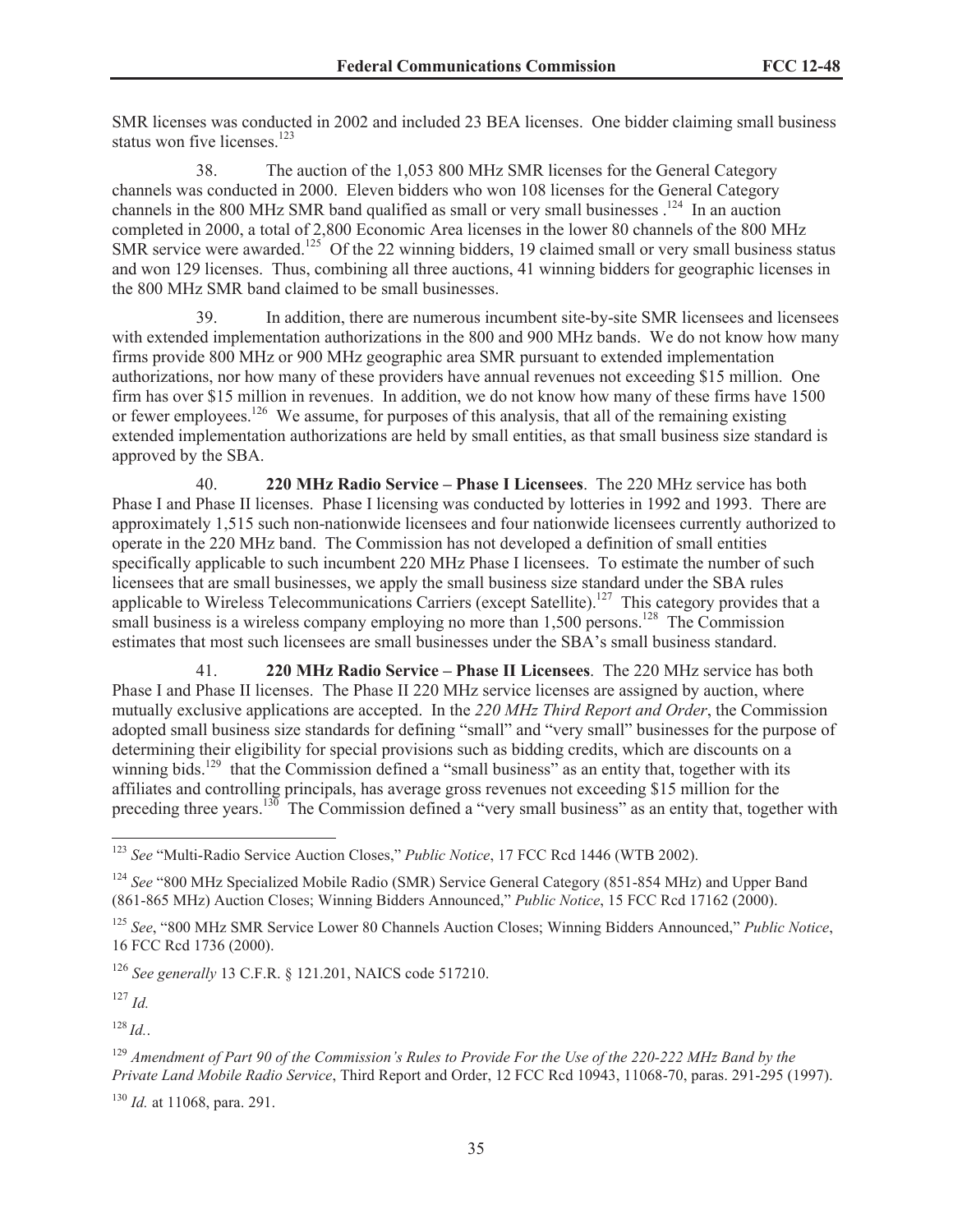SMR licenses was conducted in 2002 and included 23 BEA licenses. One bidder claiming small business status won five licenses.[123]

38. The auction of the 1,053 800 MHz SMR licenses for the General Category channels was conducted in 2000. Eleven bidders who won 108 licenses for the General Category channels in the 800 MHz SMR band qualified as small or very small businesses .[124] In an auction completed in 2000, a total of 2,800 Economic Area licenses in the lower 80 channels of the 800 MHz SMR service were awarded.[125] Of the 22 winning bidders, 19 claimed small or very small business status and won 129 licenses. Thus, combining all three auctions, 41 winning bidders for geographic licenses in the 800 MHz SMR band claimed to be small businesses.

39. In addition, there are numerous incumbent site-by-site SMR licensees and licensees with extended implementation authorizations in the 800 and 900 MHz bands. We do not know how many firms provide 800 MHz or 900 MHz geographic area SMR pursuant to extended implementation authorizations, nor how many of these providers have annual revenues not exceeding $15 million. One firm has over $15 million in revenues. In addition, we do not know how many of these firms have 1500 or fewer employees.[126] We assume, for purposes of this analysis, that all of the remaining existing extended implementation authorizations are held by small entities, as that small business size standard is approved by the SBA.

40. **220 MHz Radio Service – Phase I Licensees**. The 220 MHz service has both Phase I and Phase II licenses. Phase I licensing was conducted by lotteries in 1992 and 1993. There are approximately 1,515 such non-nationwide licensees and four nationwide licensees currently authorized to operate in the 220 MHz band. The Commission has not developed a definition of small entities specifically applicable to such incumbent 220 MHz Phase I licensees. To estimate the number of such licensees that are small businesses, we apply the small business size standard under the SBA rules applicable to Wireless Telecommunications Carriers (except Satellite).[127] This category provides that a small business is a wireless company employing no more than 1,500 persons.[128] The Commission estimates that most such licensees are small businesses under the SBA's small business standard.

41. **220 MHz Radio Service – Phase II Licensees**. The 220 MHz service has both Phase I and Phase II licenses. The Phase II 220 MHz service licenses are assigned by auction, where mutually exclusive applications are accepted. In the *220 MHz Third Report and Order*, the Commission adopted small business size standards for defining "small" and "very small" businesses for the purpose of determining their eligibility for special provisions such as bidding credits, which are discounts on a winning bids.[129] that the Commission defined a "small business" as an entity that, together with its affiliates and controlling principals, has average gross revenues not exceeding $15 million for the preceding three years.[130] The Commission defined a "very small business" as an entity that, together with

---

[123] *See* "Multi-Radio Service Auction Closes," *Public Notice*, 17 FCC Rcd 1446 (WTB 2002).

[124] *See* "800 MHz Specialized Mobile Radio (SMR) Service General Category (851-854 MHz) and Upper Band (861-865 MHz) Auction Closes; Winning Bidders Announced," *Public Notice*, 15 FCC Rcd 17162 (2000).

[125] *See*, "800 MHz SMR Service Lower 80 Channels Auction Closes; Winning Bidders Announced," *Public Notice*, 16 FCC Rcd 1736 (2000).

[126] *See generally* 13 C.F.R. § 121.201, NAICS code 517210.

[127] *Id.*

[128] *Id.*.

[129] *Amendment of Part 90 of the Commission's Rules to Provide For the Use of the 220-222 MHz Band by the Private Land Mobile Radio Service*, Third Report and Order, 12 FCC Rcd 10943, 11068-70, paras. 291-295 (1997).

[130] *Id.* at 11068, para. 291.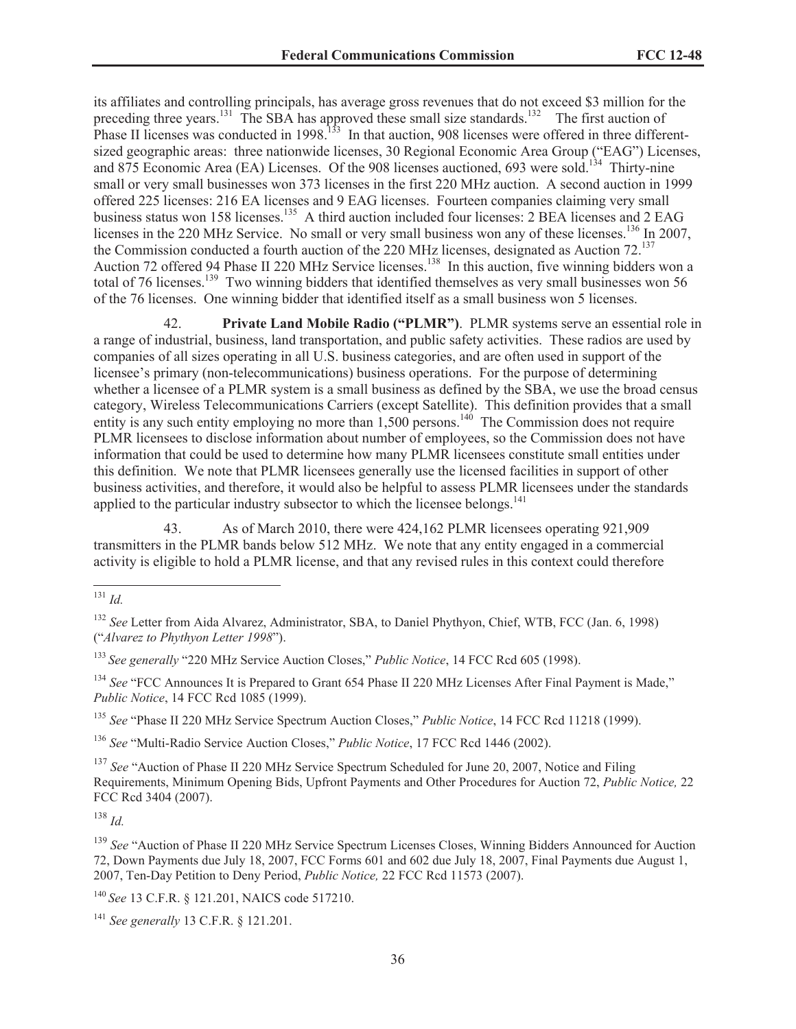its affiliates and controlling principals, has average gross revenues that do not exceed $3 million for the preceding three years.[131] The SBA has approved these small size standards.[132] The first auction of Phase II licenses was conducted in 1998.[133] In that auction, 908 licenses were offered in three different-sized geographic areas: three nationwide licenses, 30 Regional Economic Area Group ("EAG") Licenses, and 875 Economic Area (EA) Licenses. Of the 908 licenses auctioned, 693 were sold.[134] Thirty-nine small or very small businesses won 373 licenses in the first 220 MHz auction. A second auction in 1999 offered 225 licenses: 216 EA licenses and 9 EAG licenses. Fourteen companies claiming very small business status won 158 licenses.[135] A third auction included four licenses: 2 BEA licenses and 2 EAG licenses in the 220 MHz Service. No small or very small business won any of these licenses.[136] In 2007, the Commission conducted a fourth auction of the 220 MHz licenses, designated as Auction 72.[137] Auction 72 offered 94 Phase II 220 MHz Service licenses.[138] In this auction, five winning bidders won a total of 76 licenses.[139] Two winning bidders that identified themselves as very small businesses won 56 of the 76 licenses. One winning bidder that identified itself as a small business won 5 licenses.

42. **Private Land Mobile Radio ("PLMR")**. PLMR systems serve an essential role in a range of industrial, business, land transportation, and public safety activities. These radios are used by companies of all sizes operating in all U.S. business categories, and are often used in support of the licensee's primary (non-telecommunications) business operations. For the purpose of determining whether a licensee of a PLMR system is a small business as defined by the SBA, we use the broad census category, Wireless Telecommunications Carriers (except Satellite). This definition provides that a small entity is any such entity employing no more than 1,500 persons.[140] The Commission does not require PLMR licensees to disclose information about number of employees, so the Commission does not have information that could be used to determine how many PLMR licensees constitute small entities under this definition. We note that PLMR licensees generally use the licensed facilities in support of other business activities, and therefore, it would also be helpful to assess PLMR licensees under the standards applied to the particular industry subsector to which the licensee belongs.[141]

43. As of March 2010, there were 424,162 PLMR licensees operating 921,909 transmitters in the PLMR bands below 512 MHz. We note that any entity engaged in a commercial activity is eligible to hold a PLMR license, and that any revised rules in this context could therefore

---

[131] *Id.*

[132] *See* Letter from Aida Alvarez, Administrator, SBA, to Daniel Phythyon, Chief, WTB, FCC (Jan. 6, 1998) ("*Alvarez to Phythyon Letter 1998*").

[133] *See generally* "220 MHz Service Auction Closes," *Public Notice*, 14 FCC Rcd 605 (1998).

[134] *See* "FCC Announces It is Prepared to Grant 654 Phase II 220 MHz Licenses After Final Payment is Made," *Public Notice*, 14 FCC Rcd 1085 (1999).

[135] *See* "Phase II 220 MHz Service Spectrum Auction Closes," *Public Notice*, 14 FCC Rcd 11218 (1999).

[136] *See* "Multi-Radio Service Auction Closes," *Public Notice*, 17 FCC Rcd 1446 (2002).

[137] *See* "Auction of Phase II 220 MHz Service Spectrum Scheduled for June 20, 2007, Notice and Filing Requirements, Minimum Opening Bids, Upfront Payments and Other Procedures for Auction 72, *Public Notice,* 22 FCC Rcd 3404 (2007).

[138] *Id.*

[139] *See* "Auction of Phase II 220 MHz Service Spectrum Licenses Closes, Winning Bidders Announced for Auction 72, Down Payments due July 18, 2007, FCC Forms 601 and 602 due July 18, 2007, Final Payments due August 1, 2007, Ten-Day Petition to Deny Period, *Public Notice,* 22 FCC Rcd 11573 (2007).

[140] *See* 13 C.F.R. § 121.201, NAICS code 517210.

[141] *See generally* 13 C.F.R. § 121.201.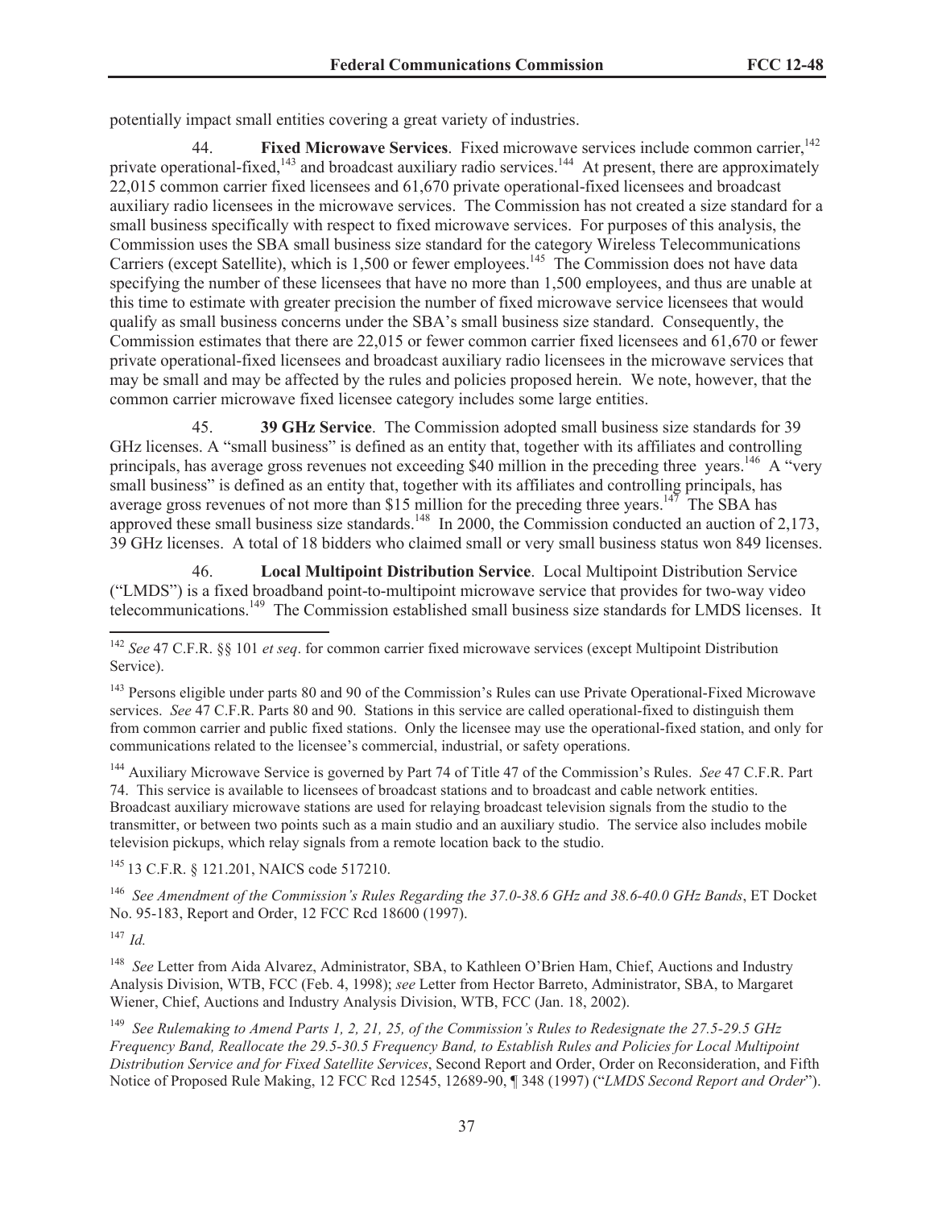potentially impact small entities covering a great variety of industries.

44. **Fixed Microwave Services**. Fixed microwave services include common carrier,[142] private operational-fixed,[143] and broadcast auxiliary radio services.[144] At present, there are approximately 22,015 common carrier fixed licensees and 61,670 private operational-fixed licensees and broadcast auxiliary radio licensees in the microwave services. The Commission has not created a size standard for a small business specifically with respect to fixed microwave services. For purposes of this analysis, the Commission uses the SBA small business size standard for the category Wireless Telecommunications Carriers (except Satellite), which is 1,500 or fewer employees.[145] The Commission does not have data specifying the number of these licensees that have no more than 1,500 employees, and thus are unable at this time to estimate with greater precision the number of fixed microwave service licensees that would qualify as small business concerns under the SBA's small business size standard. Consequently, the Commission estimates that there are 22,015 or fewer common carrier fixed licensees and 61,670 or fewer private operational-fixed licensees and broadcast auxiliary radio licensees in the microwave services that may be small and may be affected by the rules and policies proposed herein. We note, however, that the common carrier microwave fixed licensee category includes some large entities.

45. **39 GHz Service**. The Commission adopted small business size standards for 39 GHz licenses. A "small business" is defined as an entity that, together with its affiliates and controlling principals, has average gross revenues not exceeding $40 million in the preceding three years.[146] A "very small business" is defined as an entity that, together with its affiliates and controlling principals, has average gross revenues of not more than $15 million for the preceding three years.[147] The SBA has approved these small business size standards.[148] In 2000, the Commission conducted an auction of 2,173, 39 GHz licenses. A total of 18 bidders who claimed small or very small business status won 849 licenses.

46. **Local Multipoint Distribution Service**. Local Multipoint Distribution Service ("LMDS") is a fixed broadband point-to-multipoint microwave service that provides for two-way video telecommunications.[149] The Commission established small business size standards for LMDS licenses. It

---

[142] *See* 47 C.F.R. §§ 101 *et seq*. for common carrier fixed microwave services (except Multipoint Distribution Service).

[143] Persons eligible under parts 80 and 90 of the Commission's Rules can use Private Operational-Fixed Microwave services. *See* 47 C.F.R. Parts 80 and 90. Stations in this service are called operational-fixed to distinguish them from common carrier and public fixed stations. Only the licensee may use the operational-fixed station, and only for communications related to the licensee's commercial, industrial, or safety operations.

[144] Auxiliary Microwave Service is governed by Part 74 of Title 47 of the Commission's Rules. *See* 47 C.F.R. Part 74. This service is available to licensees of broadcast stations and to broadcast and cable network entities. Broadcast auxiliary microwave stations are used for relaying broadcast television signals from the studio to the transmitter, or between two points such as a main studio and an auxiliary studio. The service also includes mobile television pickups, which relay signals from a remote location back to the studio.

[145] 13 C.F.R. § 121.201, NAICS code 517210.

[146] *See Amendment of the Commission's Rules Regarding the 37.0-38.6 GHz and 38.6-40.0 GHz Bands*, ET Docket No. 95-183, Report and Order, 12 FCC Rcd 18600 (1997).

[147] *Id.*

[148] *See* Letter from Aida Alvarez, Administrator, SBA, to Kathleen O'Brien Ham, Chief, Auctions and Industry Analysis Division, WTB, FCC (Feb. 4, 1998); *see* Letter from Hector Barreto, Administrator, SBA, to Margaret Wiener, Chief, Auctions and Industry Analysis Division, WTB, FCC (Jan. 18, 2002).

[149] *See Rulemaking to Amend Parts 1, 2, 21, 25, of the Commission's Rules to Redesignate the 27.5-29.5 GHz Frequency Band, Reallocate the 29.5-30.5 Frequency Band, to Establish Rules and Policies for Local Multipoint Distribution Service and for Fixed Satellite Services*, Second Report and Order, Order on Reconsideration, and Fifth Notice of Proposed Rule Making, 12 FCC Rcd 12545, 12689-90, ¶ 348 (1997) ("*LMDS Second Report and Order*").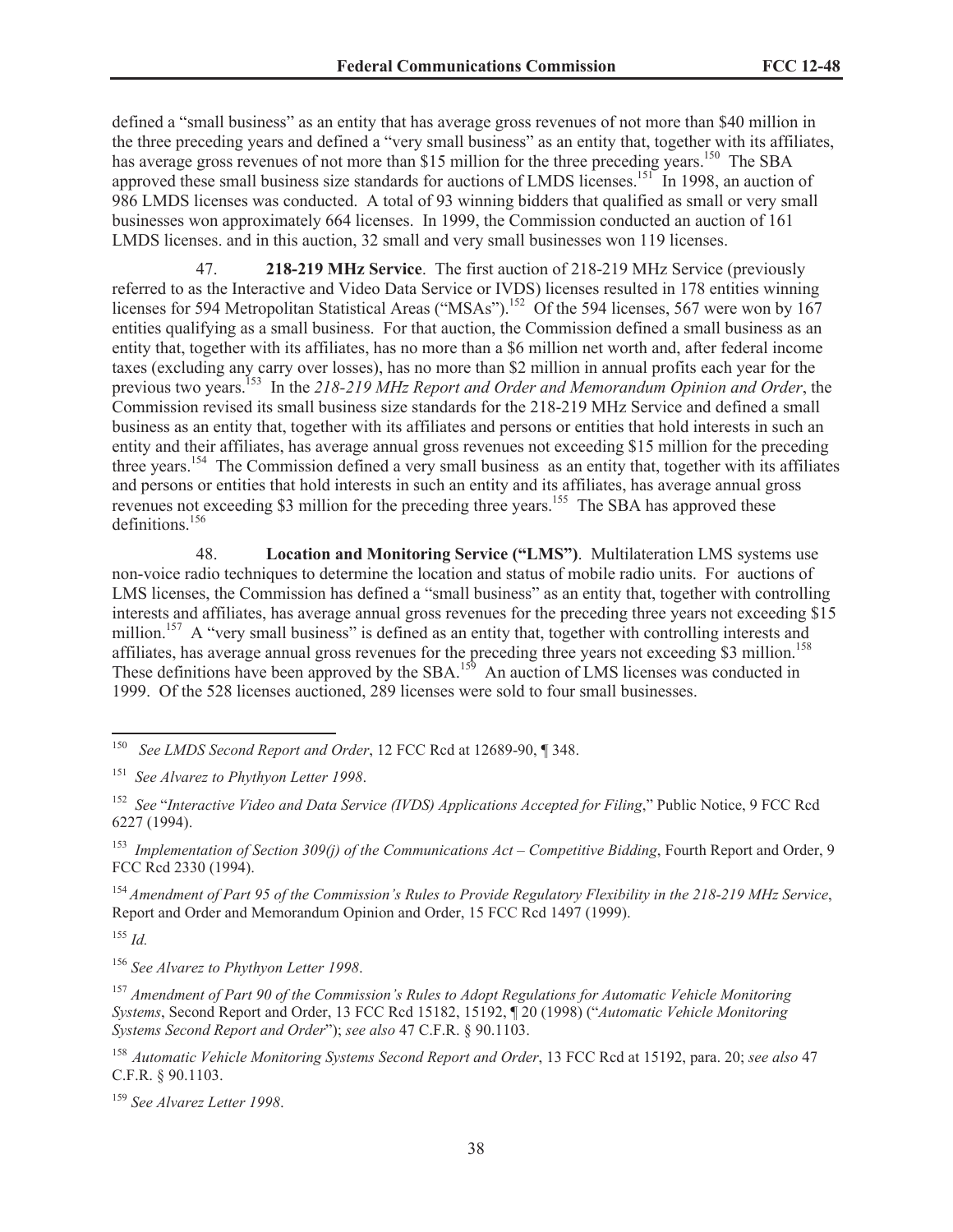defined a "small business" as an entity that has average gross revenues of not more than $40 million in the three preceding years and defined a "very small business" as an entity that, together with its affiliates, has average gross revenues of not more than $15 million for the three preceding years.[150] The SBA approved these small business size standards for auctions of LMDS licenses.[151] In 1998, an auction of 986 LMDS licenses was conducted. A total of 93 winning bidders that qualified as small or very small businesses won approximately 664 licenses. In 1999, the Commission conducted an auction of 161 LMDS licenses. and in this auction, 32 small and very small businesses won 119 licenses.

47. **218-219 MHz Service**. The first auction of 218-219 MHz Service (previously referred to as the Interactive and Video Data Service or IVDS) licenses resulted in 178 entities winning licenses for 594 Metropolitan Statistical Areas ("MSAs").[152] Of the 594 licenses, 567 were won by 167 entities qualifying as a small business. For that auction, the Commission defined a small business as an entity that, together with its affiliates, has no more than a $6 million net worth and, after federal income taxes (excluding any carry over losses), has no more than $2 million in annual profits each year for the previous two years.[153] In the *218-219 MHz Report and Order and Memorandum Opinion and Order*, the Commission revised its small business size standards for the 218-219 MHz Service and defined a small business as an entity that, together with its affiliates and persons or entities that hold interests in such an entity and their affiliates, has average annual gross revenues not exceeding $15 million for the preceding three years.[154] The Commission defined a very small business as an entity that, together with its affiliates and persons or entities that hold interests in such an entity and its affiliates, has average annual gross revenues not exceeding $3 million for the preceding three years.[155] The SBA has approved these definitions.[156]

48. **Location and Monitoring Service ("LMS")**. Multilateration LMS systems use non-voice radio techniques to determine the location and status of mobile radio units. For auctions of LMS licenses, the Commission has defined a "small business" as an entity that, together with controlling interests and affiliates, has average annual gross revenues for the preceding three years not exceeding $15 million.[157] A "very small business" is defined as an entity that, together with controlling interests and affiliates, has average annual gross revenues for the preceding three years not exceeding $3 million.[158] These definitions have been approved by the SBA.[159] An auction of LMS licenses was conducted in 1999. Of the 528 licenses auctioned, 289 licenses were sold to four small businesses.

---

[150] *See LMDS Second Report and Order*, 12 FCC Rcd at 12689-90, ¶ 348.

[151] *See Alvarez to Phythyon Letter 1998*.

[152] *See* "*Interactive Video and Data Service (IVDS) Applications Accepted for Filing*," Public Notice, 9 FCC Rcd 6227 (1994).

[153] *Implementation of Section 309(j) of the Communications Act – Competitive Bidding*, Fourth Report and Order, 9 FCC Rcd 2330 (1994).

[154] *Amendment of Part 95 of the Commission's Rules to Provide Regulatory Flexibility in the 218-219 MHz Service*, Report and Order and Memorandum Opinion and Order, 15 FCC Rcd 1497 (1999).

[155] *Id.*

[156] *See Alvarez to Phythyon Letter 1998*.

[157] *Amendment of Part 90 of the Commission's Rules to Adopt Regulations for Automatic Vehicle Monitoring Systems*, Second Report and Order, 13 FCC Rcd 15182, 15192, ¶ 20 (1998) ("*Automatic Vehicle Monitoring Systems Second Report and Order*"); *see also* 47 C.F.R. § 90.1103.

[158] *Automatic Vehicle Monitoring Systems Second Report and Order*, 13 FCC Rcd at 15192, para. 20; *see also* 47 C.F.R. § 90.1103.

[159] *See Alvarez Letter 1998*.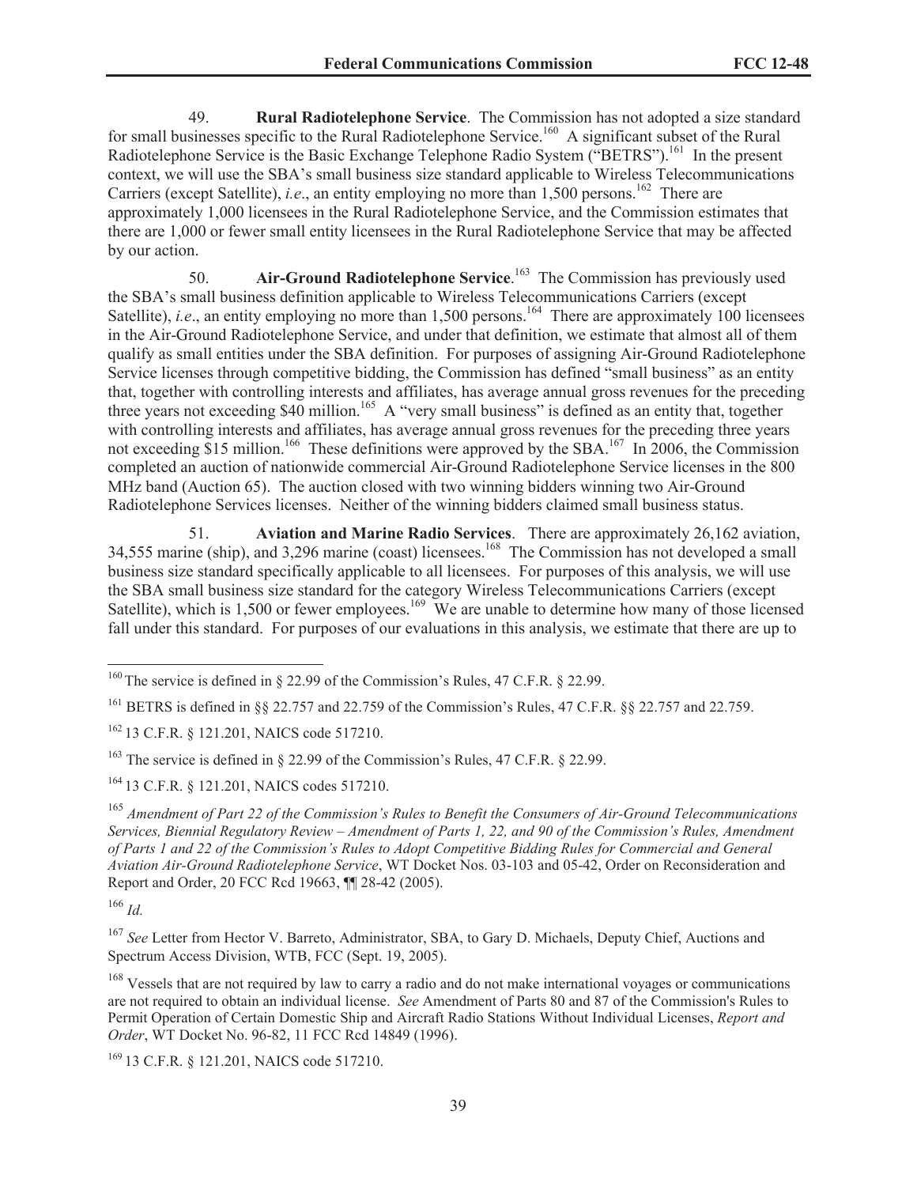49. **Rural Radiotelephone Service**. The Commission has not adopted a size standard for small businesses specific to the Rural Radiotelephone Service.[160] A significant subset of the Rural Radiotelephone Service is the Basic Exchange Telephone Radio System ("BETRS").[161] In the present context, we will use the SBA's small business size standard applicable to Wireless Telecommunications Carriers (except Satellite), *i.e*., an entity employing no more than 1,500 persons.[162] There are approximately 1,000 licensees in the Rural Radiotelephone Service, and the Commission estimates that there are 1,000 or fewer small entity licensees in the Rural Radiotelephone Service that may be affected by our action.

50. **Air-Ground Radiotelephone Service**.[163] The Commission has previously used the SBA's small business definition applicable to Wireless Telecommunications Carriers (except Satellite), *i.e*., an entity employing no more than 1,500 persons.[164] There are approximately 100 licensees in the Air-Ground Radiotelephone Service, and under that definition, we estimate that almost all of them qualify as small entities under the SBA definition. For purposes of assigning Air-Ground Radiotelephone Service licenses through competitive bidding, the Commission has defined "small business" as an entity that, together with controlling interests and affiliates, has average annual gross revenues for the preceding three years not exceeding $40 million.[165] A "very small business" is defined as an entity that, together with controlling interests and affiliates, has average annual gross revenues for the preceding three years not exceeding $15 million.[166] These definitions were approved by the SBA.[167] In 2006, the Commission completed an auction of nationwide commercial Air-Ground Radiotelephone Service licenses in the 800 MHz band (Auction 65). The auction closed with two winning bidders winning two Air-Ground Radiotelephone Services licenses. Neither of the winning bidders claimed small business status.

51. **Aviation and Marine Radio Services**. There are approximately 26,162 aviation, 34,555 marine (ship), and 3,296 marine (coast) licensees.[168] The Commission has not developed a small business size standard specifically applicable to all licensees. For purposes of this analysis, we will use the SBA small business size standard for the category Wireless Telecommunications Carriers (except Satellite), which is 1,500 or fewer employees.[169] We are unable to determine how many of those licensed fall under this standard. For purposes of our evaluations in this analysis, we estimate that there are up to

---

[160] The service is defined in § 22.99 of the Commission's Rules, 47 C.F.R. § 22.99.

[161] BETRS is defined in §§ 22.757 and 22.759 of the Commission's Rules, 47 C.F.R. §§ 22.757 and 22.759.

[162] 13 C.F.R. § 121.201, NAICS code 517210.

[163] The service is defined in § 22.99 of the Commission's Rules, 47 C.F.R. § 22.99.

[164] 13 C.F.R. § 121.201, NAICS codes 517210.

[165] *Amendment of Part 22 of the Commission's Rules to Benefit the Consumers of Air-Ground Telecommunications Services, Biennial Regulatory Review – Amendment of Parts 1, 22, and 90 of the Commission's Rules, Amendment of Parts 1 and 22 of the Commission's Rules to Adopt Competitive Bidding Rules for Commercial and General Aviation Air-Ground Radiotelephone Service*, WT Docket Nos. 03-103 and 05-42, Order on Reconsideration and Report and Order, 20 FCC Rcd 19663, ¶¶ 28-42 (2005).

[166] *Id.*

[167] *See* Letter from Hector V. Barreto, Administrator, SBA, to Gary D. Michaels, Deputy Chief, Auctions and Spectrum Access Division, WTB, FCC (Sept. 19, 2005).

[168] Vessels that are not required by law to carry a radio and do not make international voyages or communications are not required to obtain an individual license. *See* Amendment of Parts 80 and 87 of the Commission's Rules to Permit Operation of Certain Domestic Ship and Aircraft Radio Stations Without Individual Licenses, *Report and Order*, WT Docket No. 96-82, 11 FCC Rcd 14849 (1996).

[169] 13 C.F.R. § 121.201, NAICS code 517210.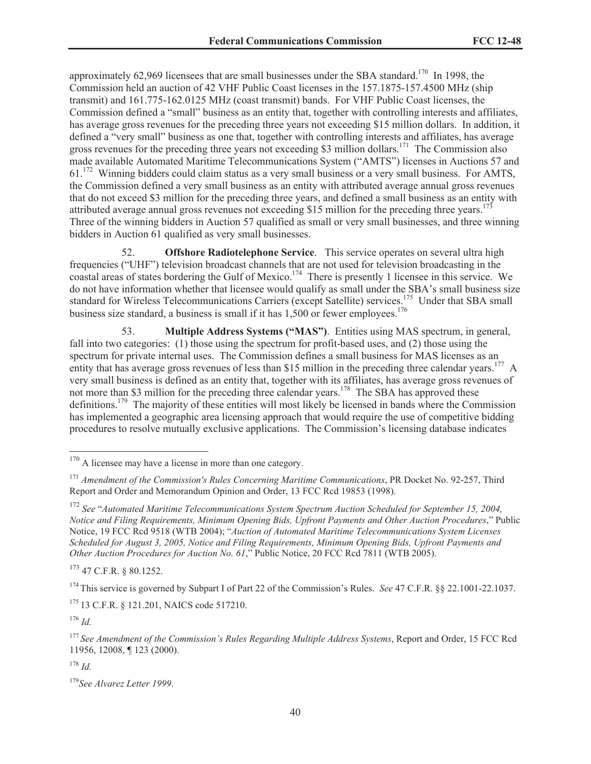approximately 62,969 licensees that are small businesses under the SBA standard.[170] In 1998, the Commission held an auction of 42 VHF Public Coast licenses in the 157.1875-157.4500 MHz (ship transmit) and 161.775-162.0125 MHz (coast transmit) bands. For VHF Public Coast licenses, the Commission defined a "small" business as an entity that, together with controlling interests and affiliates, has average gross revenues for the preceding three years not exceeding $15 million dollars. In addition, it defined a "very small" business as one that, together with controlling interests and affiliates, has average gross revenues for the preceding three years not exceeding $3 million dollars.[171] The Commission also made available Automated Maritime Telecommunications System ("AMTS") licenses in Auctions 57 and 61.[172] Winning bidders could claim status as a very small business or a very small business. For AMTS, the Commission defined a very small business as an entity with attributed average annual gross revenues that do not exceed $3 million for the preceding three years, and defined a small business as an entity with attributed average annual gross revenues not exceeding $15 million for the preceding three years.[173] Three of the winning bidders in Auction 57 qualified as small or very small businesses, and three winning bidders in Auction 61 qualified as very small businesses.

52. **Offshore Radiotelephone Service**. This service operates on several ultra high frequencies ("UHF") television broadcast channels that are not used for television broadcasting in the coastal areas of states bordering the Gulf of Mexico.[174] There is presently 1 licensee in this service. We do not have information whether that licensee would qualify as small under the SBA's small business size standard for Wireless Telecommunications Carriers (except Satellite) services.[175] Under that SBA small business size standard, a business is small if it has 1,500 or fewer employees.[176]

53. **Multiple Address Systems ("MAS")**. Entities using MAS spectrum, in general, fall into two categories: (1) those using the spectrum for profit-based uses, and (2) those using the spectrum for private internal uses. The Commission defines a small business for MAS licenses as an entity that has average gross revenues of less than $15 million in the preceding three calendar years.[177] A very small business is defined as an entity that, together with its affiliates, has average gross revenues of not more than $3 million for the preceding three calendar years.[178] The SBA has approved these definitions.[179] The majority of these entities will most likely be licensed in bands where the Commission has implemented a geographic area licensing approach that would require the use of competitive bidding procedures to resolve mutually exclusive applications. The Commission's licensing database indicates

---

[170] A licensee may have a license in more than one category.

[171] *Amendment of the Commission's Rules Concerning Maritime Communications*, PR Docket No. 92-257, Third Report and Order and Memorandum Opinion and Order, 13 FCC Rcd 19853 (1998).

[172] *See* "*Automated Maritime Telecommunications System Spectrum Auction Scheduled for September 15, 2004, Notice and Filing Requirements, Minimum Opening Bids, Upfront Payments and Other Auction Procedures*," Public Notice, 19 FCC Rcd 9518 (WTB 2004); "*Auction of Automated Maritime Telecommunications System Licenses Scheduled for August 3, 2005, Notice and Filing Requirements, Minimum Opening Bids, Upfront Payments and Other Auction Procedures for Auction No. 61*," Public Notice, 20 FCC Rcd 7811 (WTB 2005).

[173] 47 C.F.R. § 80.1252.

[174] This service is governed by Subpart I of Part 22 of the Commission's Rules. *See* 47 C.F.R. §§ 22.1001-22.1037.

[175] 13 C.F.R. § 121.201, NAICS code 517210.

[176] *Id.*

[177] *See Amendment of the Commission's Rules Regarding Multiple Address Systems*, Report and Order, 15 FCC Rcd 11956, 12008, ¶ 123 (2000).

[178] *Id.*

[179] *See Alvarez Letter 1999*.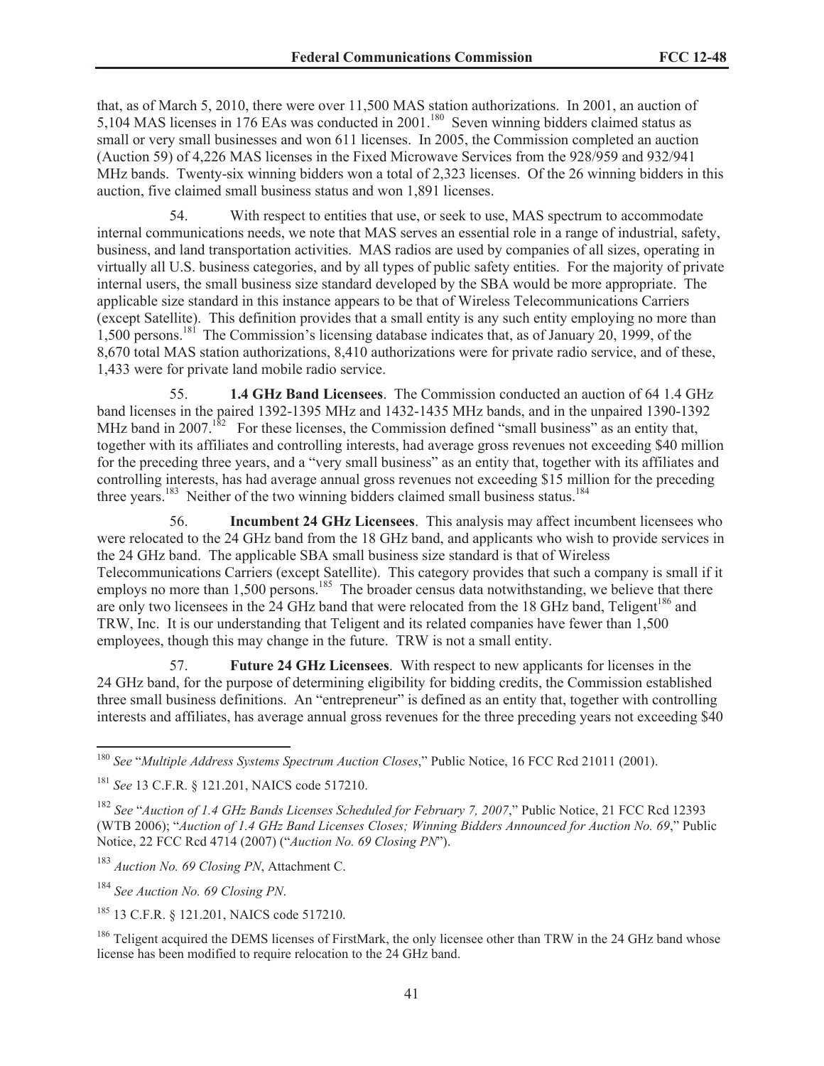that, as of March 5, 2010, there were over 11,500 MAS station authorizations. In 2001, an auction of 5,104 MAS licenses in 176 EAs was conducted in 2001.[180] Seven winning bidders claimed status as small or very small businesses and won 611 licenses. In 2005, the Commission completed an auction (Auction 59) of 4,226 MAS licenses in the Fixed Microwave Services from the 928/959 and 932/941 MHz bands. Twenty-six winning bidders won a total of 2,323 licenses. Of the 26 winning bidders in this auction, five claimed small business status and won 1,891 licenses.

54. With respect to entities that use, or seek to use, MAS spectrum to accommodate internal communications needs, we note that MAS serves an essential role in a range of industrial, safety, business, and land transportation activities. MAS radios are used by companies of all sizes, operating in virtually all U.S. business categories, and by all types of public safety entities. For the majority of private internal users, the small business size standard developed by the SBA would be more appropriate. The applicable size standard in this instance appears to be that of Wireless Telecommunications Carriers (except Satellite). This definition provides that a small entity is any such entity employing no more than 1,500 persons.[181] The Commission's licensing database indicates that, as of January 20, 1999, of the 8,670 total MAS station authorizations, 8,410 authorizations were for private radio service, and of these, 1,433 were for private land mobile radio service.

55. **1.4 GHz Band Licensees**. The Commission conducted an auction of 64 1.4 GHz band licenses in the paired 1392-1395 MHz and 1432-1435 MHz bands, and in the unpaired 1390-1392 MHz band in 2007.[182] For these licenses, the Commission defined "small business" as an entity that, together with its affiliates and controlling interests, had average gross revenues not exceeding $40 million for the preceding three years, and a "very small business" as an entity that, together with its affiliates and controlling interests, has had average annual gross revenues not exceeding $15 million for the preceding three years.[183] Neither of the two winning bidders claimed small business status.[184]

56. **Incumbent 24 GHz Licensees**. This analysis may affect incumbent licensees who were relocated to the 24 GHz band from the 18 GHz band, and applicants who wish to provide services in the 24 GHz band. The applicable SBA small business size standard is that of Wireless Telecommunications Carriers (except Satellite). This category provides that such a company is small if it employs no more than 1,500 persons.[185] The broader census data notwithstanding, we believe that there are only two licensees in the 24 GHz band that were relocated from the 18 GHz band, Teligent[186] and TRW, Inc. It is our understanding that Teligent and its related companies have fewer than 1,500 employees, though this may change in the future. TRW is not a small entity.

57. **Future 24 GHz Licensees**. With respect to new applicants for licenses in the 24 GHz band, for the purpose of determining eligibility for bidding credits, the Commission established three small business definitions. An "entrepreneur" is defined as an entity that, together with controlling interests and affiliates, has average annual gross revenues for the three preceding years not exceeding $40

---

[180] *See* "*Multiple Address Systems Spectrum Auction Closes*," Public Notice, 16 FCC Rcd 21011 (2001).

[181] *See* 13 C.F.R. § 121.201, NAICS code 517210.

[182] *See* "*Auction of 1.4 GHz Bands Licenses Scheduled for February 7, 2007*," Public Notice, 21 FCC Rcd 12393 (WTB 2006); "*Auction of 1.4 GHz Band Licenses Closes; Winning Bidders Announced for Auction No. 69*," Public Notice, 22 FCC Rcd 4714 (2007) ("*Auction No. 69 Closing PN*").

[183] *Auction No. 69 Closing PN*, Attachment C.

[184] *See Auction No. 69 Closing PN*.

[185] 13 C.F.R. § 121.201, NAICS code 517210.

[186] Teligent acquired the DEMS licenses of FirstMark, the only licensee other than TRW in the 24 GHz band whose license has been modified to require relocation to the 24 GHz band.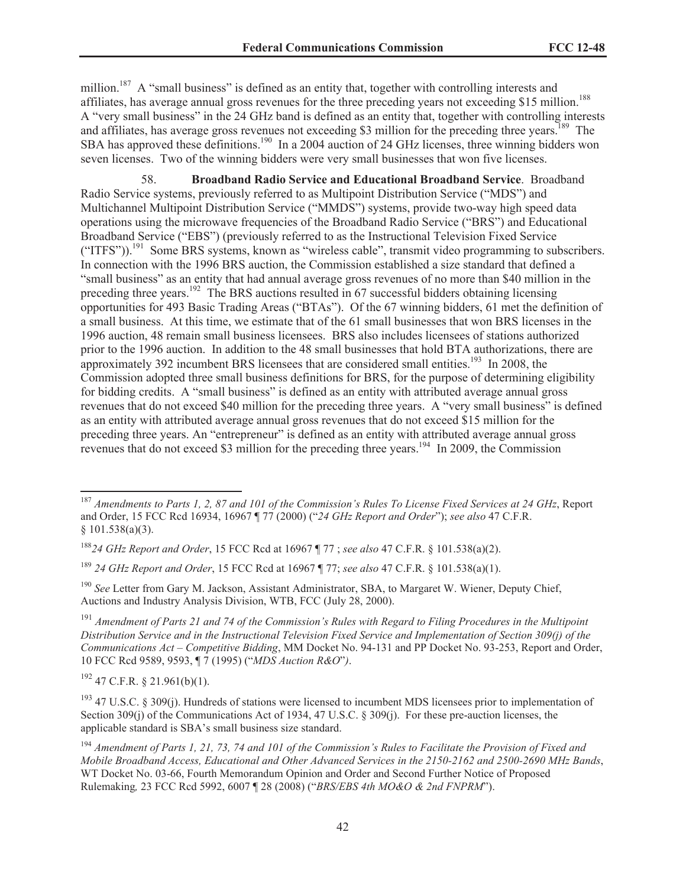million.[187] A "small business" is defined as an entity that, together with controlling interests and affiliates, has average annual gross revenues for the three preceding years not exceeding $15 million.[188] A "very small business" in the 24 GHz band is defined as an entity that, together with controlling interests and affiliates, has average gross revenues not exceeding $3 million for the preceding three years.[189] The SBA has approved these definitions.[190] In a 2004 auction of 24 GHz licenses, three winning bidders won seven licenses. Two of the winning bidders were very small businesses that won five licenses.

58. **Broadband Radio Service and Educational Broadband Service**. Broadband Radio Service systems, previously referred to as Multipoint Distribution Service ("MDS") and Multichannel Multipoint Distribution Service ("MMDS") systems, provide two-way high speed data operations using the microwave frequencies of the Broadband Radio Service ("BRS") and Educational Broadband Service ("EBS") (previously referred to as the Instructional Television Fixed Service ("ITFS")).[191] Some BRS systems, known as "wireless cable", transmit video programming to subscribers. In connection with the 1996 BRS auction, the Commission established a size standard that defined a "small business" as an entity that had annual average gross revenues of no more than $40 million in the preceding three years.[192] The BRS auctions resulted in 67 successful bidders obtaining licensing opportunities for 493 Basic Trading Areas ("BTAs"). Of the 67 winning bidders, 61 met the definition of a small business. At this time, we estimate that of the 61 small businesses that won BRS licenses in the 1996 auction, 48 remain small business licensees. BRS also includes licensees of stations authorized prior to the 1996 auction. In addition to the 48 small businesses that hold BTA authorizations, there are approximately 392 incumbent BRS licensees that are considered small entities.[193] In 2008, the Commission adopted three small business definitions for BRS, for the purpose of determining eligibility for bidding credits. A "small business" is defined as an entity with attributed average annual gross revenues that do not exceed $40 million for the preceding three years. A "very small business" is defined as an entity with attributed average annual gross revenues that do not exceed $15 million for the preceding three years. An "entrepreneur" is defined as an entity with attributed average annual gross revenues that do not exceed $3 million for the preceding three years.[194] In 2009, the Commission

---

[187] *Amendments to Parts 1, 2, 87 and 101 of the Commission's Rules To License Fixed Services at 24 GHz*, Report and Order, 15 FCC Rcd 16934, 16967 ¶ 77 (2000) ("*24 GHz Report and Order*"); *see also* 47 C.F.R. § 101.538(a)(3).

[188] *24 GHz Report and Order*, 15 FCC Rcd at 16967 ¶ 77 ; *see also* 47 C.F.R. § 101.538(a)(2).

[189] *24 GHz Report and Order*, 15 FCC Rcd at 16967 ¶ 77; *see also* 47 C.F.R. § 101.538(a)(1).

[190] *See* Letter from Gary M. Jackson, Assistant Administrator, SBA, to Margaret W. Wiener, Deputy Chief, Auctions and Industry Analysis Division, WTB, FCC (July 28, 2000).

[191] *Amendment of Parts 21 and 74 of the Commission's Rules with Regard to Filing Procedures in the Multipoint Distribution Service and in the Instructional Television Fixed Service and Implementation of Section 309(j) of the Communications Act – Competitive Bidding*, MM Docket No. 94-131 and PP Docket No. 93-253, Report and Order, 10 FCC Rcd 9589, 9593, ¶ 7 (1995) ("*MDS Auction R&O*").

[192] 47 C.F.R. § 21.961(b)(1).

[193] 47 U.S.C. § 309(j). Hundreds of stations were licensed to incumbent MDS licensees prior to implementation of Section 309(j) of the Communications Act of 1934, 47 U.S.C. § 309(j). For these pre-auction licenses, the applicable standard is SBA's small business size standard.

[194] *Amendment of Parts 1, 21, 73, 74 and 101 of the Commission's Rules to Facilitate the Provision of Fixed and Mobile Broadband Access, Educational and Other Advanced Services in the 2150-2162 and 2500-2690 MHz Bands*, WT Docket No. 03-66, Fourth Memorandum Opinion and Order and Second Further Notice of Proposed Rulemaking*,* 23 FCC Rcd 5992, 6007 ¶ 28 (2008) ("*BRS/EBS 4th MO&O & 2nd FNPRM*").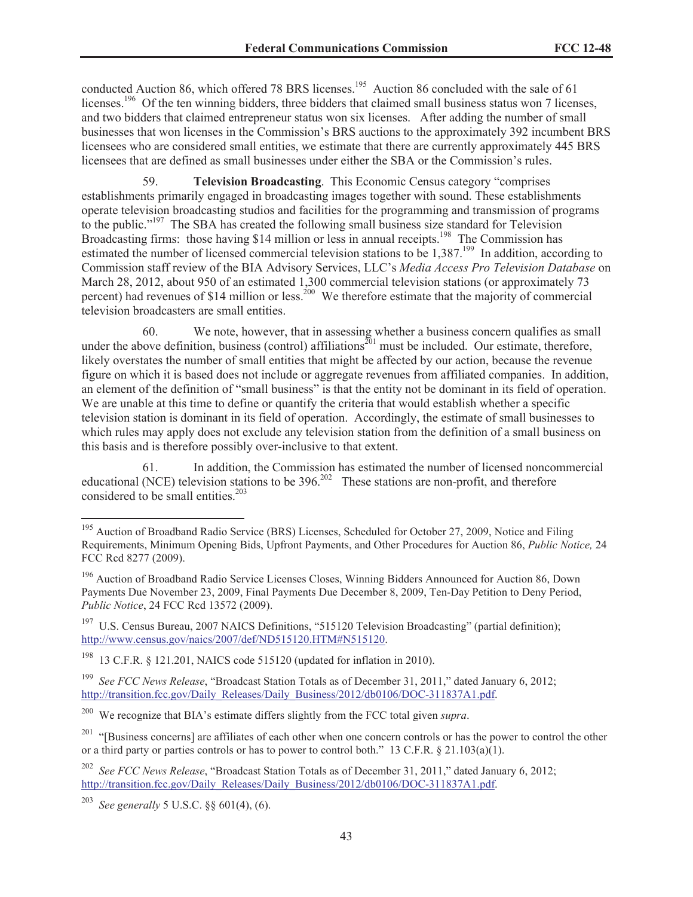conducted Auction 86, which offered 78 BRS licenses.[195] Auction 86 concluded with the sale of 61 licenses.[196] Of the ten winning bidders, three bidders that claimed small business status won 7 licenses, and two bidders that claimed entrepreneur status won six licenses. After adding the number of small businesses that won licenses in the Commission's BRS auctions to the approximately 392 incumbent BRS licensees who are considered small entities, we estimate that there are currently approximately 445 BRS licensees that are defined as small businesses under either the SBA or the Commission's rules.

59. **Television Broadcasting**. This Economic Census category "comprises establishments primarily engaged in broadcasting images together with sound. These establishments operate television broadcasting studios and facilities for the programming and transmission of programs to the public."[197] The SBA has created the following small business size standard for Television Broadcasting firms: those having $14 million or less in annual receipts.[198] The Commission has estimated the number of licensed commercial television stations to be 1,387.[199] In addition, according to Commission staff review of the BIA Advisory Services, LLC's *Media Access Pro Television Database* on March 28, 2012, about 950 of an estimated 1,300 commercial television stations (or approximately 73 percent) had revenues of $14 million or less.[200] We therefore estimate that the majority of commercial television broadcasters are small entities.

60. We note, however, that in assessing whether a business concern qualifies as small under the above definition, business (control) affiliations[201] must be included. Our estimate, therefore, likely overstates the number of small entities that might be affected by our action, because the revenue figure on which it is based does not include or aggregate revenues from affiliated companies. In addition, an element of the definition of "small business" is that the entity not be dominant in its field of operation. We are unable at this time to define or quantify the criteria that would establish whether a specific television station is dominant in its field of operation. Accordingly, the estimate of small businesses to which rules may apply does not exclude any television station from the definition of a small business on this basis and is therefore possibly over-inclusive to that extent.

61. In addition, the Commission has estimated the number of licensed noncommercial educational (NCE) television stations to be 396.[202] These stations are non-profit, and therefore considered to be small entities.[203]

---

[195] Auction of Broadband Radio Service (BRS) Licenses, Scheduled for October 27, 2009, Notice and Filing Requirements, Minimum Opening Bids, Upfront Payments, and Other Procedures for Auction 86, *Public Notice,* 24 FCC Rcd 8277 (2009).

[196] Auction of Broadband Radio Service Licenses Closes, Winning Bidders Announced for Auction 86, Down Payments Due November 23, 2009, Final Payments Due December 8, 2009, Ten-Day Petition to Deny Period, *Public Notice*, 24 FCC Rcd 13572 (2009).

[197] U.S. Census Bureau, 2007 NAICS Definitions, "515120 Television Broadcasting" (partial definition); http://www.census.gov/naics/2007/def/ND515120.HTM#N515120.

[198] 13 C.F.R. § 121.201, NAICS code 515120 (updated for inflation in 2010).

[199] *See FCC News Release*, "Broadcast Station Totals as of December 31, 2011," dated January 6, 2012; http://transition.fcc.gov/Daily_Releases/Daily_Business/2012/db0106/DOC-311837A1.pdf.

[200] We recognize that BIA's estimate differs slightly from the FCC total given *supra*.

[201] "[Business concerns] are affiliates of each other when one concern controls or has the power to control the other or a third party or parties controls or has to power to control both." 13 C.F.R. § 21.103(a)(1).

[202] *See FCC News Release*, "Broadcast Station Totals as of December 31, 2011," dated January 6, 2012; http://transition.fcc.gov/Daily_Releases/Daily_Business/2012/db0106/DOC-311837A1.pdf.

[203] *See generally* 5 U.S.C. §§ 601(4), (6).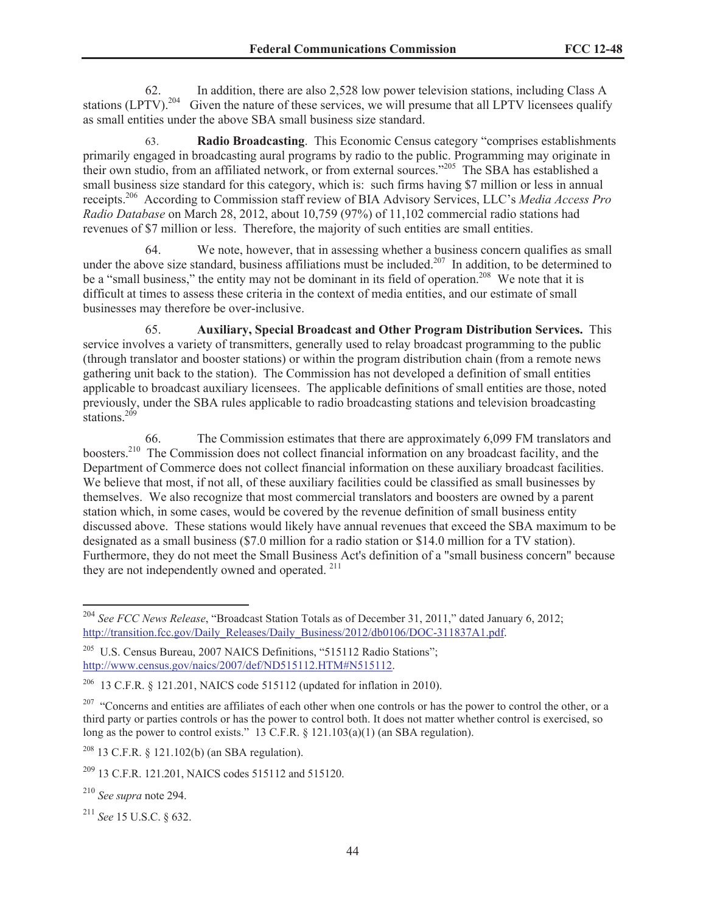62. In addition, there are also 2,528 low power television stations, including Class A stations (LPTV).[204] Given the nature of these services, we will presume that all LPTV licensees qualify as small entities under the above SBA small business size standard.

63. **Radio Broadcasting**. This Economic Census category "comprises establishments primarily engaged in broadcasting aural programs by radio to the public. Programming may originate in their own studio, from an affiliated network, or from external sources."[205] The SBA has established a small business size standard for this category, which is: such firms having $7 million or less in annual receipts.[206] According to Commission staff review of BIA Advisory Services, LLC's *Media Access Pro Radio Database* on March 28, 2012, about 10,759 (97%) of 11,102 commercial radio stations had revenues of $7 million or less. Therefore, the majority of such entities are small entities.

64. We note, however, that in assessing whether a business concern qualifies as small under the above size standard, business affiliations must be included.[207] In addition, to be determined to be a "small business," the entity may not be dominant in its field of operation.[208] We note that it is difficult at times to assess these criteria in the context of media entities, and our estimate of small businesses may therefore be over-inclusive.

65. **Auxiliary, Special Broadcast and Other Program Distribution Services.** This service involves a variety of transmitters, generally used to relay broadcast programming to the public (through translator and booster stations) or within the program distribution chain (from a remote news gathering unit back to the station). The Commission has not developed a definition of small entities applicable to broadcast auxiliary licensees. The applicable definitions of small entities are those, noted previously, under the SBA rules applicable to radio broadcasting stations and television broadcasting stations.[209]

66. The Commission estimates that there are approximately 6,099 FM translators and boosters.[210] The Commission does not collect financial information on any broadcast facility, and the Department of Commerce does not collect financial information on these auxiliary broadcast facilities. We believe that most, if not all, of these auxiliary facilities could be classified as small businesses by themselves. We also recognize that most commercial translators and boosters are owned by a parent station which, in some cases, would be covered by the revenue definition of small business entity discussed above. These stations would likely have annual revenues that exceed the SBA maximum to be designated as a small business ($7.0 million for a radio station or $14.0 million for a TV station). Furthermore, they do not meet the Small Business Act's definition of a "small business concern" because they are not independently owned and operated.[211]

---

[204] *See FCC News Release*, "Broadcast Station Totals as of December 31, 2011," dated January 6, 2012; http://transition.fcc.gov/Daily_Releases/Daily_Business/2012/db0106/DOC-311837A1.pdf.

[205] U.S. Census Bureau, 2007 NAICS Definitions, "515112 Radio Stations"; http://www.census.gov/naics/2007/def/ND515112.HTM#N515112.

[206] 13 C.F.R. § 121.201, NAICS code 515112 (updated for inflation in 2010).

[207] "Concerns and entities are affiliates of each other when one controls or has the power to control the other, or a third party or parties controls or has the power to control both. It does not matter whether control is exercised, so long as the power to control exists." 13 C.F.R. § 121.103(a)(1) (an SBA regulation).

[208] 13 C.F.R. § 121.102(b) (an SBA regulation).

[209] 13 C.F.R. 121.201, NAICS codes 515112 and 515120.

[210] *See supra* note 294.

[211] *See* 15 U.S.C. § 632.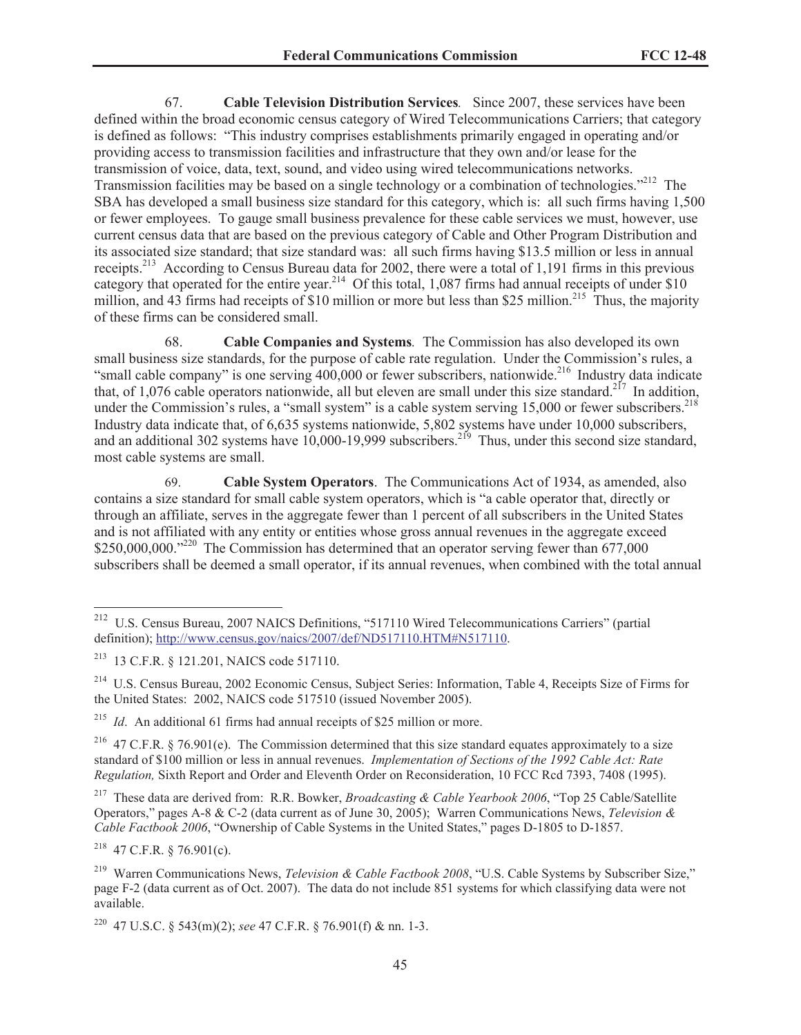67. **Cable Television Distribution Services**. Since 2007, these services have been defined within the broad economic census category of Wired Telecommunications Carriers; that category is defined as follows: "This industry comprises establishments primarily engaged in operating and/or providing access to transmission facilities and infrastructure that they own and/or lease for the transmission of voice, data, text, sound, and video using wired telecommunications networks. Transmission facilities may be based on a single technology or a combination of technologies."[212] The SBA has developed a small business size standard for this category, which is: all such firms having 1,500 or fewer employees. To gauge small business prevalence for these cable services we must, however, use current census data that are based on the previous category of Cable and Other Program Distribution and its associated size standard; that size standard was: all such firms having $13.5 million or less in annual receipts.[213] According to Census Bureau data for 2002, there were a total of 1,191 firms in this previous category that operated for the entire year.[214] Of this total, 1,087 firms had annual receipts of under $10 million, and 43 firms had receipts of $10 million or more but less than $25 million.[215] Thus, the majority of these firms can be considered small.

68. **Cable Companies and Systems**. The Commission has also developed its own small business size standards, for the purpose of cable rate regulation. Under the Commission's rules, a "small cable company" is one serving 400,000 or fewer subscribers, nationwide.[216] Industry data indicate that, of 1,076 cable operators nationwide, all but eleven are small under this size standard.[217] In addition, under the Commission's rules, a "small system" is a cable system serving 15,000 or fewer subscribers.[218] Industry data indicate that, of 6,635 systems nationwide, 5,802 systems have under 10,000 subscribers, and an additional 302 systems have 10,000-19,999 subscribers.[219] Thus, under this second size standard, most cable systems are small.

69. **Cable System Operators**. The Communications Act of 1934, as amended, also contains a size standard for small cable system operators, which is "a cable operator that, directly or through an affiliate, serves in the aggregate fewer than 1 percent of all subscribers in the United States and is not affiliated with any entity or entities whose gross annual revenues in the aggregate exceed $250,000,000."[220] The Commission has determined that an operator serving fewer than 677,000 subscribers shall be deemed a small operator, if its annual revenues, when combined with the total annual

---

[212] U.S. Census Bureau, 2007 NAICS Definitions, "517110 Wired Telecommunications Carriers" (partial definition); http://www.census.gov/naics/2007/def/ND517110.HTM#N517110.

[213] 13 C.F.R. § 121.201, NAICS code 517110.

[214] U.S. Census Bureau, 2002 Economic Census, Subject Series: Information, Table 4, Receipts Size of Firms for the United States: 2002, NAICS code 517510 (issued November 2005).

[215] *Id*. An additional 61 firms had annual receipts of $25 million or more.

[216] 47 C.F.R. § 76.901(e). The Commission determined that this size standard equates approximately to a size standard of $100 million or less in annual revenues. *Implementation of Sections of the 1992 Cable Act: Rate Regulation,* Sixth Report and Order and Eleventh Order on Reconsideration, 10 FCC Rcd 7393, 7408 (1995).

[217] These data are derived from: R.R. Bowker, *Broadcasting & Cable Yearbook 2006*, "Top 25 Cable/Satellite Operators," pages A-8 & C-2 (data current as of June 30, 2005); Warren Communications News, *Television & Cable Factbook 2006*, "Ownership of Cable Systems in the United States," pages D-1805 to D-1857.

[218] 47 C.F.R. § 76.901(c).

[219] Warren Communications News, *Television & Cable Factbook 2008*, "U.S. Cable Systems by Subscriber Size," page F-2 (data current as of Oct. 2007). The data do not include 851 systems for which classifying data were not available.

[220] 47 U.S.C. § 543(m)(2); *see* 47 C.F.R. § 76.901(f) & nn. 1-3.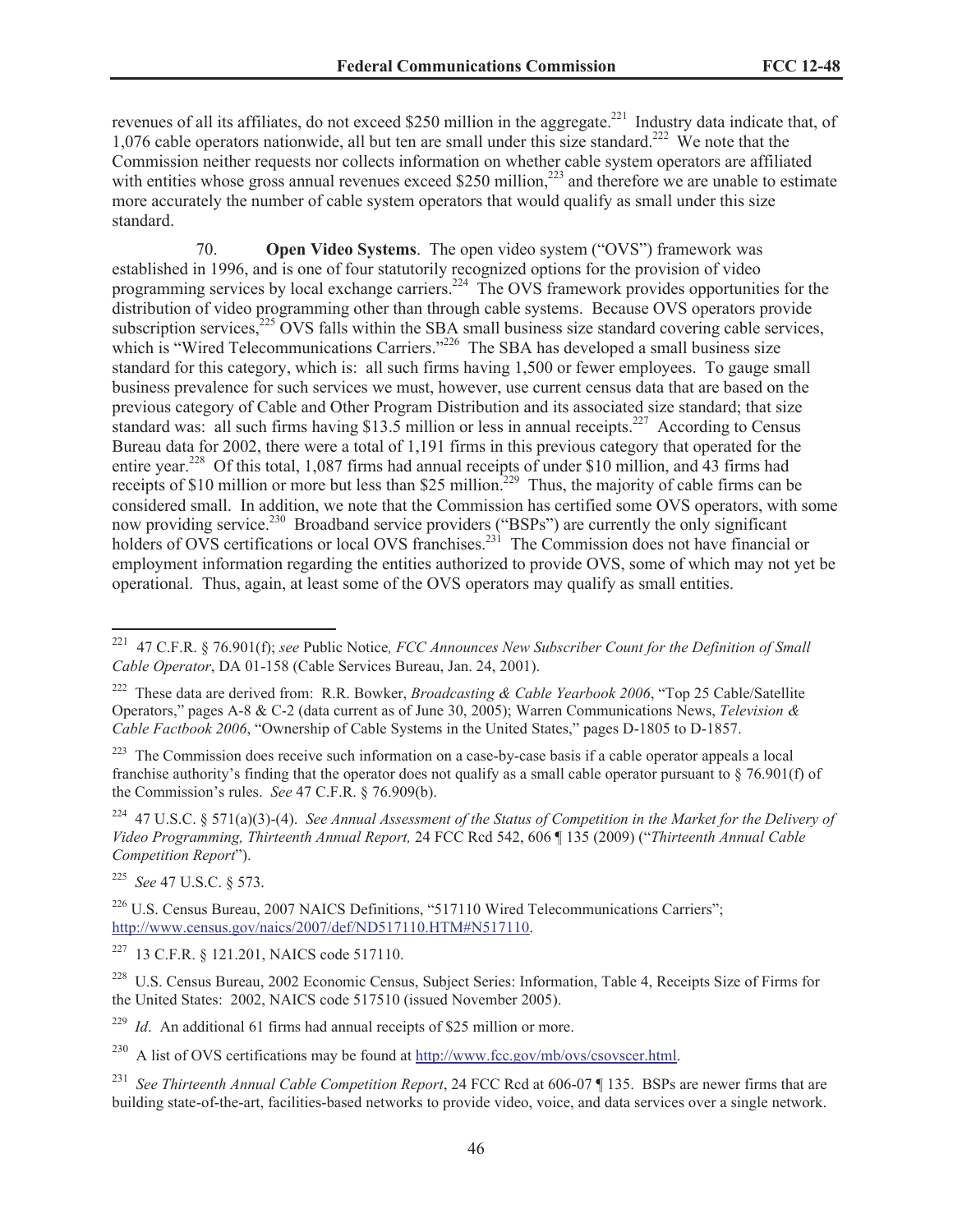revenues of all its affiliates, do not exceed $250 million in the aggregate.[221] Industry data indicate that, of 1,076 cable operators nationwide, all but ten are small under this size standard.[222] We note that the Commission neither requests nor collects information on whether cable system operators are affiliated with entities whose gross annual revenues exceed $250 million,[223] and therefore we are unable to estimate more accurately the number of cable system operators that would qualify as small under this size standard.

70. **Open Video Systems**. The open video system ("OVS") framework was established in 1996, and is one of four statutorily recognized options for the provision of video programming services by local exchange carriers.[224] The OVS framework provides opportunities for the distribution of video programming other than through cable systems. Because OVS operators provide subscription services,[225] OVS falls within the SBA small business size standard covering cable services, which is "Wired Telecommunications Carriers."[226] The SBA has developed a small business size standard for this category, which is: all such firms having 1,500 or fewer employees. To gauge small business prevalence for such services we must, however, use current census data that are based on the previous category of Cable and Other Program Distribution and its associated size standard; that size standard was: all such firms having $13.5 million or less in annual receipts.[227] According to Census Bureau data for 2002, there were a total of 1,191 firms in this previous category that operated for the entire year.[228] Of this total, 1,087 firms had annual receipts of under $10 million, and 43 firms had receipts of $10 million or more but less than $25 million.[229] Thus, the majority of cable firms can be considered small. In addition, we note that the Commission has certified some OVS operators, with some now providing service.[230] Broadband service providers ("BSPs") are currently the only significant holders of OVS certifications or local OVS franchises.[231] The Commission does not have financial or employment information regarding the entities authorized to provide OVS, some of which may not yet be operational. Thus, again, at least some of the OVS operators may qualify as small entities.

---

[221] 47 C.F.R. § 76.901(f); *see* Public Notice*, FCC Announces New Subscriber Count for the Definition of Small Cable Operator*, DA 01-158 (Cable Services Bureau, Jan. 24, 2001).

[222] These data are derived from: R.R. Bowker, *Broadcasting & Cable Yearbook 2006*, "Top 25 Cable/Satellite Operators," pages A-8 & C-2 (data current as of June 30, 2005); Warren Communications News, *Television & Cable Factbook 2006*, "Ownership of Cable Systems in the United States," pages D-1805 to D-1857.

[223] The Commission does receive such information on a case-by-case basis if a cable operator appeals a local franchise authority's finding that the operator does not qualify as a small cable operator pursuant to § 76.901(f) of the Commission's rules. *See* 47 C.F.R. § 76.909(b).

[224] 47 U.S.C. § 571(a)(3)-(4). *See Annual Assessment of the Status of Competition in the Market for the Delivery of Video Programming, Thirteenth Annual Report,* 24 FCC Rcd 542, 606 ¶ 135 (2009) ("*Thirteenth Annual Cable Competition Report*").

[225] *See* 47 U.S.C. § 573.

[226] U.S. Census Bureau, 2007 NAICS Definitions, "517110 Wired Telecommunications Carriers"; http://www.census.gov/naics/2007/def/ND517110.HTM#N517110.

[227] 13 C.F.R. § 121.201, NAICS code 517110.

[228] U.S. Census Bureau, 2002 Economic Census, Subject Series: Information, Table 4, Receipts Size of Firms for the United States: 2002, NAICS code 517510 (issued November 2005).

[229] *Id*. An additional 61 firms had annual receipts of $25 million or more.

[230] A list of OVS certifications may be found at http://www.fcc.gov/mb/ovs/csovscer.html.

[231] *See Thirteenth Annual Cable Competition Report*, 24 FCC Rcd at 606-07 ¶ 135. BSPs are newer firms that are building state-of-the-art, facilities-based networks to provide video, voice, and data services over a single network.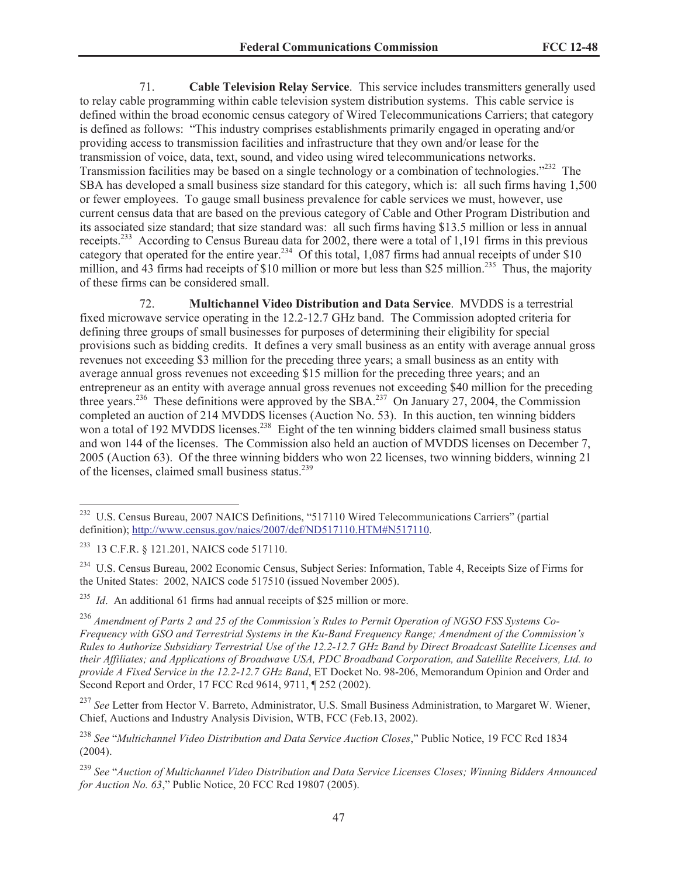71. **Cable Television Relay Service**. This service includes transmitters generally used to relay cable programming within cable television system distribution systems. This cable service is defined within the broad economic census category of Wired Telecommunications Carriers; that category is defined as follows: "This industry comprises establishments primarily engaged in operating and/or providing access to transmission facilities and infrastructure that they own and/or lease for the transmission of voice, data, text, sound, and video using wired telecommunications networks. Transmission facilities may be based on a single technology or a combination of technologies."[232] The SBA has developed a small business size standard for this category, which is: all such firms having 1,500 or fewer employees. To gauge small business prevalence for cable services we must, however, use current census data that are based on the previous category of Cable and Other Program Distribution and its associated size standard; that size standard was: all such firms having $13.5 million or less in annual receipts.[233] According to Census Bureau data for 2002, there were a total of 1,191 firms in this previous category that operated for the entire year.[234] Of this total, 1,087 firms had annual receipts of under $10 million, and 43 firms had receipts of $10 million or more but less than $25 million.[235] Thus, the majority of these firms can be considered small.

72. **Multichannel Video Distribution and Data Service**. MVDDS is a terrestrial fixed microwave service operating in the 12.2-12.7 GHz band. The Commission adopted criteria for defining three groups of small businesses for purposes of determining their eligibility for special provisions such as bidding credits. It defines a very small business as an entity with average annual gross revenues not exceeding $3 million for the preceding three years; a small business as an entity with average annual gross revenues not exceeding $15 million for the preceding three years; and an entrepreneur as an entity with average annual gross revenues not exceeding $40 million for the preceding three years.[236] These definitions were approved by the SBA.[237] On January 27, 2004, the Commission completed an auction of 214 MVDDS licenses (Auction No. 53). In this auction, ten winning bidders won a total of 192 MVDDS licenses.[238] Eight of the ten winning bidders claimed small business status and won 144 of the licenses. The Commission also held an auction of MVDDS licenses on December 7, 2005 (Auction 63). Of the three winning bidders who won 22 licenses, two winning bidders, winning 21 of the licenses, claimed small business status.[239]

---

[232] U.S. Census Bureau, 2007 NAICS Definitions, "517110 Wired Telecommunications Carriers" (partial definition); http://www.census.gov/naics/2007/def/ND517110.HTM#N517110.

[233] 13 C.F.R. § 121.201, NAICS code 517110.

[234] U.S. Census Bureau, 2002 Economic Census, Subject Series: Information, Table 4, Receipts Size of Firms for the United States: 2002, NAICS code 517510 (issued November 2005).

[235] *Id*. An additional 61 firms had annual receipts of $25 million or more.

[236] *Amendment of Parts 2 and 25 of the Commission's Rules to Permit Operation of NGSO FSS Systems Co-Frequency with GSO and Terrestrial Systems in the Ku-Band Frequency Range; Amendment of the Commission's Rules to Authorize Subsidiary Terrestrial Use of the 12.2-12.7 GHz Band by Direct Broadcast Satellite Licenses and their Affiliates; and Applications of Broadwave USA, PDC Broadband Corporation, and Satellite Receivers, Ltd. to provide A Fixed Service in the 12.2-12.7 GHz Band*, ET Docket No. 98-206, Memorandum Opinion and Order and Second Report and Order, 17 FCC Rcd 9614, 9711, ¶ 252 (2002).

[237] *See* Letter from Hector V. Barreto, Administrator, U.S. Small Business Administration, to Margaret W. Wiener, Chief, Auctions and Industry Analysis Division, WTB, FCC (Feb.13, 2002).

[238] *See* "*Multichannel Video Distribution and Data Service Auction Closes*," Public Notice, 19 FCC Rcd 1834 (2004).

[239] *See* "*Auction of Multichannel Video Distribution and Data Service Licenses Closes; Winning Bidders Announced for Auction No. 63*," Public Notice, 20 FCC Rcd 19807 (2005).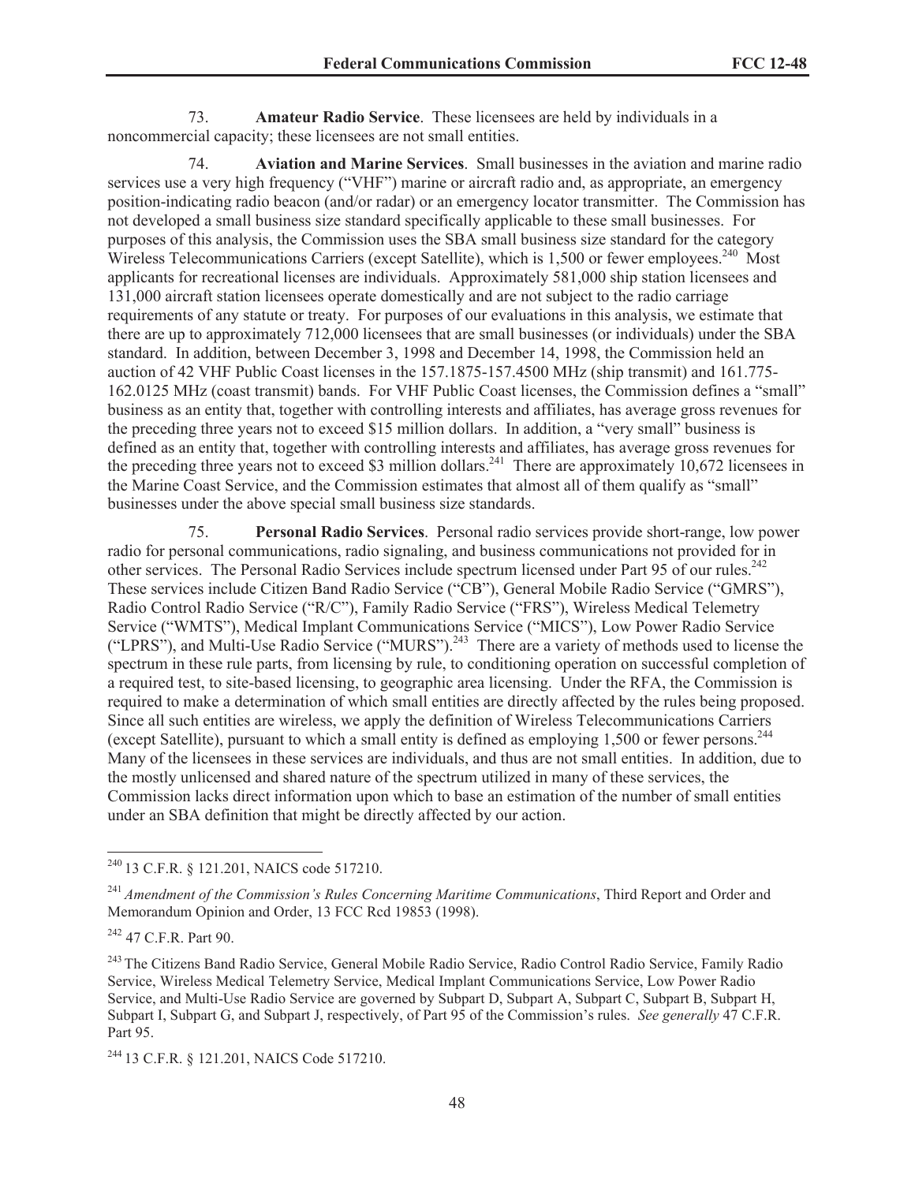73. **Amateur Radio Service**. These licensees are held by individuals in a noncommercial capacity; these licensees are not small entities.

74. **Aviation and Marine Services**. Small businesses in the aviation and marine radio services use a very high frequency ("VHF") marine or aircraft radio and, as appropriate, an emergency position-indicating radio beacon (and/or radar) or an emergency locator transmitter. The Commission has not developed a small business size standard specifically applicable to these small businesses. For purposes of this analysis, the Commission uses the SBA small business size standard for the category Wireless Telecommunications Carriers (except Satellite), which is 1,500 or fewer employees.[240] Most applicants for recreational licenses are individuals. Approximately 581,000 ship station licensees and 131,000 aircraft station licensees operate domestically and are not subject to the radio carriage requirements of any statute or treaty. For purposes of our evaluations in this analysis, we estimate that there are up to approximately 712,000 licensees that are small businesses (or individuals) under the SBA standard. In addition, between December 3, 1998 and December 14, 1998, the Commission held an auction of 42 VHF Public Coast licenses in the 157.1875-157.4500 MHz (ship transmit) and 161.775-162.0125 MHz (coast transmit) bands. For VHF Public Coast licenses, the Commission defines a "small" business as an entity that, together with controlling interests and affiliates, has average gross revenues for the preceding three years not to exceed $15 million dollars. In addition, a "very small" business is defined as an entity that, together with controlling interests and affiliates, has average gross revenues for the preceding three years not to exceed $3 million dollars.[241] There are approximately 10,672 licensees in the Marine Coast Service, and the Commission estimates that almost all of them qualify as "small" businesses under the above special small business size standards.

75. **Personal Radio Services**. Personal radio services provide short-range, low power radio for personal communications, radio signaling, and business communications not provided for in other services. The Personal Radio Services include spectrum licensed under Part 95 of our rules.[242] These services include Citizen Band Radio Service ("CB"), General Mobile Radio Service ("GMRS"), Radio Control Radio Service ("R/C"), Family Radio Service ("FRS"), Wireless Medical Telemetry Service ("WMTS"), Medical Implant Communications Service ("MICS"), Low Power Radio Service ("LPRS"), and Multi-Use Radio Service ("MURS").[243] There are a variety of methods used to license the spectrum in these rule parts, from licensing by rule, to conditioning operation on successful completion of a required test, to site-based licensing, to geographic area licensing. Under the RFA, the Commission is required to make a determination of which small entities are directly affected by the rules being proposed. Since all such entities are wireless, we apply the definition of Wireless Telecommunications Carriers (except Satellite), pursuant to which a small entity is defined as employing 1,500 or fewer persons.[244] Many of the licensees in these services are individuals, and thus are not small entities. In addition, due to the mostly unlicensed and shared nature of the spectrum utilized in many of these services, the Commission lacks direct information upon which to base an estimation of the number of small entities under an SBA definition that might be directly affected by our action.

---

[240] 13 C.F.R. § 121.201, NAICS code 517210.

[241] *Amendment of the Commission's Rules Concerning Maritime Communications*, Third Report and Order and Memorandum Opinion and Order, 13 FCC Rcd 19853 (1998).

[242] 47 C.F.R. Part 90.

[243] The Citizens Band Radio Service, General Mobile Radio Service, Radio Control Radio Service, Family Radio Service, Wireless Medical Telemetry Service, Medical Implant Communications Service, Low Power Radio Service, and Multi-Use Radio Service are governed by Subpart D, Subpart A, Subpart C, Subpart B, Subpart H, Subpart I, Subpart G, and Subpart J, respectively, of Part 95 of the Commission's rules. *See generally* 47 C.F.R. Part 95.

[244] 13 C.F.R. § 121.201, NAICS Code 517210.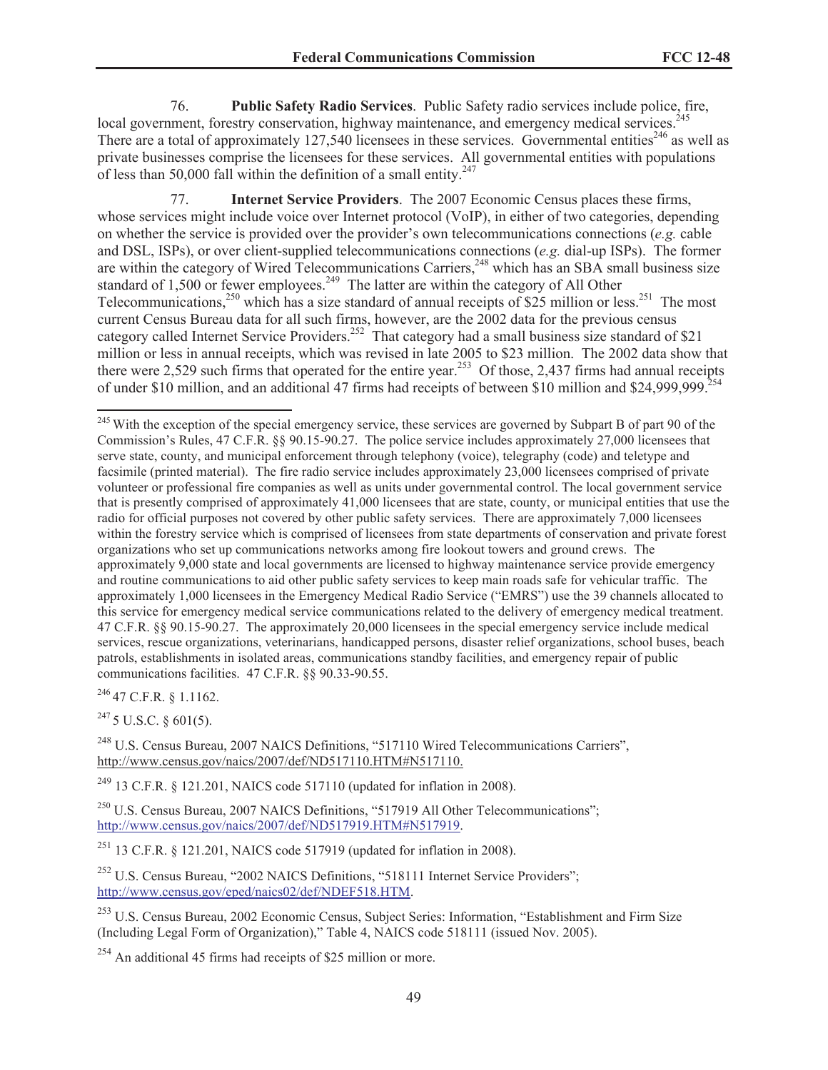76. **Public Safety Radio Services**. Public Safety radio services include police, fire, local government, forestry conservation, highway maintenance, and emergency medical services.[245] There are a total of approximately 127,540 licensees in these services. Governmental entities[246] as well as private businesses comprise the licensees for these services. All governmental entities with populations of less than 50,000 fall within the definition of a small entity.[247]

77. **Internet Service Providers**. The 2007 Economic Census places these firms, whose services might include voice over Internet protocol (VoIP), in either of two categories, depending on whether the service is provided over the provider's own telecommunications connections (*e.g.* cable and DSL, ISPs), or over client-supplied telecommunications connections (*e.g.* dial-up ISPs). The former are within the category of Wired Telecommunications Carriers,[248] which has an SBA small business size standard of 1,500 or fewer employees.[249] The latter are within the category of All Other Telecommunications,[250] which has a size standard of annual receipts of $25 million or less.[251] The most current Census Bureau data for all such firms, however, are the 2002 data for the previous census category called Internet Service Providers.[252] That category had a small business size standard of $21 million or less in annual receipts, which was revised in late 2005 to $23 million. The 2002 data show that there were 2,529 such firms that operated for the entire year.[253] Of those, 2,437 firms had annual receipts of under $10 million, and an additional 47 firms had receipts of between $10 million and $24,999,999.[254]

---

[245] With the exception of the special emergency service, these services are governed by Subpart B of part 90 of the Commission's Rules, 47 C.F.R. §§ 90.15-90.27. The police service includes approximately 27,000 licensees that serve state, county, and municipal enforcement through telephony (voice), telegraphy (code) and teletype and facsimile (printed material). The fire radio service includes approximately 23,000 licensees comprised of private volunteer or professional fire companies as well as units under governmental control. The local government service that is presently comprised of approximately 41,000 licensees that are state, county, or municipal entities that use the radio for official purposes not covered by other public safety services. There are approximately 7,000 licensees within the forestry service which is comprised of licensees from state departments of conservation and private forest organizations who set up communications networks among fire lookout towers and ground crews. The approximately 9,000 state and local governments are licensed to highway maintenance service provide emergency and routine communications to aid other public safety services to keep main roads safe for vehicular traffic. The approximately 1,000 licensees in the Emergency Medical Radio Service ("EMRS") use the 39 channels allocated to this service for emergency medical service communications related to the delivery of emergency medical treatment. 47 C.F.R. §§ 90.15-90.27. The approximately 20,000 licensees in the special emergency service include medical services, rescue organizations, veterinarians, handicapped persons, disaster relief organizations, school buses, beach patrols, establishments in isolated areas, communications standby facilities, and emergency repair of public communications facilities. 47 C.F.R. §§ 90.33-90.55.

[246] 47 C.F.R. § 1.1162.

[247] 5 U.S.C. § 601(5).

[248] U.S. Census Bureau, 2007 NAICS Definitions, "517110 Wired Telecommunications Carriers", http://www.census.gov/naics/2007/def/ND517110.HTM#N517110.

[249] 13 C.F.R. § 121.201, NAICS code 517110 (updated for inflation in 2008).

[250] U.S. Census Bureau, 2007 NAICS Definitions, "517919 All Other Telecommunications"; http://www.census.gov/naics/2007/def/ND517919.HTM#N517919.

[251] 13 C.F.R. § 121.201, NAICS code 517919 (updated for inflation in 2008).

[252] U.S. Census Bureau, "2002 NAICS Definitions, "518111 Internet Service Providers"; http://www.census.gov/eped/naics02/def/NDEF518.HTM.

[253] U.S. Census Bureau, 2002 Economic Census, Subject Series: Information, "Establishment and Firm Size (Including Legal Form of Organization)," Table 4, NAICS code 518111 (issued Nov. 2005).

[254] An additional 45 firms had receipts of $25 million or more.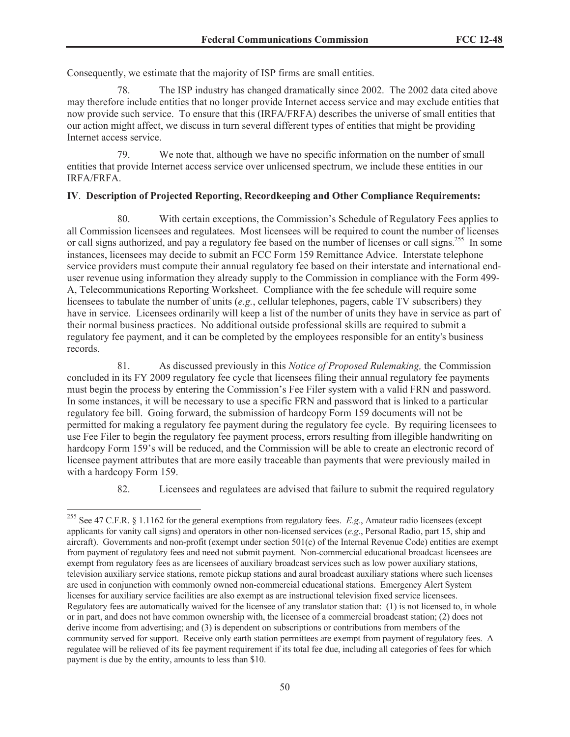Consequently, we estimate that the majority of ISP firms are small entities.

78. The ISP industry has changed dramatically since 2002. The 2002 data cited above may therefore include entities that no longer provide Internet access service and may exclude entities that now provide such service. To ensure that this (IRFA/FRFA) describes the universe of small entities that our action might affect, we discuss in turn several different types of entities that might be providing Internet access service.

79. We note that, although we have no specific information on the number of small entities that provide Internet access service over unlicensed spectrum, we include these entities in our IRFA/FRFA.

**IV**. **Description of Projected Reporting, Recordkeeping and Other Compliance Requirements:**

80. With certain exceptions, the Commission's Schedule of Regulatory Fees applies to all Commission licensees and regulatees. Most licensees will be required to count the number of licenses or call signs authorized, and pay a regulatory fee based on the number of licenses or call signs.[255] In some instances, licensees may decide to submit an FCC Form 159 Remittance Advice. Interstate telephone service providers must compute their annual regulatory fee based on their interstate and international end-user revenue using information they already supply to the Commission in compliance with the Form 499-A, Telecommunications Reporting Worksheet. Compliance with the fee schedule will require some licensees to tabulate the number of units (*e.g.*, cellular telephones, pagers, cable TV subscribers) they have in service. Licensees ordinarily will keep a list of the number of units they have in service as part of their normal business practices. No additional outside professional skills are required to submit a regulatory fee payment, and it can be completed by the employees responsible for an entity's business records.

81. As discussed previously in this *Notice of Proposed Rulemaking,* the Commission concluded in its FY 2009 regulatory fee cycle that licensees filing their annual regulatory fee payments must begin the process by entering the Commission's Fee Filer system with a valid FRN and password. In some instances, it will be necessary to use a specific FRN and password that is linked to a particular regulatory fee bill. Going forward, the submission of hardcopy Form 159 documents will not be permitted for making a regulatory fee payment during the regulatory fee cycle. By requiring licensees to use Fee Filer to begin the regulatory fee payment process, errors resulting from illegible handwriting on hardcopy Form 159's will be reduced, and the Commission will be able to create an electronic record of licensee payment attributes that are more easily traceable than payments that were previously mailed in with a hardcopy Form 159.

82. Licensees and regulatees are advised that failure to submit the required regulatory

---

[255] See 47 C.F.R. § 1.1162 for the general exemptions from regulatory fees. *E.g.*, Amateur radio licensees (except applicants for vanity call signs) and operators in other non-licensed services (*e.g*., Personal Radio, part 15, ship and aircraft). Governments and non-profit (exempt under section 501(c) of the Internal Revenue Code) entities are exempt from payment of regulatory fees and need not submit payment. Non-commercial educational broadcast licensees are exempt from regulatory fees as are licensees of auxiliary broadcast services such as low power auxiliary stations, television auxiliary service stations, remote pickup stations and aural broadcast auxiliary stations where such licenses are used in conjunction with commonly owned non-commercial educational stations. Emergency Alert System licenses for auxiliary service facilities are also exempt as are instructional television fixed service licensees. Regulatory fees are automatically waived for the licensee of any translator station that: (1) is not licensed to, in whole or in part, and does not have common ownership with, the licensee of a commercial broadcast station; (2) does not derive income from advertising; and (3) is dependent on subscriptions or contributions from members of the community served for support. Receive only earth station permittees are exempt from payment of regulatory fees. A regulatee will be relieved of its fee payment requirement if its total fee due, including all categories of fees for which payment is due by the entity, amounts to less than $10.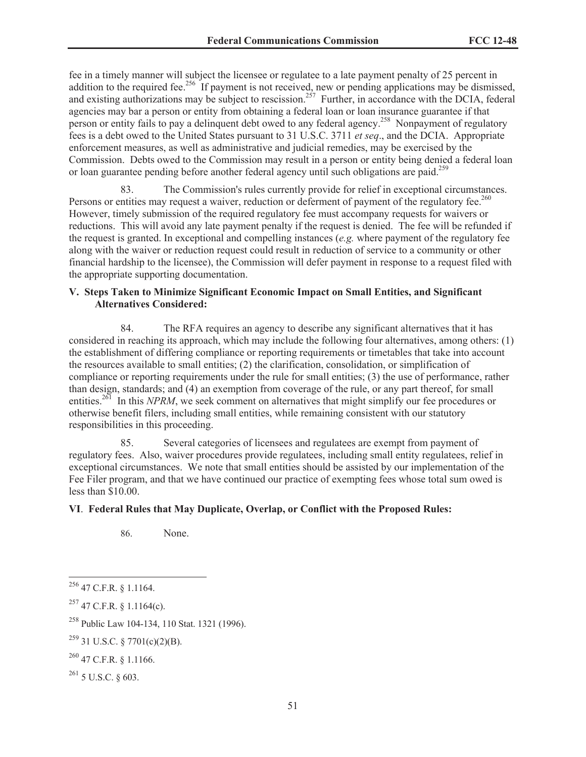fee in a timely manner will subject the licensee or regulatee to a late payment penalty of 25 percent in addition to the required fee.[256] If payment is not received, new or pending applications may be dismissed, and existing authorizations may be subject to rescission.[257] Further, in accordance with the DCIA, federal agencies may bar a person or entity from obtaining a federal loan or loan insurance guarantee if that person or entity fails to pay a delinquent debt owed to any federal agency.[258] Nonpayment of regulatory fees is a debt owed to the United States pursuant to 31 U.S.C. 3711 *et seq*., and the DCIA. Appropriate enforcement measures, as well as administrative and judicial remedies, may be exercised by the Commission. Debts owed to the Commission may result in a person or entity being denied a federal loan or loan guarantee pending before another federal agency until such obligations are paid.[259]

83. The Commission's rules currently provide for relief in exceptional circumstances. Persons or entities may request a waiver, reduction or deferment of payment of the regulatory fee.[260] However, timely submission of the required regulatory fee must accompany requests for waivers or reductions. This will avoid any late payment penalty if the request is denied. The fee will be refunded if the request is granted. In exceptional and compelling instances (*e.g.* where payment of the regulatory fee along with the waiver or reduction request could result in reduction of service to a community or other financial hardship to the licensee), the Commission will defer payment in response to a request filed with the appropriate supporting documentation.

**V. Steps Taken to Minimize Significant Economic Impact on Small Entities, and Significant Alternatives Considered:**

84. The RFA requires an agency to describe any significant alternatives that it has considered in reaching its approach, which may include the following four alternatives, among others: (1) the establishment of differing compliance or reporting requirements or timetables that take into account the resources available to small entities; (2) the clarification, consolidation, or simplification of compliance or reporting requirements under the rule for small entities; (3) the use of performance, rather than design, standards; and (4) an exemption from coverage of the rule, or any part thereof, for small entities.[261] In this *NPRM*, we seek comment on alternatives that might simplify our fee procedures or otherwise benefit filers, including small entities, while remaining consistent with our statutory responsibilities in this proceeding.

85. Several categories of licensees and regulatees are exempt from payment of regulatory fees. Also, waiver procedures provide regulatees, including small entity regulatees, relief in exceptional circumstances. We note that small entities should be assisted by our implementation of the Fee Filer program, and that we have continued our practice of exempting fees whose total sum owed is less than $10.00.

**VI. Federal Rules that May Duplicate, Overlap, or Conflict with the Proposed Rules:**

86. None.

---

[256] 47 C.F.R. § 1.1164.

[257] 47 C.F.R. § 1.1164(c).

[258] Public Law 104-134, 110 Stat. 1321 (1996).

[259] 31 U.S.C. § 7701(c)(2)(B).

[260] 47 C.F.R. § 1.1166.

[261] 5 U.S.C. § 603.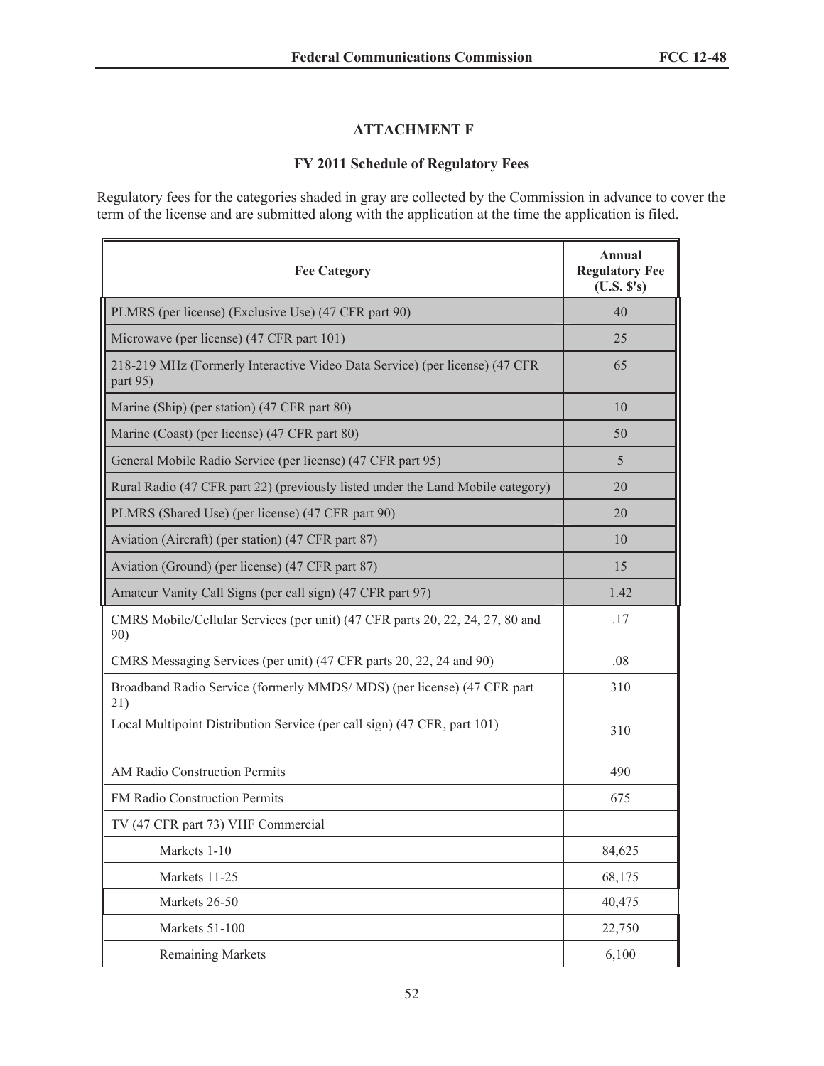## ATTACHMENT F

### FY 2011 Schedule of Regulatory Fees

Regulatory fees for the categories shaded in gray are collected by the Commission in advance to cover the term of the license and are submitted along with the application at the time the application is filed.

| Fee Category | Annual Regulatory Fee (U.S. $'s) |
|---|---|
| PLMRS (per license) (Exclusive Use) (47 CFR part 90) | 40 |
| Microwave (per license) (47 CFR part 101) | 25 |
| 218-219 MHz (Formerly Interactive Video Data Service) (per license) (47 CFR part 95) | 65 |
| Marine (Ship) (per station) (47 CFR part 80) | 10 |
| Marine (Coast) (per license) (47 CFR part 80) | 50 |
| General Mobile Radio Service (per license) (47 CFR part 95) | 5 |
| Rural Radio (47 CFR part 22) (previously listed under the Land Mobile category) | 20 |
| PLMRS (Shared Use) (per license) (47 CFR part 90) | 20 |
| Aviation (Aircraft) (per station) (47 CFR part 87) | 10 |
| Aviation (Ground) (per license) (47 CFR part 87) | 15 |
| Amateur Vanity Call Signs (per call sign) (47 CFR part 97) | 1.42 |
| CMRS Mobile/Cellular Services (per unit) (47 CFR parts 20, 22, 24, 27, 80 and 90) | .17 |
| CMRS Messaging Services (per unit) (47 CFR parts 20, 22, 24 and 90) | .08 |
| Broadband Radio Service (formerly MMDS/ MDS) (per license) (47 CFR part 21) | 310 |
| Local Multipoint Distribution Service (per call sign) (47 CFR, part 101) | 310 |
| AM Radio Construction Permits | 490 |
| FM Radio Construction Permits | 675 |
| TV (47 CFR part 73) VHF Commercial | |
| Markets 1-10 | 84,625 |
| Markets 11-25 | 68,175 |
| Markets 26-50 | 40,475 |
| Markets 51-100 | 22,750 |
| Remaining Markets | 6,100 |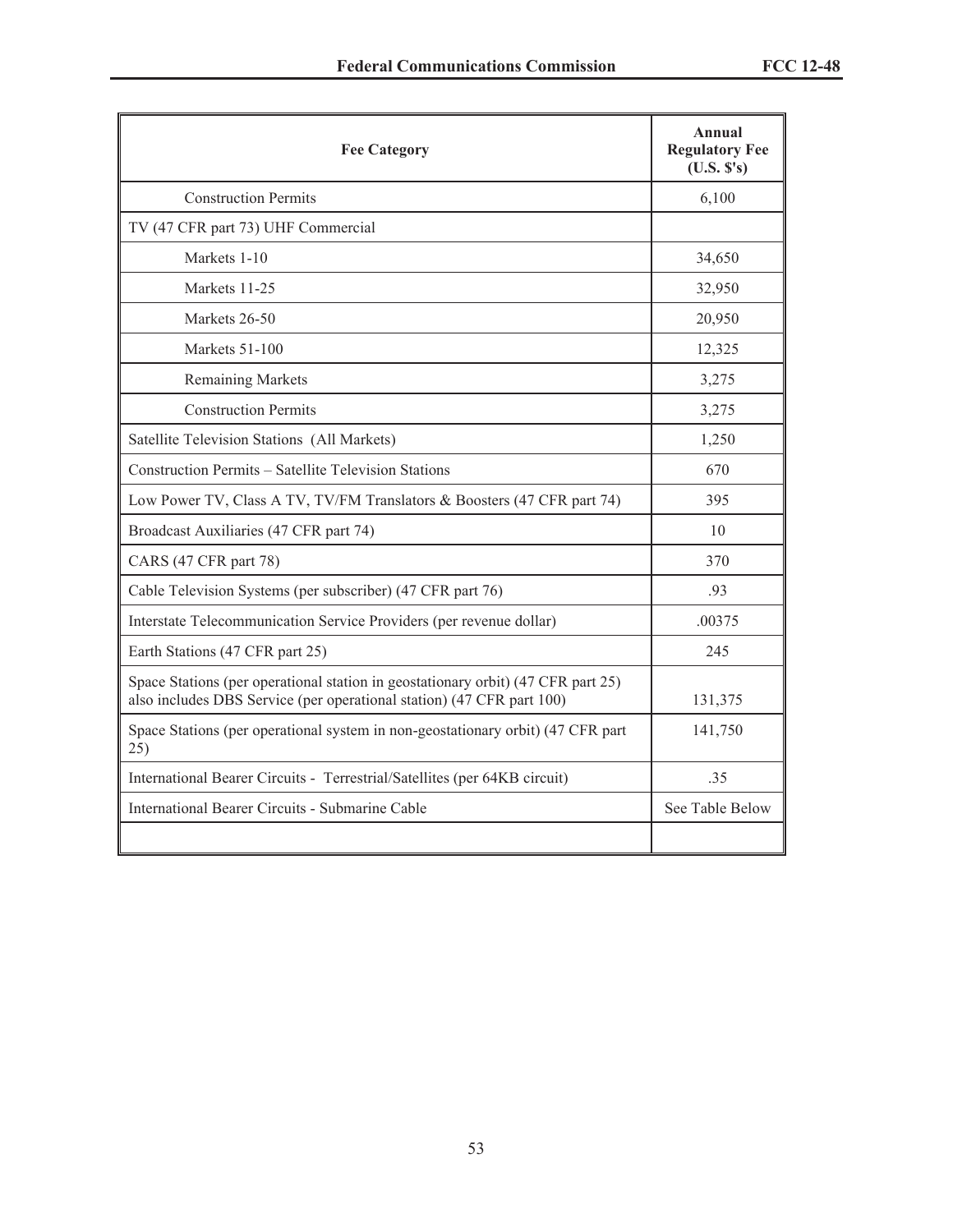| Fee Category | Annual Regulatory Fee (U.S. $'s) |
| --- | --- |
| Construction Permits | 6,100 |
| TV (47 CFR part 73) UHF Commercial | |
| Markets 1-10 | 34,650 |
| Markets 11-25 | 32,950 |
| Markets 26-50 | 20,950 |
| Markets 51-100 | 12,325 |
| Remaining Markets | 3,275 |
| Construction Permits | 3,275 |
| Satellite Television Stations (All Markets) | 1,250 |
| Construction Permits – Satellite Television Stations | 670 |
| Low Power TV, Class A TV, TV/FM Translators & Boosters (47 CFR part 74) | 395 |
| Broadcast Auxiliaries (47 CFR part 74) | 10 |
| CARS (47 CFR part 78) | 370 |
| Cable Television Systems (per subscriber) (47 CFR part 76) | .93 |
| Interstate Telecommunication Service Providers (per revenue dollar) | .00375 |
| Earth Stations (47 CFR part 25) | 245 |
| Space Stations (per operational station in geostationary orbit) (47 CFR part 25) also includes DBS Service (per operational station) (47 CFR part 100) | 131,375 |
| Space Stations (per operational system in non-geostationary orbit) (47 CFR part 25) | 141,750 |
| International Bearer Circuits - Terrestrial/Satellites (per 64KB circuit) | .35 |
| International Bearer Circuits - Submarine Cable | See Table Below |
| | |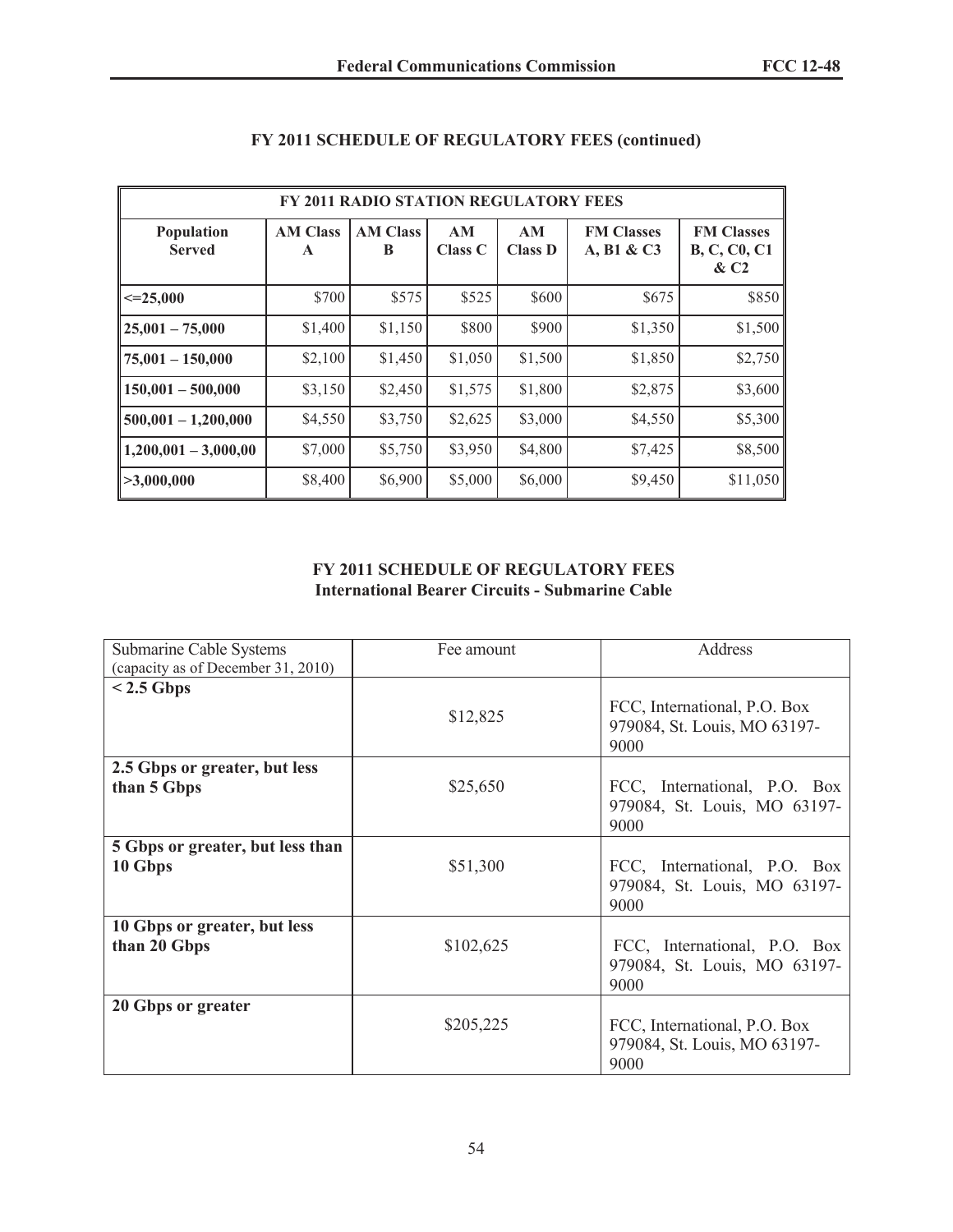## FY 2011 SCHEDULE OF REGULATORY FEES (continued)

| FY 2011 RADIO STATION REGULATORY FEES | | | | | | |
|---|---|---|---|---|---|---|
| **Population Served** | **AM Class A** | **AM Class B** | **AM Class C** | **AM Class D** | **FM Classes A, B1 & C3** | **FM Classes B, C, C0, C1 & C2** |
| **<=25,000** | $700 | $575 | $525 | $600 | $675 | $850 |
| **25,001 – 75,000** | $1,400 | $1,150 | $800 | $900 | $1,350 | $1,500 |
| **75,001 – 150,000** | $2,100 | $1,450 | $1,050 | $1,500 | $1,850 | $2,750 |
| **150,001 – 500,000** | $3,150 | $2,450 | $1,575 | $1,800 | $2,875 | $3,600 |
| **500,001 – 1,200,000** | $4,550 | $3,750 | $2,625 | $3,000 | $4,550 | $5,300 |
| **1,200,001 – 3,000,00** | $7,000 | $5,750 | $3,950 | $4,800 | $7,425 | $8,500 |
| **>3,000,000** | $8,400 | $6,900 | $5,000 | $6,000 | $9,450 | $11,050 |

## FY 2011 SCHEDULE OF REGULATORY FEES
### International Bearer Circuits - Submarine Cable

| Submarine Cable Systems (capacity as of December 31, 2010) | Fee amount | Address |
|---|---|---|
| **< 2.5 Gbps** | $12,825 | FCC, International, P.O. Box 979084, St. Louis, MO 63197-9000 |
| **2.5 Gbps or greater, but less than 5 Gbps** | $25,650 | FCC, International, P.O. Box 979084, St. Louis, MO 63197-9000 |
| **5 Gbps or greater, but less than 10 Gbps** | $51,300 | FCC, International, P.O. Box 979084, St. Louis, MO 63197-9000 |
| **10 Gbps or greater, but less than 20 Gbps** | $102,625 | FCC, International, P.O. Box 979084, St. Louis, MO 63197-9000 |
| **20 Gbps or greater** | $205,225 | FCC, International, P.O. Box 979084, St. Louis, MO 63197-9000 |